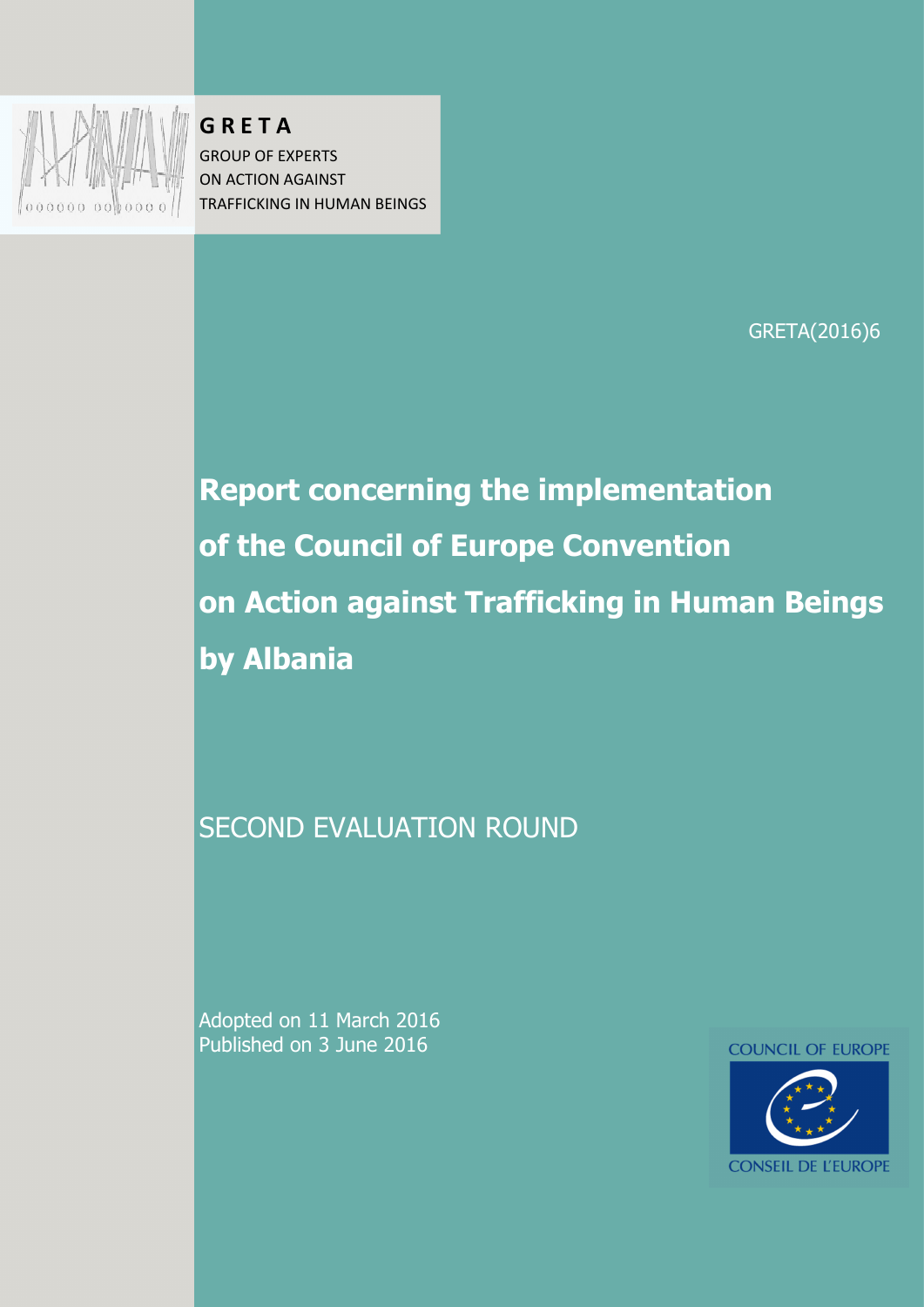**G R E T A**

GROUP OF EXPERTS
ON ACTION AGAINST
TRAFFICKING IN HUMAN BEINGS

GRETA(2016)6

# Report concerning the implementation of the Council of Europe Convention on Action against Trafficking in Human Beings by Albania

## SECOND EVALUATION ROUND

Adopted on 11 March 2016
Published on 3 June 2016

COUNCIL OF EUROPE

CONSEIL DE L'EUROPE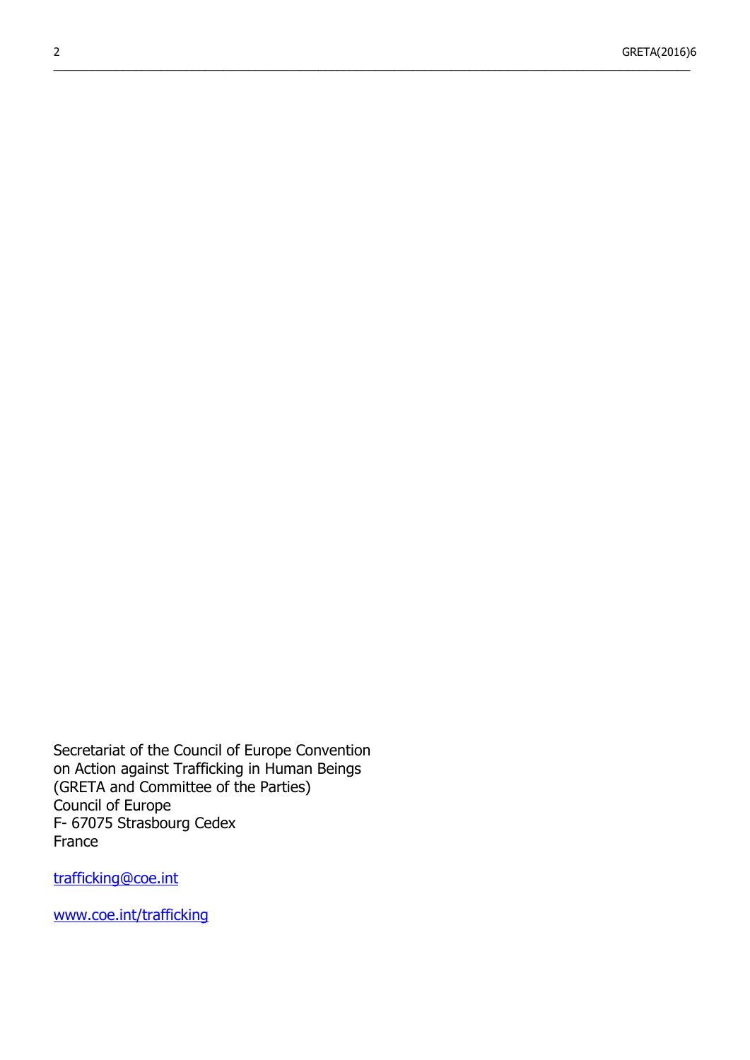Secretariat of the Council of Europe Convention
on Action against Trafficking in Human Beings
(GRETA and Committee of the Parties)
Council of Europe
F- 67075 Strasbourg Cedex
France

trafficking@coe.int

www.coe.int/trafficking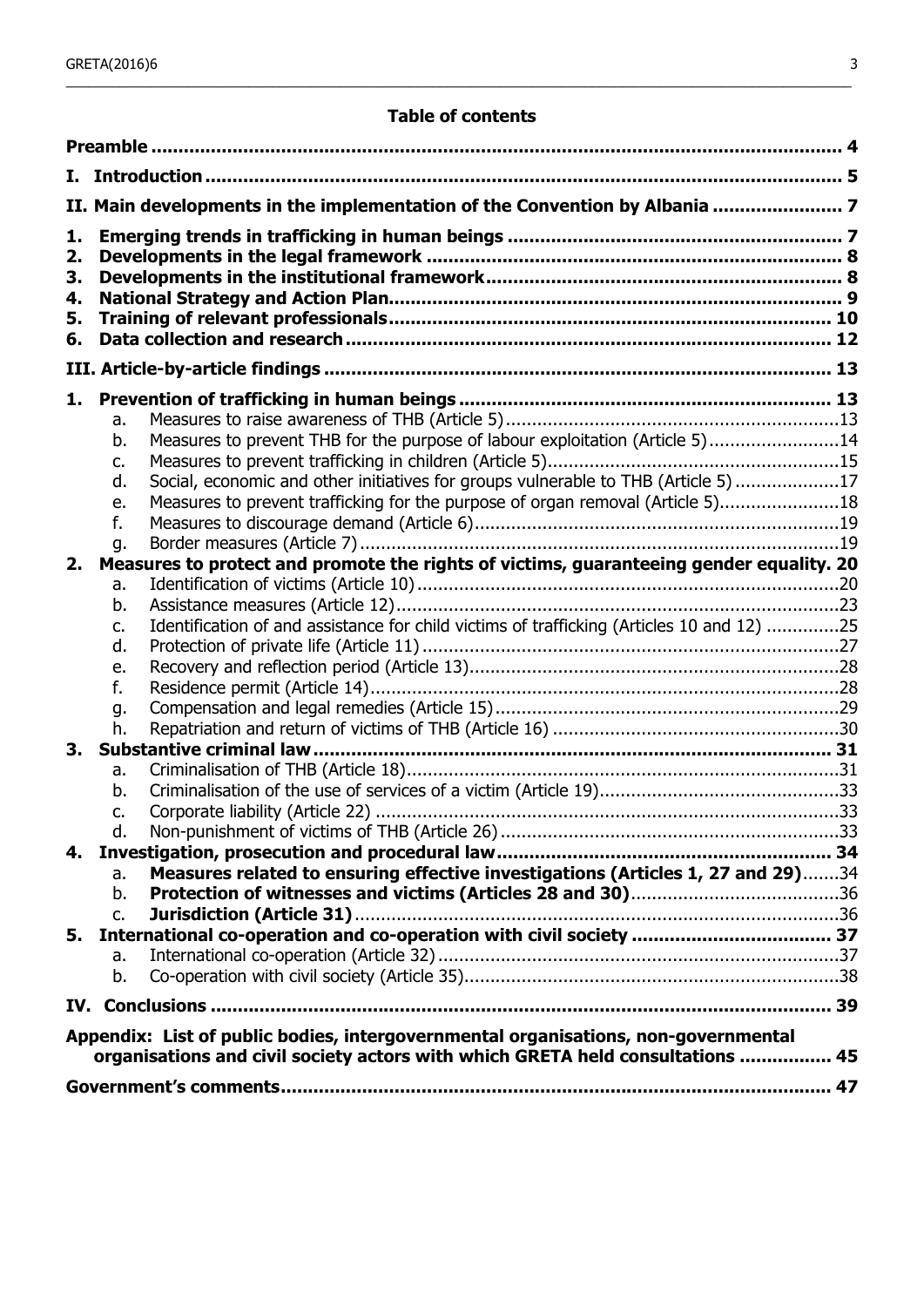## Table of contents

**Preamble** ..... 4

**I. Introduction** ..... 5

**II. Main developments in the implementation of the Convention by Albania** ..... 7

**1. Emerging trends in trafficking in human beings** ..... 7
**2. Developments in the legal framework** ..... 8
**3. Developments in the institutional framework** ..... 8
**4. National Strategy and Action Plan** ..... 9
**5. Training of relevant professionals** ..... 10
**6. Data collection and research** ..... 12

**III. Article-by-article findings** ..... 13

**1. Prevention of trafficking in human beings** ..... 13
- a. Measures to raise awareness of THB (Article 5) ..... 13
- b. Measures to prevent THB for the purpose of labour exploitation (Article 5) ..... 14
- c. Measures to prevent trafficking in children (Article 5) ..... 15
- d. Social, economic and other initiatives for groups vulnerable to THB (Article 5) ..... 17
- e. Measures to prevent trafficking for the purpose of organ removal (Article 5) ..... 18
- f. Measures to discourage demand (Article 6) ..... 19
- g. Border measures (Article 7) ..... 19

**2. Measures to protect and promote the rights of victims, guaranteeing gender equality.** 20
- a. Identification of victims (Article 10) ..... 20
- b. Assistance measures (Article 12) ..... 23
- c. Identification of and assistance for child victims of trafficking (Articles 10 and 12) ..... 25
- d. Protection of private life (Article 11) ..... 27
- e. Recovery and reflection period (Article 13) ..... 28
- f. Residence permit (Article 14) ..... 28
- g. Compensation and legal remedies (Article 15) ..... 29
- h. Repatriation and return of victims of THB (Article 16) ..... 30

**3. Substantive criminal law** ..... 31
- a. Criminalisation of THB (Article 18) ..... 31
- b. Criminalisation of the use of services of a victim (Article 19) ..... 33
- c. Corporate liability (Article 22) ..... 33
- d. Non-punishment of victims of THB (Article 26) ..... 33

**4. Investigation, prosecution and procedural law** ..... 34
- a. **Measures related to ensuring effective investigations (Articles 1, 27 and 29)** ..... 34
- b. **Protection of witnesses and victims (Articles 28 and 30)** ..... 36
- c. **Jurisdiction (Article 31)** ..... 36

**5. International co-operation and co-operation with civil society** ..... 37
- a. International co-operation (Article 32) ..... 37
- b. Co-operation with civil society (Article 35) ..... 38

**IV. Conclusions** ..... 39

**Appendix: List of public bodies, intergovernmental organisations, non-governmental organisations and civil society actors with which GRETA held consultations** ..... 45

**Government's comments** ..... 47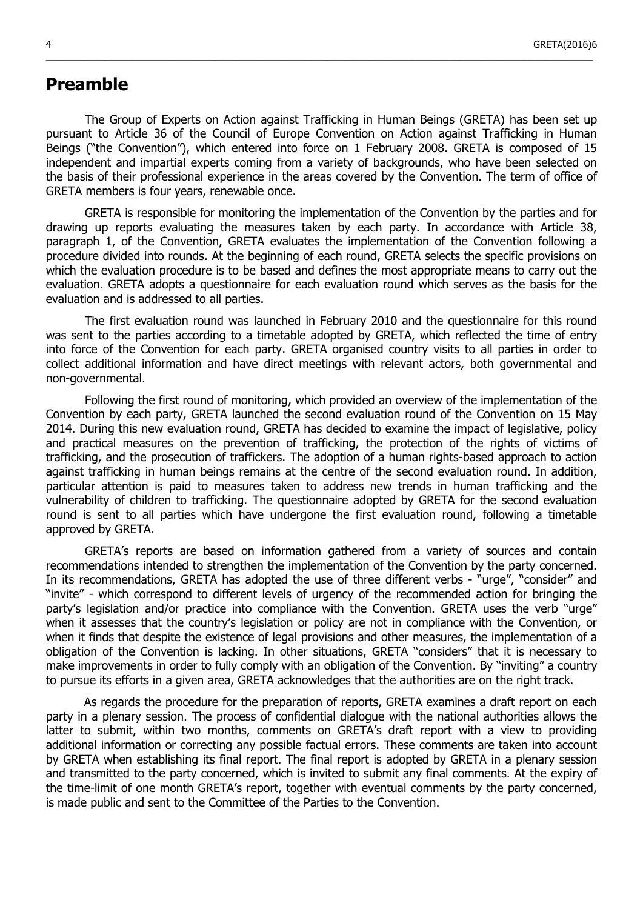# Preamble

The Group of Experts on Action against Trafficking in Human Beings (GRETA) has been set up pursuant to Article 36 of the Council of Europe Convention on Action against Trafficking in Human Beings ("the Convention"), which entered into force on 1 February 2008. GRETA is composed of 15 independent and impartial experts coming from a variety of backgrounds, who have been selected on the basis of their professional experience in the areas covered by the Convention. The term of office of GRETA members is four years, renewable once.

GRETA is responsible for monitoring the implementation of the Convention by the parties and for drawing up reports evaluating the measures taken by each party. In accordance with Article 38, paragraph 1, of the Convention, GRETA evaluates the implementation of the Convention following a procedure divided into rounds. At the beginning of each round, GRETA selects the specific provisions on which the evaluation procedure is to be based and defines the most appropriate means to carry out the evaluation. GRETA adopts a questionnaire for each evaluation round which serves as the basis for the evaluation and is addressed to all parties.

The first evaluation round was launched in February 2010 and the questionnaire for this round was sent to the parties according to a timetable adopted by GRETA, which reflected the time of entry into force of the Convention for each party. GRETA organised country visits to all parties in order to collect additional information and have direct meetings with relevant actors, both governmental and non-governmental.

Following the first round of monitoring, which provided an overview of the implementation of the Convention by each party, GRETA launched the second evaluation round of the Convention on 15 May 2014. During this new evaluation round, GRETA has decided to examine the impact of legislative, policy and practical measures on the prevention of trafficking, the protection of the rights of victims of trafficking, and the prosecution of traffickers. The adoption of a human rights-based approach to action against trafficking in human beings remains at the centre of the second evaluation round. In addition, particular attention is paid to measures taken to address new trends in human trafficking and the vulnerability of children to trafficking. The questionnaire adopted by GRETA for the second evaluation round is sent to all parties which have undergone the first evaluation round, following a timetable approved by GRETA.

GRETA's reports are based on information gathered from a variety of sources and contain recommendations intended to strengthen the implementation of the Convention by the party concerned. In its recommendations, GRETA has adopted the use of three different verbs - "urge", "consider" and "invite" - which correspond to different levels of urgency of the recommended action for bringing the party's legislation and/or practice into compliance with the Convention. GRETA uses the verb "urge" when it assesses that the country's legislation or policy are not in compliance with the Convention, or when it finds that despite the existence of legal provisions and other measures, the implementation of a obligation of the Convention is lacking. In other situations, GRETA "considers" that it is necessary to make improvements in order to fully comply with an obligation of the Convention. By "inviting" a country to pursue its efforts in a given area, GRETA acknowledges that the authorities are on the right track.

As regards the procedure for the preparation of reports, GRETA examines a draft report on each party in a plenary session. The process of confidential dialogue with the national authorities allows the latter to submit, within two months, comments on GRETA's draft report with a view to providing additional information or correcting any possible factual errors. These comments are taken into account by GRETA when establishing its final report. The final report is adopted by GRETA in a plenary session and transmitted to the party concerned, which is invited to submit any final comments. At the expiry of the time-limit of one month GRETA's report, together with eventual comments by the party concerned, is made public and sent to the Committee of the Parties to the Convention.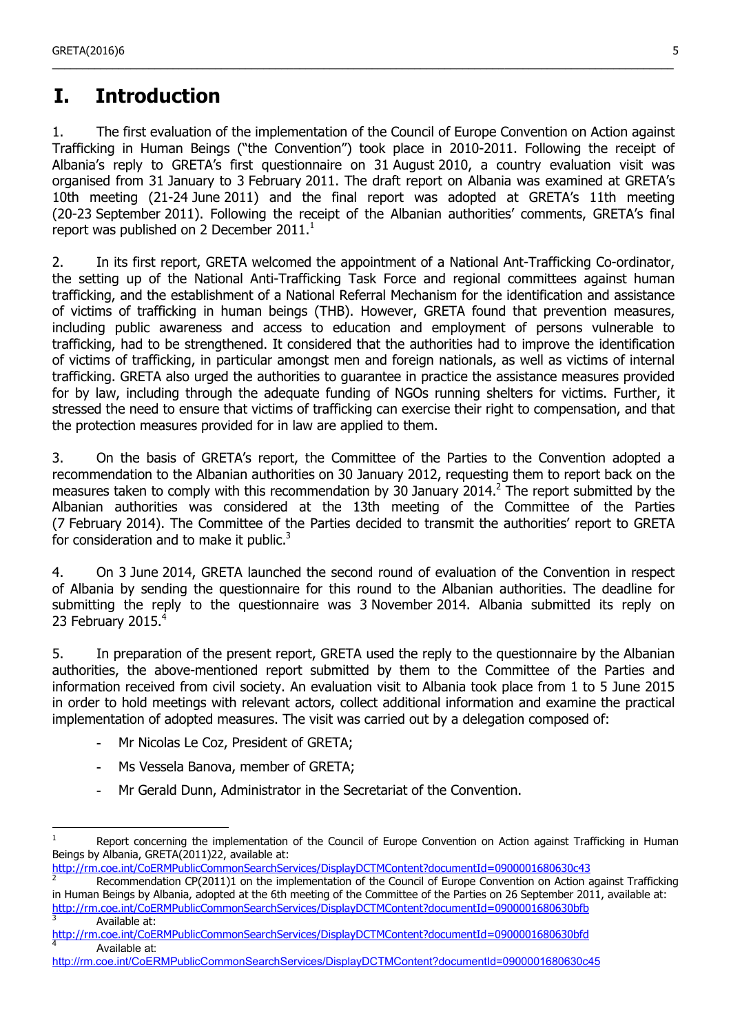# I. Introduction

1. The first evaluation of the implementation of the Council of Europe Convention on Action against Trafficking in Human Beings ("the Convention") took place in 2010-2011. Following the receipt of Albania's reply to GRETA's first questionnaire on 31 August 2010, a country evaluation visit was organised from 31 January to 3 February 2011. The draft report on Albania was examined at GRETA's 10th meeting (21-24 June 2011) and the final report was adopted at GRETA's 11th meeting (20-23 September 2011). Following the receipt of the Albanian authorities' comments, GRETA's final report was published on 2 December 2011.[1]

2. In its first report, GRETA welcomed the appointment of a National Ant-Trafficking Co-ordinator, the setting up of the National Anti-Trafficking Task Force and regional committees against human trafficking, and the establishment of a National Referral Mechanism for the identification and assistance of victims of trafficking in human beings (THB). However, GRETA found that prevention measures, including public awareness and access to education and employment of persons vulnerable to trafficking, had to be strengthened. It considered that the authorities had to improve the identification of victims of trafficking, in particular amongst men and foreign nationals, as well as victims of internal trafficking. GRETA also urged the authorities to guarantee in practice the assistance measures provided for by law, including through the adequate funding of NGOs running shelters for victims. Further, it stressed the need to ensure that victims of trafficking can exercise their right to compensation, and that the protection measures provided for in law are applied to them.

3. On the basis of GRETA's report, the Committee of the Parties to the Convention adopted a recommendation to the Albanian authorities on 30 January 2012, requesting them to report back on the measures taken to comply with this recommendation by 30 January 2014.[2] The report submitted by the Albanian authorities was considered at the 13th meeting of the Committee of the Parties (7 February 2014). The Committee of the Parties decided to transmit the authorities' report to GRETA for consideration and to make it public.[3]

4. On 3 June 2014, GRETA launched the second round of evaluation of the Convention in respect of Albania by sending the questionnaire for this round to the Albanian authorities. The deadline for submitting the reply to the questionnaire was 3 November 2014. Albania submitted its reply on 23 February 2015.[4]

5. In preparation of the present report, GRETA used the reply to the questionnaire by the Albanian authorities, the above-mentioned report submitted by them to the Committee of the Parties and information received from civil society. An evaluation visit to Albania took place from 1 to 5 June 2015 in order to hold meetings with relevant actors, collect additional information and examine the practical implementation of adopted measures. The visit was carried out by a delegation composed of:

- Mr Nicolas Le Coz, President of GRETA;
- Ms Vessela Banova, member of GRETA;
- Mr Gerald Dunn, Administrator in the Secretariat of the Convention.

---

[1] Report concerning the implementation of the Council of Europe Convention on Action against Trafficking in Human Beings by Albania, GRETA(2011)22, available at: http://rm.coe.int/CoERMPublicCommonSearchServices/DisplayDCTMContent?documentId=0900001680630c43

[2] Recommendation CP(2011)1 on the implementation of the Council of Europe Convention on Action against Trafficking in Human Beings by Albania, adopted at the 6th meeting of the Committee of the Parties on 26 September 2011, available at: http://rm.coe.int/CoERMPublicCommonSearchServices/DisplayDCTMContent?documentId=0900001680630bfb

[3] Available at: http://rm.coe.int/CoERMPublicCommonSearchServices/DisplayDCTMContent?documentId=0900001680630bfd

[4] Available at: http://rm.coe.int/CoERMPublicCommonSearchServices/DisplayDCTMContent?documentId=0900001680630c45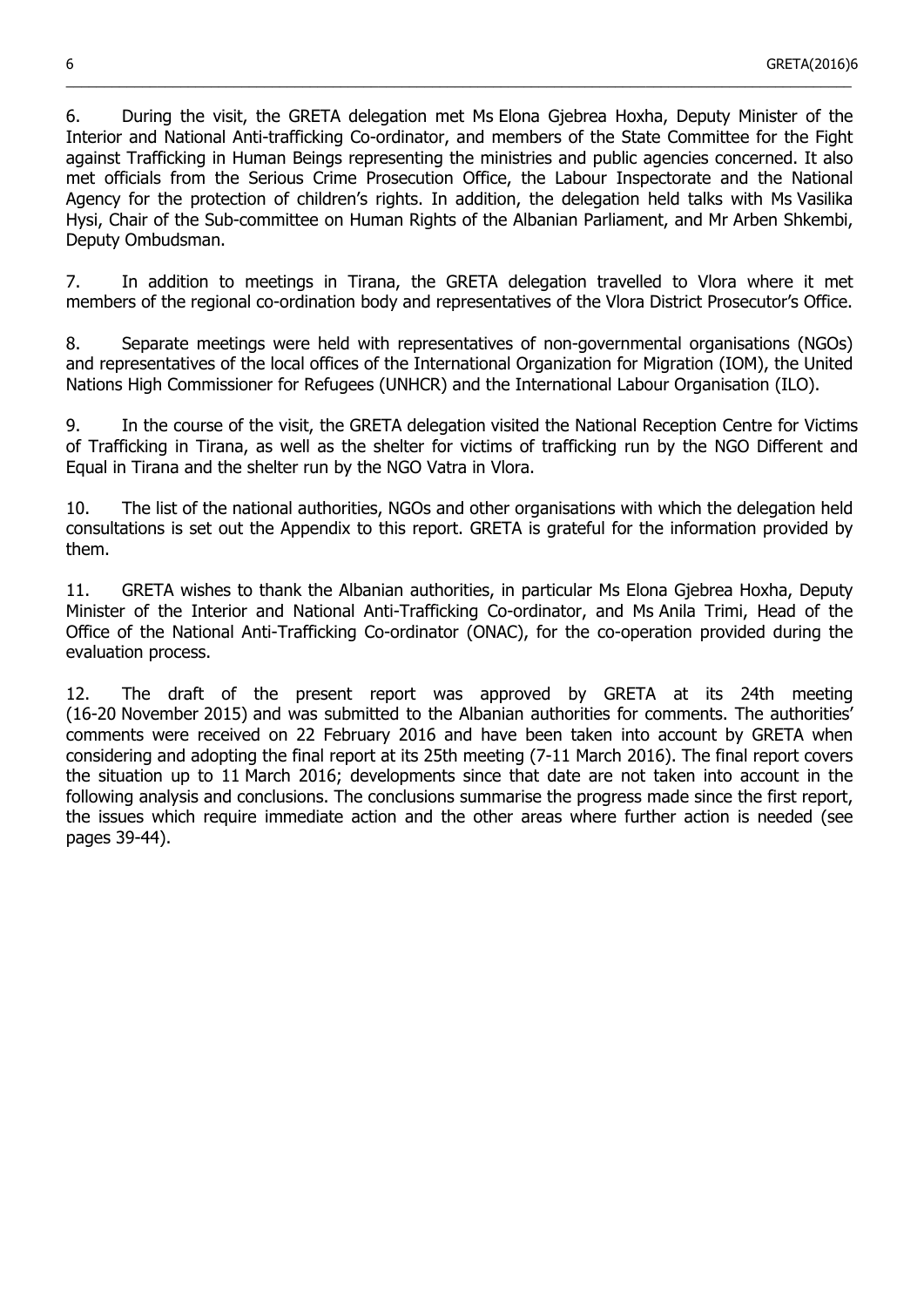6. During the visit, the GRETA delegation met Ms Elona Gjebrea Hoxha, Deputy Minister of the Interior and National Anti-trafficking Co-ordinator, and members of the State Committee for the Fight against Trafficking in Human Beings representing the ministries and public agencies concerned. It also met officials from the Serious Crime Prosecution Office, the Labour Inspectorate and the National Agency for the protection of children's rights. In addition, the delegation held talks with Ms Vasilika Hysi, Chair of the Sub-committee on Human Rights of the Albanian Parliament, and Mr Arben Shkembi, Deputy Ombudsman.

7. In addition to meetings in Tirana, the GRETA delegation travelled to Vlora where it met members of the regional co-ordination body and representatives of the Vlora District Prosecutor's Office.

8. Separate meetings were held with representatives of non-governmental organisations (NGOs) and representatives of the local offices of the International Organization for Migration (IOM), the United Nations High Commissioner for Refugees (UNHCR) and the International Labour Organisation (ILO).

9. In the course of the visit, the GRETA delegation visited the National Reception Centre for Victims of Trafficking in Tirana, as well as the shelter for victims of trafficking run by the NGO Different and Equal in Tirana and the shelter run by the NGO Vatra in Vlora.

10. The list of the national authorities, NGOs and other organisations with which the delegation held consultations is set out the Appendix to this report. GRETA is grateful for the information provided by them.

11. GRETA wishes to thank the Albanian authorities, in particular Ms Elona Gjebrea Hoxha, Deputy Minister of the Interior and National Anti-Trafficking Co-ordinator, and Ms Anila Trimi, Head of the Office of the National Anti-Trafficking Co-ordinator (ONAC), for the co-operation provided during the evaluation process.

12. The draft of the present report was approved by GRETA at its 24th meeting (16-20 November 2015) and was submitted to the Albanian authorities for comments. The authorities' comments were received on 22 February 2016 and have been taken into account by GRETA when considering and adopting the final report at its 25th meeting (7-11 March 2016). The final report covers the situation up to 11 March 2016; developments since that date are not taken into account in the following analysis and conclusions. The conclusions summarise the progress made since the first report, the issues which require immediate action and the other areas where further action is needed (see pages 39-44).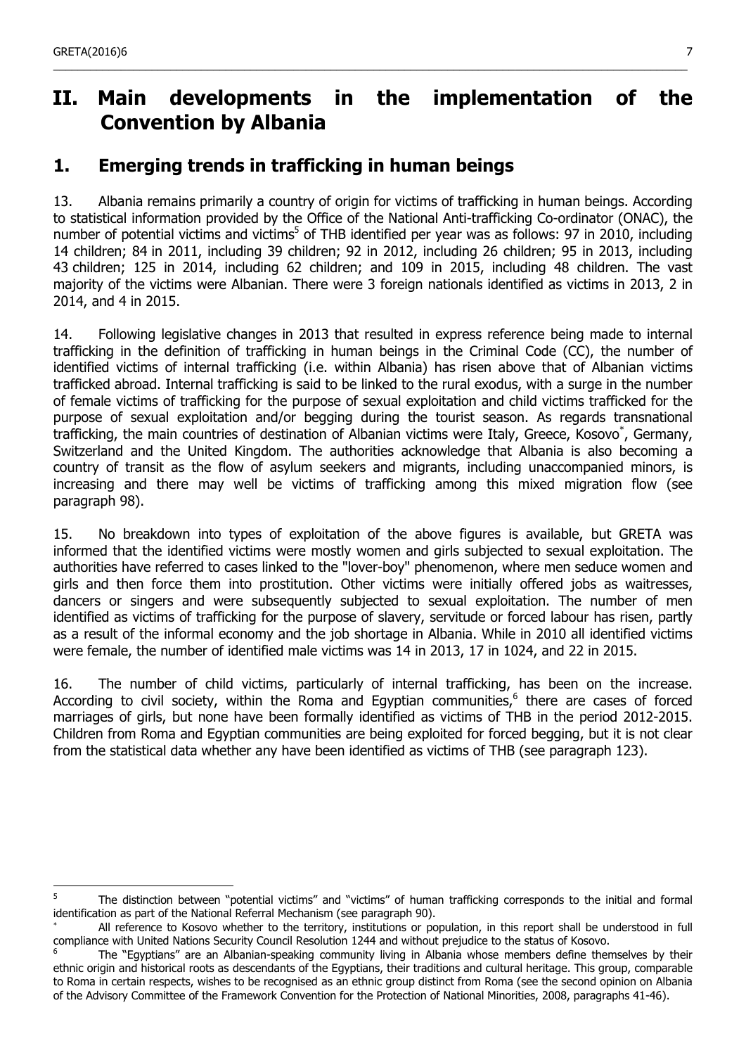# II. Main developments in the implementation of the Convention by Albania

## 1. Emerging trends in trafficking in human beings

13. Albania remains primarily a country of origin for victims of trafficking in human beings. According to statistical information provided by the Office of the National Anti-trafficking Co-ordinator (ONAC), the number of potential victims and victims[5] of THB identified per year was as follows: 97 in 2010, including 14 children; 84 in 2011, including 39 children; 92 in 2012, including 26 children; 95 in 2013, including 43 children; 125 in 2014, including 62 children; and 109 in 2015, including 48 children. The vast majority of the victims were Albanian. There were 3 foreign nationals identified as victims in 2013, 2 in 2014, and 4 in 2015.

14. Following legislative changes in 2013 that resulted in express reference being made to internal trafficking in the definition of trafficking in human beings in the Criminal Code (CC), the number of identified victims of internal trafficking (i.e. within Albania) has risen above that of Albanian victims trafficked abroad. Internal trafficking is said to be linked to the rural exodus, with a surge in the number of female victims of trafficking for the purpose of sexual exploitation and child victims trafficked for the purpose of sexual exploitation and/or begging during the tourist season. As regards transnational trafficking, the main countries of destination of Albanian victims were Italy, Greece, Kosovo[*], Germany, Switzerland and the United Kingdom. The authorities acknowledge that Albania is also becoming a country of transit as the flow of asylum seekers and migrants, including unaccompanied minors, is increasing and there may well be victims of trafficking among this mixed migration flow (see paragraph 98).

15. No breakdown into types of exploitation of the above figures is available, but GRETA was informed that the identified victims were mostly women and girls subjected to sexual exploitation. The authorities have referred to cases linked to the "lover-boy" phenomenon, where men seduce women and girls and then force them into prostitution. Other victims were initially offered jobs as waitresses, dancers or singers and were subsequently subjected to sexual exploitation. The number of men identified as victims of trafficking for the purpose of slavery, servitude or forced labour has risen, partly as a result of the informal economy and the job shortage in Albania. While in 2010 all identified victims were female, the number of identified male victims was 14 in 2013, 17 in 1024, and 22 in 2015.

16. The number of child victims, particularly of internal trafficking, has been on the increase. According to civil society, within the Roma and Egyptian communities,[6] there are cases of forced marriages of girls, but none have been formally identified as victims of THB in the period 2012-2015. Children from Roma and Egyptian communities are being exploited for forced begging, but it is not clear from the statistical data whether any have been identified as victims of THB (see paragraph 123).

---

[5] The distinction between "potential victims" and "victims" of human trafficking corresponds to the initial and formal identification as part of the National Referral Mechanism (see paragraph 90).

[*] All reference to Kosovo whether to the territory, institutions or population, in this report shall be understood in full compliance with United Nations Security Council Resolution 1244 and without prejudice to the status of Kosovo.

[6] The "Egyptians" are an Albanian-speaking community living in Albania whose members define themselves by their ethnic origin and historical roots as descendants of the Egyptians, their traditions and cultural heritage. This group, comparable to Roma in certain respects, wishes to be recognised as an ethnic group distinct from Roma (see the second opinion on Albania of the Advisory Committee of the Framework Convention for the Protection of National Minorities, 2008, paragraphs 41-46).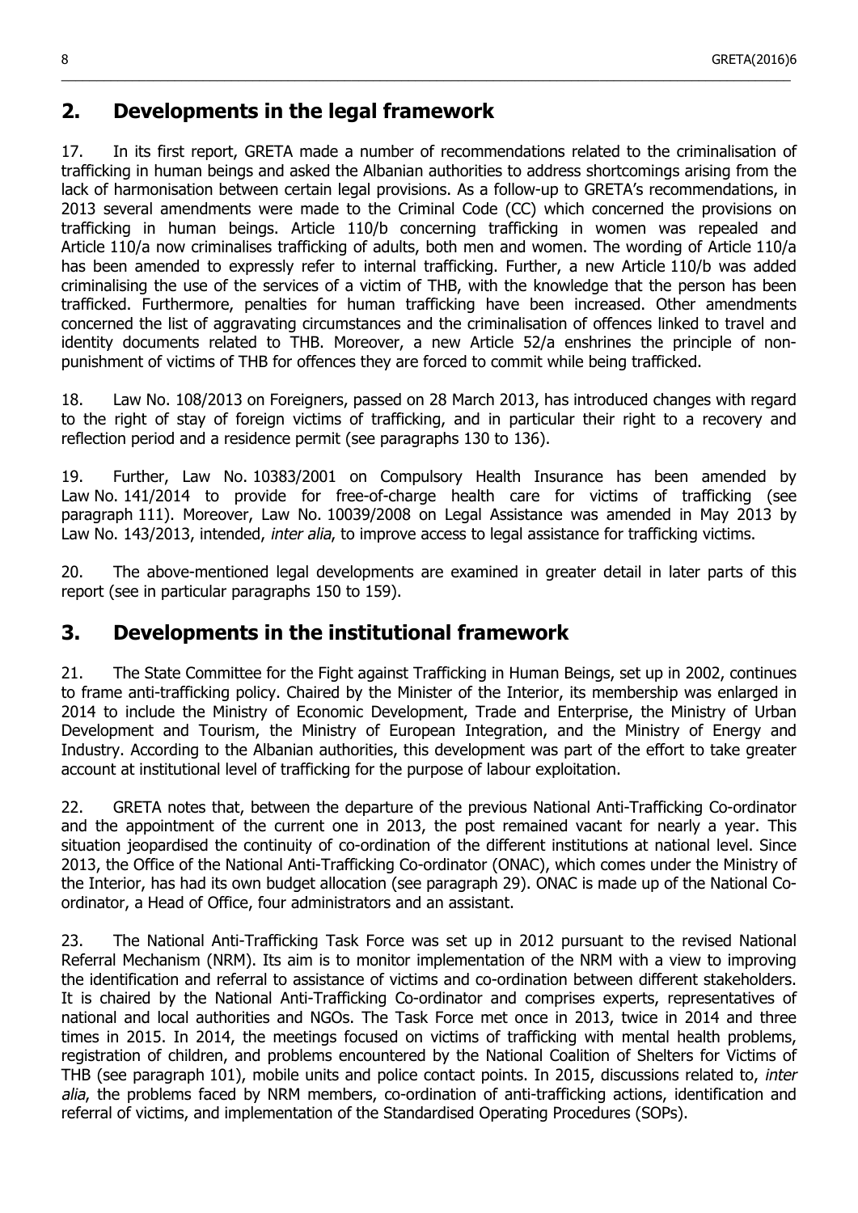## 2. Developments in the legal framework

17. In its first report, GRETA made a number of recommendations related to the criminalisation of trafficking in human beings and asked the Albanian authorities to address shortcomings arising from the lack of harmonisation between certain legal provisions. As a follow-up to GRETA's recommendations, in 2013 several amendments were made to the Criminal Code (CC) which concerned the provisions on trafficking in human beings. Article 110/b concerning trafficking in women was repealed and Article 110/a now criminalises trafficking of adults, both men and women. The wording of Article 110/a has been amended to expressly refer to internal trafficking. Further, a new Article 110/b was added criminalising the use of the services of a victim of THB, with the knowledge that the person has been trafficked. Furthermore, penalties for human trafficking have been increased. Other amendments concerned the list of aggravating circumstances and the criminalisation of offences linked to travel and identity documents related to THB. Moreover, a new Article 52/a enshrines the principle of non-punishment of victims of THB for offences they are forced to commit while being trafficked.

18. Law No. 108/2013 on Foreigners, passed on 28 March 2013, has introduced changes with regard to the right of stay of foreign victims of trafficking, and in particular their right to a recovery and reflection period and a residence permit (see paragraphs 130 to 136).

19. Further, Law No. 10383/2001 on Compulsory Health Insurance has been amended by Law No. 141/2014 to provide for free-of-charge health care for victims of trafficking (see paragraph 111). Moreover, Law No. 10039/2008 on Legal Assistance was amended in May 2013 by Law No. 143/2013, intended, *inter alia*, to improve access to legal assistance for trafficking victims.

20. The above-mentioned legal developments are examined in greater detail in later parts of this report (see in particular paragraphs 150 to 159).

## 3. Developments in the institutional framework

21. The State Committee for the Fight against Trafficking in Human Beings, set up in 2002, continues to frame anti-trafficking policy. Chaired by the Minister of the Interior, its membership was enlarged in 2014 to include the Ministry of Economic Development, Trade and Enterprise, the Ministry of Urban Development and Tourism, the Ministry of European Integration, and the Ministry of Energy and Industry. According to the Albanian authorities, this development was part of the effort to take greater account at institutional level of trafficking for the purpose of labour exploitation.

22. GRETA notes that, between the departure of the previous National Anti-Trafficking Co-ordinator and the appointment of the current one in 2013, the post remained vacant for nearly a year. This situation jeopardised the continuity of co-ordination of the different institutions at national level. Since 2013, the Office of the National Anti-Trafficking Co-ordinator (ONAC), which comes under the Ministry of the Interior, has had its own budget allocation (see paragraph 29). ONAC is made up of the National Co-ordinator, a Head of Office, four administrators and an assistant.

23. The National Anti-Trafficking Task Force was set up in 2012 pursuant to the revised National Referral Mechanism (NRM). Its aim is to monitor implementation of the NRM with a view to improving the identification and referral to assistance of victims and co-ordination between different stakeholders. It is chaired by the National Anti-Trafficking Co-ordinator and comprises experts, representatives of national and local authorities and NGOs. The Task Force met once in 2013, twice in 2014 and three times in 2015. In 2014, the meetings focused on victims of trafficking with mental health problems, registration of children, and problems encountered by the National Coalition of Shelters for Victims of THB (see paragraph 101), mobile units and police contact points. In 2015, discussions related to, *inter alia*, the problems faced by NRM members, co-ordination of anti-trafficking actions, identification and referral of victims, and implementation of the Standardised Operating Procedures (SOPs).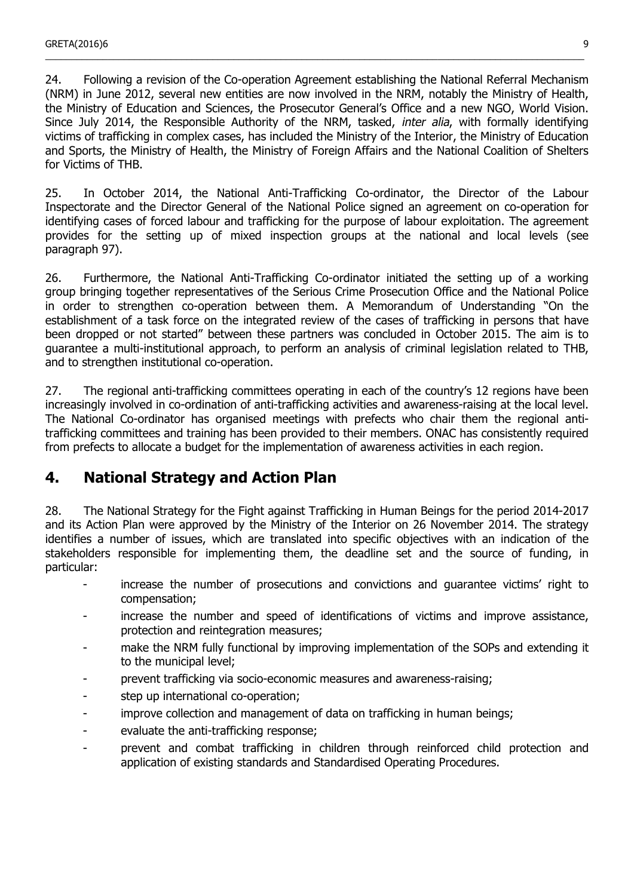24. Following a revision of the Co-operation Agreement establishing the National Referral Mechanism (NRM) in June 2012, several new entities are now involved in the NRM, notably the Ministry of Health, the Ministry of Education and Sciences, the Prosecutor General's Office and a new NGO, World Vision. Since July 2014, the Responsible Authority of the NRM, tasked, *inter alia*, with formally identifying victims of trafficking in complex cases, has included the Ministry of the Interior, the Ministry of Education and Sports, the Ministry of Health, the Ministry of Foreign Affairs and the National Coalition of Shelters for Victims of THB.

25. In October 2014, the National Anti-Trafficking Co-ordinator, the Director of the Labour Inspectorate and the Director General of the National Police signed an agreement on co-operation for identifying cases of forced labour and trafficking for the purpose of labour exploitation. The agreement provides for the setting up of mixed inspection groups at the national and local levels (see paragraph 97).

26. Furthermore, the National Anti-Trafficking Co-ordinator initiated the setting up of a working group bringing together representatives of the Serious Crime Prosecution Office and the National Police in order to strengthen co-operation between them. A Memorandum of Understanding "On the establishment of a task force on the integrated review of the cases of trafficking in persons that have been dropped or not started" between these partners was concluded in October 2015. The aim is to guarantee a multi-institutional approach, to perform an analysis of criminal legislation related to THB, and to strengthen institutional co-operation.

27. The regional anti-trafficking committees operating in each of the country's 12 regions have been increasingly involved in co-ordination of anti-trafficking activities and awareness-raising at the local level. The National Co-ordinator has organised meetings with prefects who chair them the regional anti-trafficking committees and training has been provided to their members. ONAC has consistently required from prefects to allocate a budget for the implementation of awareness activities in each region.

## 4. National Strategy and Action Plan

28. The National Strategy for the Fight against Trafficking in Human Beings for the period 2014-2017 and its Action Plan were approved by the Ministry of the Interior on 26 November 2014. The strategy identifies a number of issues, which are translated into specific objectives with an indication of the stakeholders responsible for implementing them, the deadline set and the source of funding, in particular:

- increase the number of prosecutions and convictions and guarantee victims' right to compensation;
- increase the number and speed of identifications of victims and improve assistance, protection and reintegration measures;
- make the NRM fully functional by improving implementation of the SOPs and extending it to the municipal level;
- prevent trafficking via socio-economic measures and awareness-raising;
- step up international co-operation;
- improve collection and management of data on trafficking in human beings;
- evaluate the anti-trafficking response;
- prevent and combat trafficking in children through reinforced child protection and application of existing standards and Standardised Operating Procedures.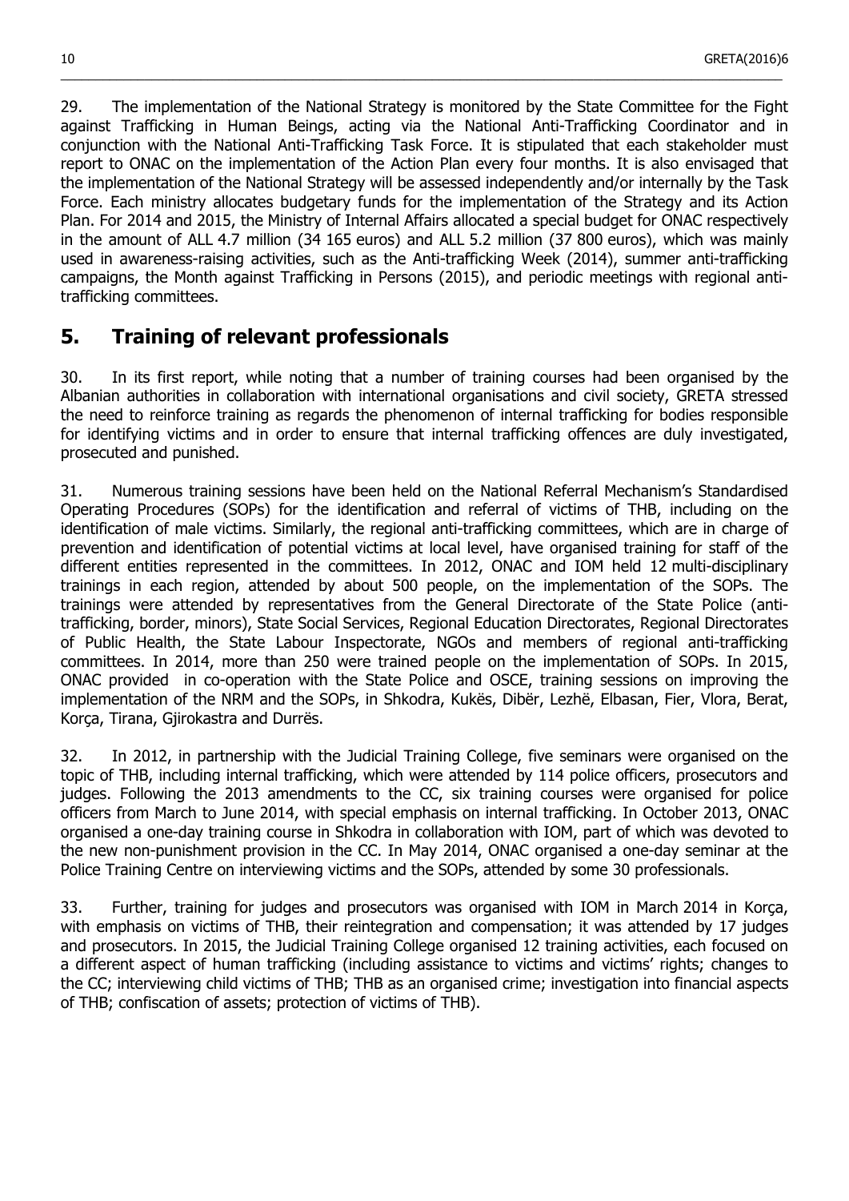29. The implementation of the National Strategy is monitored by the State Committee for the Fight against Trafficking in Human Beings, acting via the National Anti-Trafficking Coordinator and in conjunction with the National Anti-Trafficking Task Force. It is stipulated that each stakeholder must report to ONAC on the implementation of the Action Plan every four months. It is also envisaged that the implementation of the National Strategy will be assessed independently and/or internally by the Task Force. Each ministry allocates budgetary funds for the implementation of the Strategy and its Action Plan. For 2014 and 2015, the Ministry of Internal Affairs allocated a special budget for ONAC respectively in the amount of ALL 4.7 million (34 165 euros) and ALL 5.2 million (37 800 euros), which was mainly used in awareness-raising activities, such as the Anti-trafficking Week (2014), summer anti-trafficking campaigns, the Month against Trafficking in Persons (2015), and periodic meetings with regional anti-trafficking committees.

## 5. Training of relevant professionals

30. In its first report, while noting that a number of training courses had been organised by the Albanian authorities in collaboration with international organisations and civil society, GRETA stressed the need to reinforce training as regards the phenomenon of internal trafficking for bodies responsible for identifying victims and in order to ensure that internal trafficking offences are duly investigated, prosecuted and punished.

31. Numerous training sessions have been held on the National Referral Mechanism's Standardised Operating Procedures (SOPs) for the identification and referral of victims of THB, including on the identification of male victims. Similarly, the regional anti-trafficking committees, which are in charge of prevention and identification of potential victims at local level, have organised training for staff of the different entities represented in the committees. In 2012, ONAC and IOM held 12 multi-disciplinary trainings in each region, attended by about 500 people, on the implementation of the SOPs. The trainings were attended by representatives from the General Directorate of the State Police (anti-trafficking, border, minors), State Social Services, Regional Education Directorates, Regional Directorates of Public Health, the State Labour Inspectorate, NGOs and members of regional anti-trafficking committees. In 2014, more than 250 were trained people on the implementation of SOPs. In 2015, ONAC provided in co-operation with the State Police and OSCE, training sessions on improving the implementation of the NRM and the SOPs, in Shkodra, Kukës, Dibër, Lezhë, Elbasan, Fier, Vlora, Berat, Korça, Tirana, Gjirokastra and Durrës.

32. In 2012, in partnership with the Judicial Training College, five seminars were organised on the topic of THB, including internal trafficking, which were attended by 114 police officers, prosecutors and judges. Following the 2013 amendments to the CC, six training courses were organised for police officers from March to June 2014, with special emphasis on internal trafficking. In October 2013, ONAC organised a one-day training course in Shkodra in collaboration with IOM, part of which was devoted to the new non-punishment provision in the CC. In May 2014, ONAC organised a one-day seminar at the Police Training Centre on interviewing victims and the SOPs, attended by some 30 professionals.

33. Further, training for judges and prosecutors was organised with IOM in March 2014 in Korça, with emphasis on victims of THB, their reintegration and compensation; it was attended by 17 judges and prosecutors. In 2015, the Judicial Training College organised 12 training activities, each focused on a different aspect of human trafficking (including assistance to victims and victims' rights; changes to the CC; interviewing child victims of THB; THB as an organised crime; investigation into financial aspects of THB; confiscation of assets; protection of victims of THB).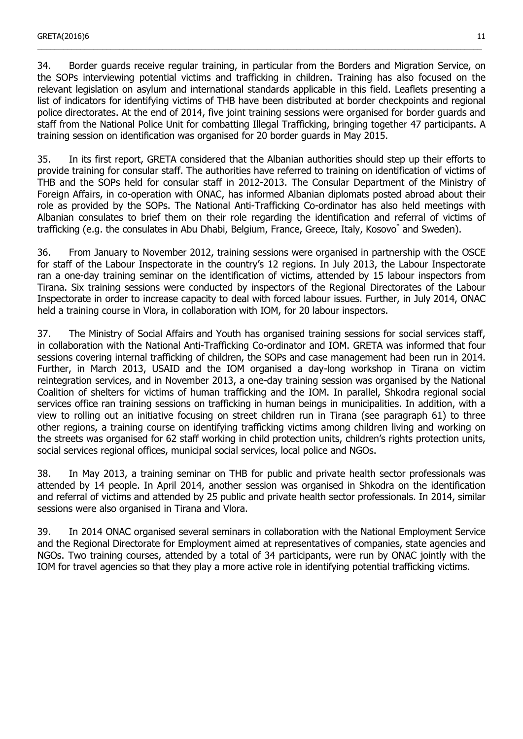34. Border guards receive regular training, in particular from the Borders and Migration Service, on the SOPs interviewing potential victims and trafficking in children. Training has also focused on the relevant legislation on asylum and international standards applicable in this field. Leaflets presenting a list of indicators for identifying victims of THB have been distributed at border checkpoints and regional police directorates. At the end of 2014, five joint training sessions were organised for border guards and staff from the National Police Unit for combatting Illegal Trafficking, bringing together 47 participants. A training session on identification was organised for 20 border guards in May 2015.

35. In its first report, GRETA considered that the Albanian authorities should step up their efforts to provide training for consular staff. The authorities have referred to training on identification of victims of THB and the SOPs held for consular staff in 2012-2013. The Consular Department of the Ministry of Foreign Affairs, in co-operation with ONAC, has informed Albanian diplomats posted abroad about their role as provided by the SOPs. The National Anti-Trafficking Co-ordinator has also held meetings with Albanian consulates to brief them on their role regarding the identification and referral of victims of trafficking (e.g. the consulates in Abu Dhabi, Belgium, France, Greece, Italy, Kosovo* and Sweden).

36. From January to November 2012, training sessions were organised in partnership with the OSCE for staff of the Labour Inspectorate in the country's 12 regions. In July 2013, the Labour Inspectorate ran a one-day training seminar on the identification of victims, attended by 15 labour inspectors from Tirana. Six training sessions were conducted by inspectors of the Regional Directorates of the Labour Inspectorate in order to increase capacity to deal with forced labour issues. Further, in July 2014, ONAC held a training course in Vlora, in collaboration with IOM, for 20 labour inspectors.

37. The Ministry of Social Affairs and Youth has organised training sessions for social services staff, in collaboration with the National Anti-Trafficking Co-ordinator and IOM. GRETA was informed that four sessions covering internal trafficking of children, the SOPs and case management had been run in 2014. Further, in March 2013, USAID and the IOM organised a day-long workshop in Tirana on victim reintegration services, and in November 2013, a one-day training session was organised by the National Coalition of shelters for victims of human trafficking and the IOM. In parallel, Shkodra regional social services office ran training sessions on trafficking in human beings in municipalities. In addition, with a view to rolling out an initiative focusing on street children run in Tirana (see paragraph 61) to three other regions, a training course on identifying trafficking victims among children living and working on the streets was organised for 62 staff working in child protection units, children's rights protection units, social services regional offices, municipal social services, local police and NGOs.

38. In May 2013, a training seminar on THB for public and private health sector professionals was attended by 14 people. In April 2014, another session was organised in Shkodra on the identification and referral of victims and attended by 25 public and private health sector professionals. In 2014, similar sessions were also organised in Tirana and Vlora.

39. In 2014 ONAC organised several seminars in collaboration with the National Employment Service and the Regional Directorate for Employment aimed at representatives of companies, state agencies and NGOs. Two training courses, attended by a total of 34 participants, were run by ONAC jointly with the IOM for travel agencies so that they play a more active role in identifying potential trafficking victims.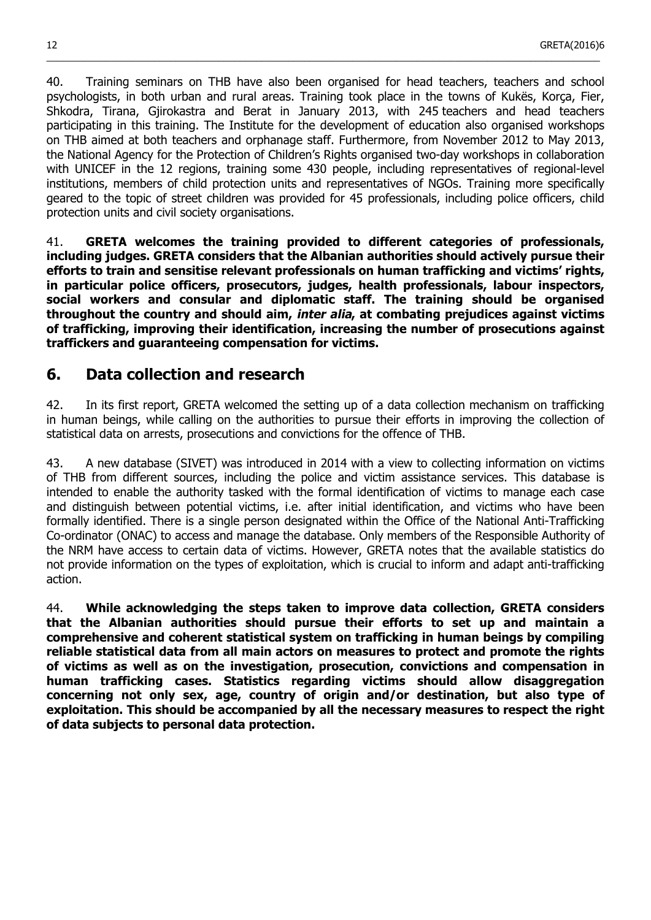40. Training seminars on THB have also been organised for head teachers, teachers and school psychologists, in both urban and rural areas. Training took place in the towns of Kukës, Korça, Fier, Shkodra, Tirana, Gjirokastra and Berat in January 2013, with 245 teachers and head teachers participating in this training. The Institute for the development of education also organised workshops on THB aimed at both teachers and orphanage staff. Furthermore, from November 2012 to May 2013, the National Agency for the Protection of Children's Rights organised two-day workshops in collaboration with UNICEF in the 12 regions, training some 430 people, including representatives of regional-level institutions, members of child protection units and representatives of NGOs. Training more specifically geared to the topic of street children was provided for 45 professionals, including police officers, child protection units and civil society organisations.

41. **GRETA welcomes the training provided to different categories of professionals, including judges. GRETA considers that the Albanian authorities should actively pursue their efforts to train and sensitise relevant professionals on human trafficking and victims' rights, in particular police officers, prosecutors, judges, health professionals, labour inspectors, social workers and consular and diplomatic staff. The training should be organised throughout the country and should aim, *inter alia*, at combating prejudices against victims of trafficking, improving their identification, increasing the number of prosecutions against traffickers and guaranteeing compensation for victims.**

## 6. Data collection and research

42. In its first report, GRETA welcomed the setting up of a data collection mechanism on trafficking in human beings, while calling on the authorities to pursue their efforts in improving the collection of statistical data on arrests, prosecutions and convictions for the offence of THB.

43. A new database (SIVET) was introduced in 2014 with a view to collecting information on victims of THB from different sources, including the police and victim assistance services. This database is intended to enable the authority tasked with the formal identification of victims to manage each case and distinguish between potential victims, i.e. after initial identification, and victims who have been formally identified. There is a single person designated within the Office of the National Anti-Trafficking Co-ordinator (ONAC) to access and manage the database. Only members of the Responsible Authority of the NRM have access to certain data of victims. However, GRETA notes that the available statistics do not provide information on the types of exploitation, which is crucial to inform and adapt anti-trafficking action.

44. **While acknowledging the steps taken to improve data collection, GRETA considers that the Albanian authorities should pursue their efforts to set up and maintain a comprehensive and coherent statistical system on trafficking in human beings by compiling reliable statistical data from all main actors on measures to protect and promote the rights of victims as well as on the investigation, prosecution, convictions and compensation in human trafficking cases. Statistics regarding victims should allow disaggregation concerning not only sex, age, country of origin and/or destination, but also type of exploitation. This should be accompanied by all the necessary measures to respect the right of data subjects to personal data protection.**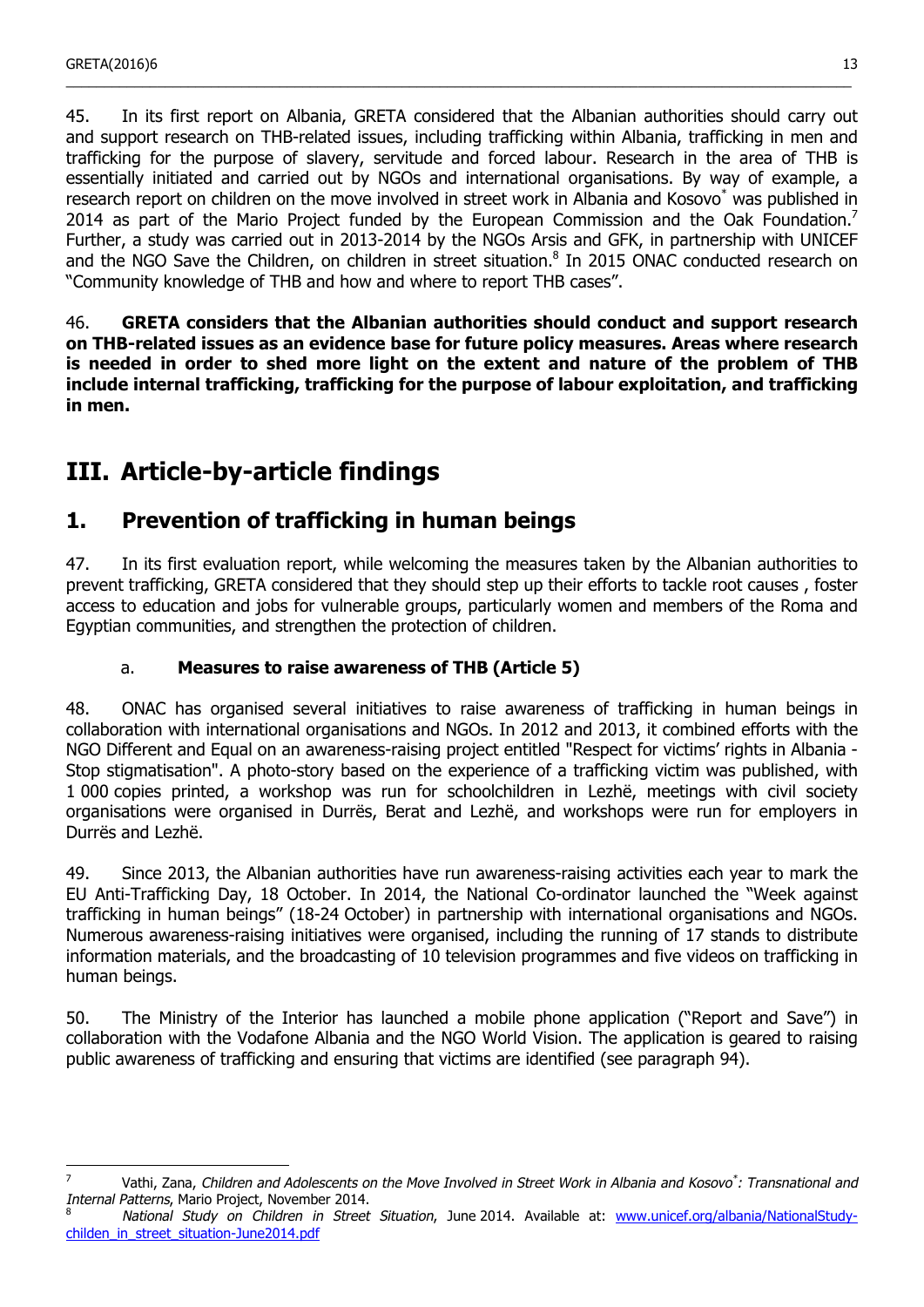45. In its first report on Albania, GRETA considered that the Albanian authorities should carry out and support research on THB-related issues, including trafficking within Albania, trafficking in men and trafficking for the purpose of slavery, servitude and forced labour. Research in the area of THB is essentially initiated and carried out by NGOs and international organisations. By way of example, a research report on children on the move involved in street work in Albania and Kosovo* was published in 2014 as part of the Mario Project funded by the European Commission and the Oak Foundation.[7] Further, a study was carried out in 2013-2014 by the NGOs Arsis and GFK, in partnership with UNICEF and the NGO Save the Children, on children in street situation.[8] In 2015 ONAC conducted research on "Community knowledge of THB and how and where to report THB cases".

46. **GRETA considers that the Albanian authorities should conduct and support research on THB-related issues as an evidence base for future policy measures. Areas where research is needed in order to shed more light on the extent and nature of the problem of THB include internal trafficking, trafficking for the purpose of labour exploitation, and trafficking in men.**

# III. Article-by-article findings

## 1. Prevention of trafficking in human beings

47. In its first evaluation report, while welcoming the measures taken by the Albanian authorities to prevent trafficking, GRETA considered that they should step up their efforts to tackle root causes , foster access to education and jobs for vulnerable groups, particularly women and members of the Roma and Egyptian communities, and strengthen the protection of children.

### a. Measures to raise awareness of THB (Article 5)

48. ONAC has organised several initiatives to raise awareness of trafficking in human beings in collaboration with international organisations and NGOs. In 2012 and 2013, it combined efforts with the NGO Different and Equal on an awareness-raising project entitled "Respect for victims' rights in Albania - Stop stigmatisation". A photo-story based on the experience of a trafficking victim was published, with 1 000 copies printed, a workshop was run for schoolchildren in Lezhë, meetings with civil society organisations were organised in Durrës, Berat and Lezhë, and workshops were run for employers in Durrës and Lezhë.

49. Since 2013, the Albanian authorities have run awareness-raising activities each year to mark the EU Anti-Trafficking Day, 18 October. In 2014, the National Co-ordinator launched the "Week against trafficking in human beings" (18-24 October) in partnership with international organisations and NGOs. Numerous awareness-raising initiatives were organised, including the running of 17 stands to distribute information materials, and the broadcasting of 10 television programmes and five videos on trafficking in human beings.

50. The Ministry of the Interior has launched a mobile phone application ("Report and Save") in collaboration with the Vodafone Albania and the NGO World Vision. The application is geared to raising public awareness of trafficking and ensuring that victims are identified (see paragraph 94).

---

[7] Vathi, Zana, *Children and Adolescents on the Move Involved in Street Work in Albania and Kosovo*: Transnational and Internal Patterns*, Mario Project, November 2014.

[8] *National Study on Children in Street Situation*, June 2014. Available at: [www.unicef.org/albania/NationalStudy-childen_in_street_situation-June2014.pdf](www.unicef.org/albania/NationalStudy-childen_in_street_situation-June2014.pdf)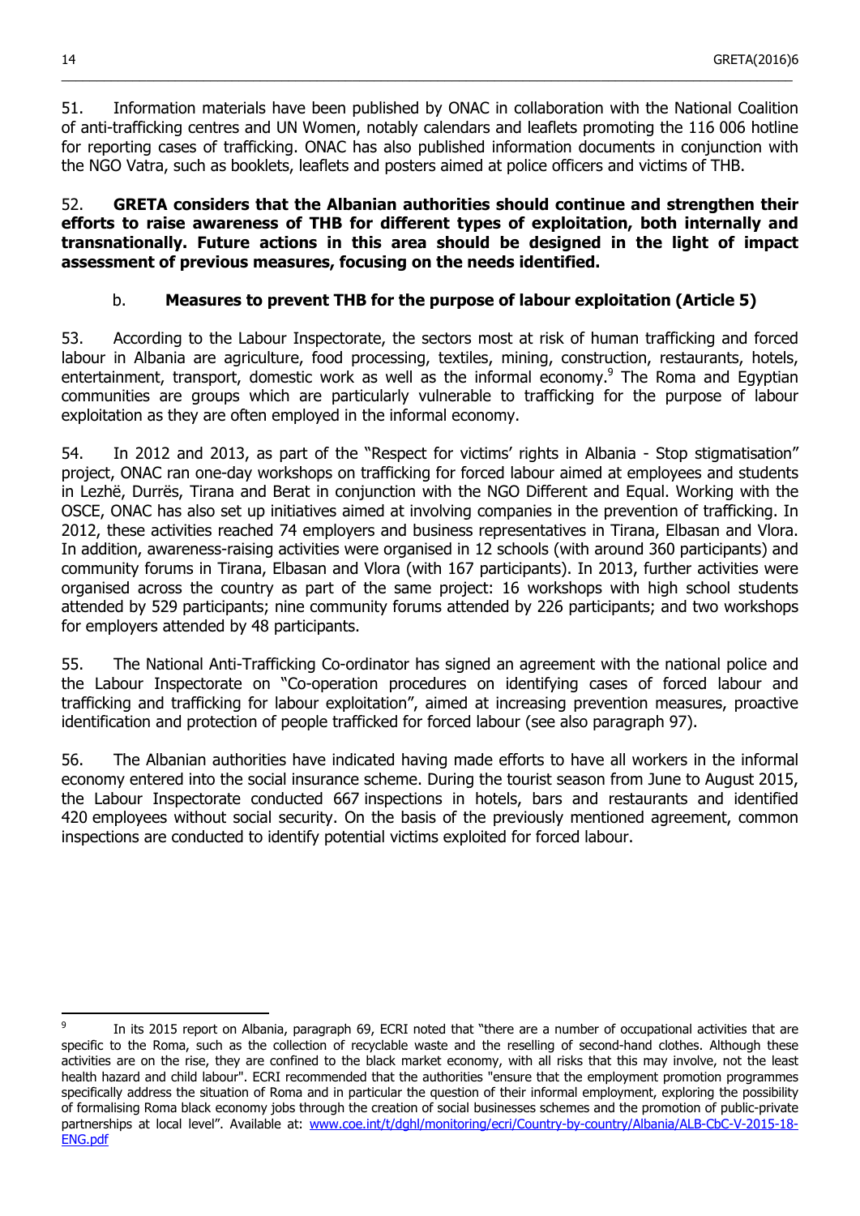51. Information materials have been published by ONAC in collaboration with the National Coalition of anti-trafficking centres and UN Women, notably calendars and leaflets promoting the 116 006 hotline for reporting cases of trafficking. ONAC has also published information documents in conjunction with the NGO Vatra, such as booklets, leaflets and posters aimed at police officers and victims of THB.

52. **GRETA considers that the Albanian authorities should continue and strengthen their efforts to raise awareness of THB for different types of exploitation, both internally and transnationally. Future actions in this area should be designed in the light of impact assessment of previous measures, focusing on the needs identified.**

### b. Measures to prevent THB for the purpose of labour exploitation (Article 5)

53. According to the Labour Inspectorate, the sectors most at risk of human trafficking and forced labour in Albania are agriculture, food processing, textiles, mining, construction, restaurants, hotels, entertainment, transport, domestic work as well as the informal economy.[9] The Roma and Egyptian communities are groups which are particularly vulnerable to trafficking for the purpose of labour exploitation as they are often employed in the informal economy.

54. In 2012 and 2013, as part of the "Respect for victims' rights in Albania - Stop stigmatisation" project, ONAC ran one-day workshops on trafficking for forced labour aimed at employees and students in Lezhë, Durrës, Tirana and Berat in conjunction with the NGO Different and Equal. Working with the OSCE, ONAC has also set up initiatives aimed at involving companies in the prevention of trafficking. In 2012, these activities reached 74 employers and business representatives in Tirana, Elbasan and Vlora. In addition, awareness-raising activities were organised in 12 schools (with around 360 participants) and community forums in Tirana, Elbasan and Vlora (with 167 participants). In 2013, further activities were organised across the country as part of the same project: 16 workshops with high school students attended by 529 participants; nine community forums attended by 226 participants; and two workshops for employers attended by 48 participants.

55. The National Anti-Trafficking Co-ordinator has signed an agreement with the national police and the Labour Inspectorate on "Co-operation procedures on identifying cases of forced labour and trafficking and trafficking for labour exploitation", aimed at increasing prevention measures, proactive identification and protection of people trafficked for forced labour (see also paragraph 97).

56. The Albanian authorities have indicated having made efforts to have all workers in the informal economy entered into the social insurance scheme. During the tourist season from June to August 2015, the Labour Inspectorate conducted 667 inspections in hotels, bars and restaurants and identified 420 employees without social security. On the basis of the previously mentioned agreement, common inspections are conducted to identify potential victims exploited for forced labour.

---

[9] In its 2015 report on Albania, paragraph 69, ECRI noted that "there are a number of occupational activities that are specific to the Roma, such as the collection of recyclable waste and the reselling of second-hand clothes. Although these activities are on the rise, they are confined to the black market economy, with all risks that this may involve, not the least health hazard and child labour". ECRI recommended that the authorities "ensure that the employment promotion programmes specifically address the situation of Roma and in particular the question of their informal employment, exploring the possibility of formalising Roma black economy jobs through the creation of social businesses schemes and the promotion of public-private partnerships at local level". Available at: [www.coe.int/t/dghl/monitoring/ecri/Country-by-country/Albania/ALB-CbC-V-2015-18-ENG.pdf](www.coe.int/t/dghl/monitoring/ecri/Country-by-country/Albania/ALB-CbC-V-2015-18-ENG.pdf)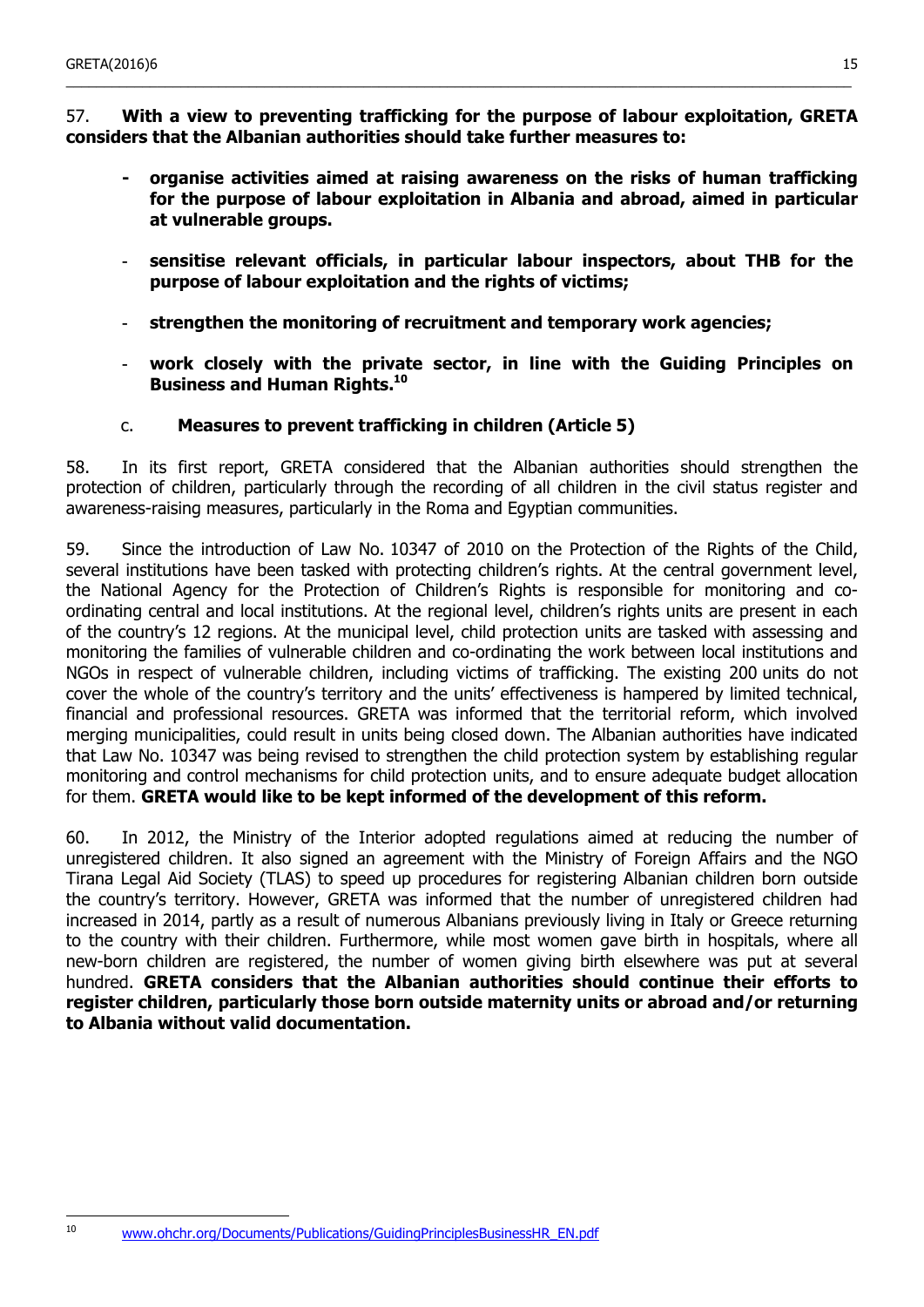57. **With a view to preventing trafficking for the purpose of labour exploitation, GRETA considers that the Albanian authorities should take further measures to:**

- **organise activities aimed at raising awareness on the risks of human trafficking for the purpose of labour exploitation in Albania and abroad, aimed in particular at vulnerable groups.**
- **sensitise relevant officials, in particular labour inspectors, about THB for the purpose of labour exploitation and the rights of victims;**
- **strengthen the monitoring of recruitment and temporary work agencies;**
- **work closely with the private sector, in line with the Guiding Principles on Business and Human Rights.**[10]

### c. Measures to prevent trafficking in children (Article 5)

58. In its first report, GRETA considered that the Albanian authorities should strengthen the protection of children, particularly through the recording of all children in the civil status register and awareness-raising measures, particularly in the Roma and Egyptian communities.

59. Since the introduction of Law No. 10347 of 2010 on the Protection of the Rights of the Child, several institutions have been tasked with protecting children's rights. At the central government level, the National Agency for the Protection of Children's Rights is responsible for monitoring and co-ordinating central and local institutions. At the regional level, children's rights units are present in each of the country's 12 regions. At the municipal level, child protection units are tasked with assessing and monitoring the families of vulnerable children and co-ordinating the work between local institutions and NGOs in respect of vulnerable children, including victims of trafficking. The existing 200 units do not cover the whole of the country's territory and the units' effectiveness is hampered by limited technical, financial and professional resources. GRETA was informed that the territorial reform, which involved merging municipalities, could result in units being closed down. The Albanian authorities have indicated that Law No. 10347 was being revised to strengthen the child protection system by establishing regular monitoring and control mechanisms for child protection units, and to ensure adequate budget allocation for them. **GRETA would like to be kept informed of the development of this reform.**

60. In 2012, the Ministry of the Interior adopted regulations aimed at reducing the number of unregistered children. It also signed an agreement with the Ministry of Foreign Affairs and the NGO Tirana Legal Aid Society (TLAS) to speed up procedures for registering Albanian children born outside the country's territory. However, GRETA was informed that the number of unregistered children had increased in 2014, partly as a result of numerous Albanians previously living in Italy or Greece returning to the country with their children. Furthermore, while most women gave birth in hospitals, where all new-born children are registered, the number of women giving birth elsewhere was put at several hundred. **GRETA considers that the Albanian authorities should continue their efforts to register children, particularly those born outside maternity units or abroad and/or returning to Albania without valid documentation.**

---

[10] www.ohchr.org/Documents/Publications/GuidingPrinciplesBusinessHR_EN.pdf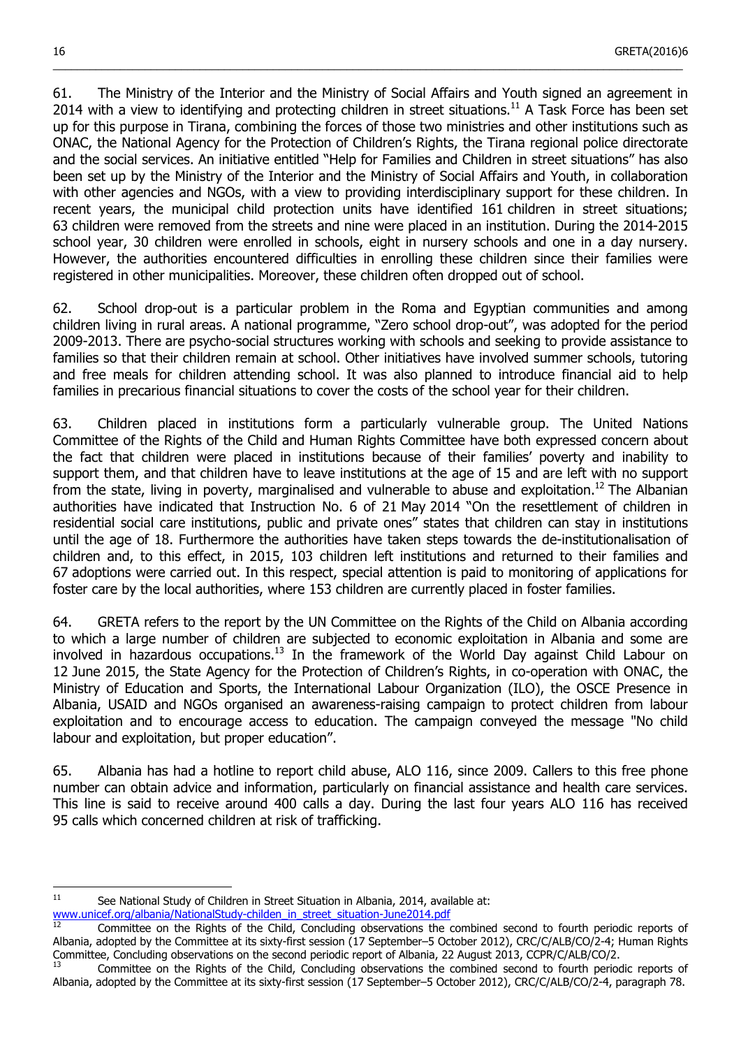61. The Ministry of the Interior and the Ministry of Social Affairs and Youth signed an agreement in 2014 with a view to identifying and protecting children in street situations.[11] A Task Force has been set up for this purpose in Tirana, combining the forces of those two ministries and other institutions such as ONAC, the National Agency for the Protection of Children's Rights, the Tirana regional police directorate and the social services. An initiative entitled "Help for Families and Children in street situations" has also been set up by the Ministry of the Interior and the Ministry of Social Affairs and Youth, in collaboration with other agencies and NGOs, with a view to providing interdisciplinary support for these children. In recent years, the municipal child protection units have identified 161 children in street situations; 63 children were removed from the streets and nine were placed in an institution. During the 2014-2015 school year, 30 children were enrolled in schools, eight in nursery schools and one in a day nursery. However, the authorities encountered difficulties in enrolling these children since their families were registered in other municipalities. Moreover, these children often dropped out of school.

62. School drop-out is a particular problem in the Roma and Egyptian communities and among children living in rural areas. A national programme, "Zero school drop-out", was adopted for the period 2009-2013. There are psycho-social structures working with schools and seeking to provide assistance to families so that their children remain at school. Other initiatives have involved summer schools, tutoring and free meals for children attending school. It was also planned to introduce financial aid to help families in precarious financial situations to cover the costs of the school year for their children.

63. Children placed in institutions form a particularly vulnerable group. The United Nations Committee of the Rights of the Child and Human Rights Committee have both expressed concern about the fact that children were placed in institutions because of their families' poverty and inability to support them, and that children have to leave institutions at the age of 15 and are left with no support from the state, living in poverty, marginalised and vulnerable to abuse and exploitation.[12] The Albanian authorities have indicated that Instruction No. 6 of 21 May 2014 "On the resettlement of children in residential social care institutions, public and private ones" states that children can stay in institutions until the age of 18. Furthermore the authorities have taken steps towards the de-institutionalisation of children and, to this effect, in 2015, 103 children left institutions and returned to their families and 67 adoptions were carried out. In this respect, special attention is paid to monitoring of applications for foster care by the local authorities, where 153 children are currently placed in foster families.

64. GRETA refers to the report by the UN Committee on the Rights of the Child on Albania according to which a large number of children are subjected to economic exploitation in Albania and some are involved in hazardous occupations.[13] In the framework of the World Day against Child Labour on 12 June 2015, the State Agency for the Protection of Children's Rights, in co-operation with ONAC, the Ministry of Education and Sports, the International Labour Organization (ILO), the OSCE Presence in Albania, USAID and NGOs organised an awareness-raising campaign to protect children from labour exploitation and to encourage access to education. The campaign conveyed the message "No child labour and exploitation, but proper education".

65. Albania has had a hotline to report child abuse, ALO 116, since 2009. Callers to this free phone number can obtain advice and information, particularly on financial assistance and health care services. This line is said to receive around 400 calls a day. During the last four years ALO 116 has received 95 calls which concerned children at risk of trafficking.

---

[11] See National Study of Children in Street Situation in Albania, 2014, available at: www.unicef.org/albania/NationalStudy-childen_in_street_situation-June2014.pdf

[12] Committee on the Rights of the Child, Concluding observations the combined second to fourth periodic reports of Albania, adopted by the Committee at its sixty-first session (17 September–5 October 2012), CRC/C/ALB/CO/2-4; Human Rights Committee, Concluding observations on the second periodic report of Albania, 22 August 2013, CCPR/C/ALB/CO/2.

[13] Committee on the Rights of the Child, Concluding observations the combined second to fourth periodic reports of Albania, adopted by the Committee at its sixty-first session (17 September–5 October 2012), CRC/C/ALB/CO/2-4, paragraph 78.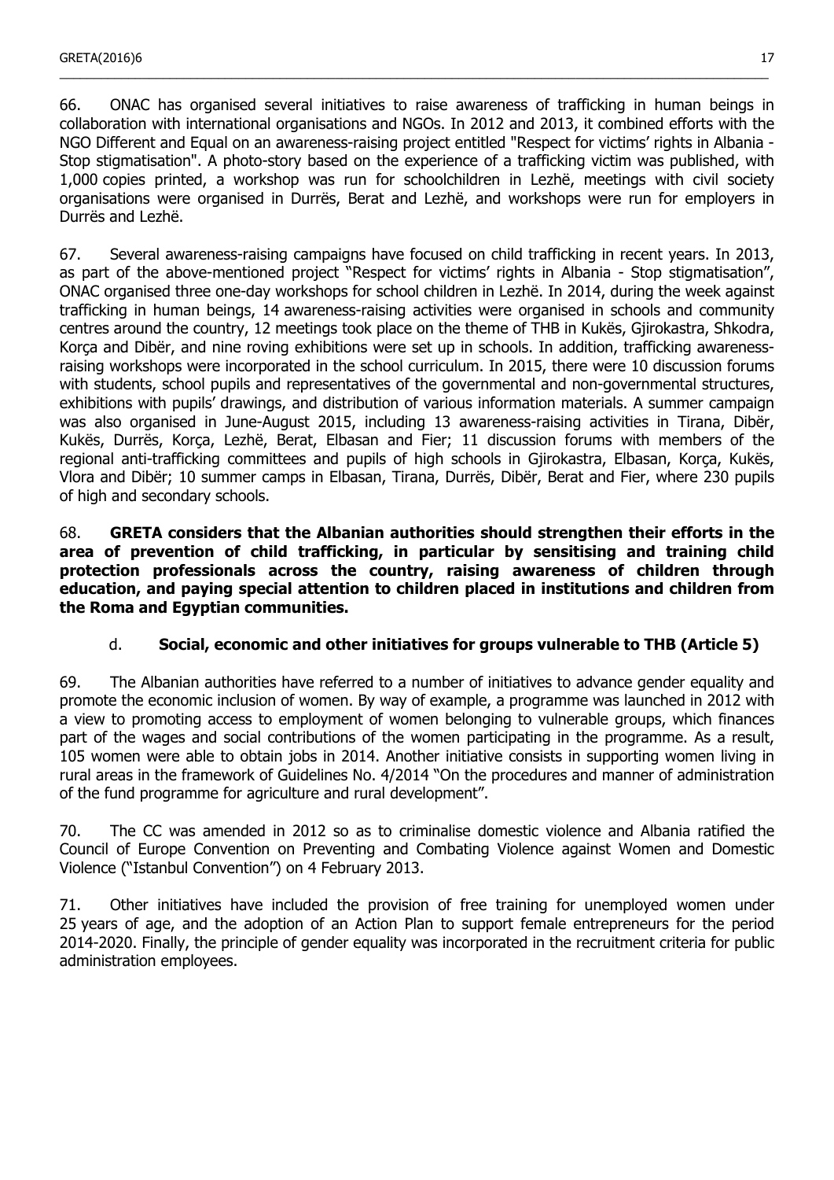66. ONAC has organised several initiatives to raise awareness of trafficking in human beings in collaboration with international organisations and NGOs. In 2012 and 2013, it combined efforts with the NGO Different and Equal on an awareness-raising project entitled "Respect for victims' rights in Albania - Stop stigmatisation". A photo-story based on the experience of a trafficking victim was published, with 1,000 copies printed, a workshop was run for schoolchildren in Lezhë, meetings with civil society organisations were organised in Durrës, Berat and Lezhë, and workshops were run for employers in Durrës and Lezhë.

67. Several awareness-raising campaigns have focused on child trafficking in recent years. In 2013, as part of the above-mentioned project "Respect for victims' rights in Albania - Stop stigmatisation", ONAC organised three one-day workshops for school children in Lezhë. In 2014, during the week against trafficking in human beings, 14 awareness-raising activities were organised in schools and community centres around the country, 12 meetings took place on the theme of THB in Kukës, Gjirokastra, Shkodra, Korça and Dibër, and nine roving exhibitions were set up in schools. In addition, trafficking awareness-raising workshops were incorporated in the school curriculum. In 2015, there were 10 discussion forums with students, school pupils and representatives of the governmental and non-governmental structures, exhibitions with pupils' drawings, and distribution of various information materials. A summer campaign was also organised in June-August 2015, including 13 awareness-raising activities in Tirana, Dibër, Kukës, Durrës, Korça, Lezhë, Berat, Elbasan and Fier; 11 discussion forums with members of the regional anti-trafficking committees and pupils of high schools in Gjirokastra, Elbasan, Korça, Kukës, Vlora and Dibër; 10 summer camps in Elbasan, Tirana, Durrës, Dibër, Berat and Fier, where 230 pupils of high and secondary schools.

68. **GRETA considers that the Albanian authorities should strengthen their efforts in the area of prevention of child trafficking, in particular by sensitising and training child protection professionals across the country, raising awareness of children through education, and paying special attention to children placed in institutions and children from the Roma and Egyptian communities.**

### d. Social, economic and other initiatives for groups vulnerable to THB (Article 5)

69. The Albanian authorities have referred to a number of initiatives to advance gender equality and promote the economic inclusion of women. By way of example, a programme was launched in 2012 with a view to promoting access to employment of women belonging to vulnerable groups, which finances part of the wages and social contributions of the women participating in the programme. As a result, 105 women were able to obtain jobs in 2014. Another initiative consists in supporting women living in rural areas in the framework of Guidelines No. 4/2014 "On the procedures and manner of administration of the fund programme for agriculture and rural development".

70. The CC was amended in 2012 so as to criminalise domestic violence and Albania ratified the Council of Europe Convention on Preventing and Combating Violence against Women and Domestic Violence ("Istanbul Convention") on 4 February 2013.

71. Other initiatives have included the provision of free training for unemployed women under 25 years of age, and the adoption of an Action Plan to support female entrepreneurs for the period 2014-2020. Finally, the principle of gender equality was incorporated in the recruitment criteria for public administration employees.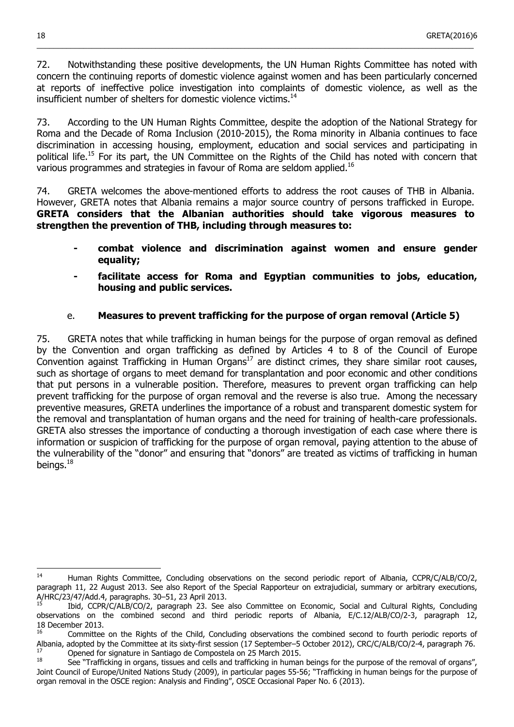72. Notwithstanding these positive developments, the UN Human Rights Committee has noted with concern the continuing reports of domestic violence against women and has been particularly concerned at reports of ineffective police investigation into complaints of domestic violence, as well as the insufficient number of shelters for domestic violence victims.[14]

73. According to the UN Human Rights Committee, despite the adoption of the National Strategy for Roma and the Decade of Roma Inclusion (2010-2015), the Roma minority in Albania continues to face discrimination in accessing housing, employment, education and social services and participating in political life.[15] For its part, the UN Committee on the Rights of the Child has noted with concern that various programmes and strategies in favour of Roma are seldom applied.[16]

74. GRETA welcomes the above-mentioned efforts to address the root causes of THB in Albania. However, GRETA notes that Albania remains a major source country of persons trafficked in Europe. **GRETA considers that the Albanian authorities should take vigorous measures to strengthen the prevention of THB, including through measures to:**

- **combat violence and discrimination against women and ensure gender equality;**
- **facilitate access for Roma and Egyptian communities to jobs, education, housing and public services.**

### e. Measures to prevent trafficking for the purpose of organ removal (Article 5)

75. GRETA notes that while trafficking in human beings for the purpose of organ removal as defined by the Convention and organ trafficking as defined by Articles 4 to 8 of the Council of Europe Convention against Trafficking in Human Organs[17] are distinct crimes, they share similar root causes, such as shortage of organs to meet demand for transplantation and poor economic and other conditions that put persons in a vulnerable position. Therefore, measures to prevent organ trafficking can help prevent trafficking for the purpose of organ removal and the reverse is also true. Among the necessary preventive measures, GRETA underlines the importance of a robust and transparent domestic system for the removal and transplantation of human organs and the need for training of health-care professionals. GRETA also stresses the importance of conducting a thorough investigation of each case where there is information or suspicion of trafficking for the purpose of organ removal, paying attention to the abuse of the vulnerability of the "donor" and ensuring that "donors" are treated as victims of trafficking in human beings.[18]

---

[14] Human Rights Committee, Concluding observations on the second periodic report of Albania, CCPR/C/ALB/CO/2, paragraph 11, 22 August 2013. See also Report of the Special Rapporteur on extrajudicial, summary or arbitrary executions, A/HRC/23/47/Add.4, paragraphs. 30–51, 23 April 2013.

[15] Ibid, CCPR/C/ALB/CO/2, paragraph 23. See also Committee on Economic, Social and Cultural Rights, Concluding observations on the combined second and third periodic reports of Albania, E/C.12/ALB/CO/2-3, paragraph 12, 18 December 2013.

[16] Committee on the Rights of the Child, Concluding observations the combined second to fourth periodic reports of Albania, adopted by the Committee at its sixty-first session (17 September–5 October 2012), CRC/C/ALB/CO/2-4, paragraph 76.

[17] Opened for signature in Santiago de Compostela on 25 March 2015.

[18] See "Trafficking in organs, tissues and cells and trafficking in human beings for the purpose of the removal of organs", Joint Council of Europe/United Nations Study (2009), in particular pages 55-56; "Trafficking in human beings for the purpose of organ removal in the OSCE region: Analysis and Finding", OSCE Occasional Paper No. 6 (2013).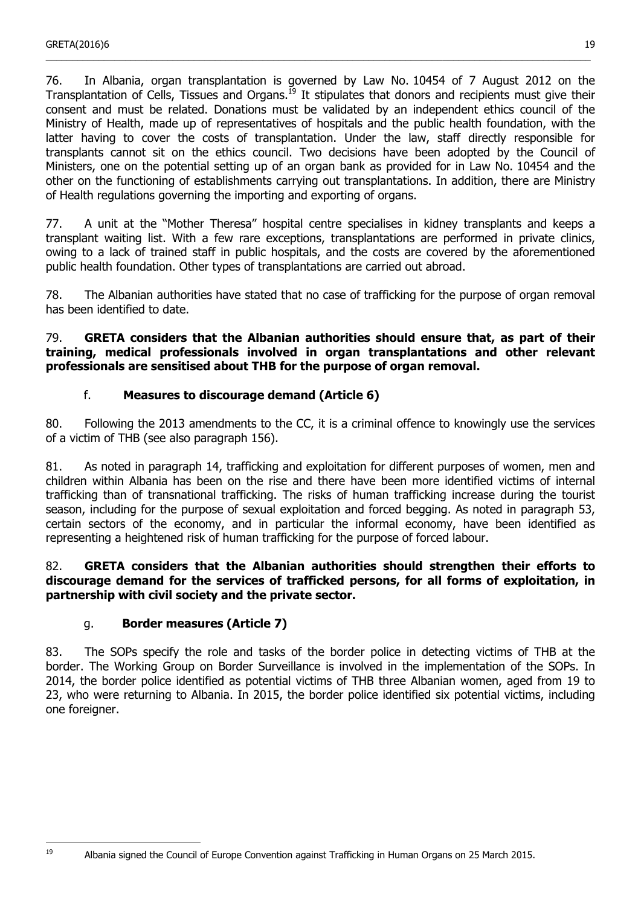76. In Albania, organ transplantation is governed by Law No. 10454 of 7 August 2012 on the Transplantation of Cells, Tissues and Organs.[19] It stipulates that donors and recipients must give their consent and must be related. Donations must be validated by an independent ethics council of the Ministry of Health, made up of representatives of hospitals and the public health foundation, with the latter having to cover the costs of transplantation. Under the law, staff directly responsible for transplants cannot sit on the ethics council. Two decisions have been adopted by the Council of Ministers, one on the potential setting up of an organ bank as provided for in Law No. 10454 and the other on the functioning of establishments carrying out transplantations. In addition, there are Ministry of Health regulations governing the importing and exporting of organs.

77. A unit at the "Mother Theresa" hospital centre specialises in kidney transplants and keeps a transplant waiting list. With a few rare exceptions, transplantations are performed in private clinics, owing to a lack of trained staff in public hospitals, and the costs are covered by the aforementioned public health foundation. Other types of transplantations are carried out abroad.

78. The Albanian authorities have stated that no case of trafficking for the purpose of organ removal has been identified to date.

79. **GRETA considers that the Albanian authorities should ensure that, as part of their training, medical professionals involved in organ transplantations and other relevant professionals are sensitised about THB for the purpose of organ removal.**

### f. Measures to discourage demand (Article 6)

80. Following the 2013 amendments to the CC, it is a criminal offence to knowingly use the services of a victim of THB (see also paragraph 156).

81. As noted in paragraph 14, trafficking and exploitation for different purposes of women, men and children within Albania has been on the rise and there have been more identified victims of internal trafficking than of transnational trafficking. The risks of human trafficking increase during the tourist season, including for the purpose of sexual exploitation and forced begging. As noted in paragraph 53, certain sectors of the economy, and in particular the informal economy, have been identified as representing a heightened risk of human trafficking for the purpose of forced labour.

82. **GRETA considers that the Albanian authorities should strengthen their efforts to discourage demand for the services of trafficked persons, for all forms of exploitation, in partnership with civil society and the private sector.**

### g. Border measures (Article 7)

83. The SOPs specify the role and tasks of the border police in detecting victims of THB at the border. The Working Group on Border Surveillance is involved in the implementation of the SOPs. In 2014, the border police identified as potential victims of THB three Albanian women, aged from 19 to 23, who were returning to Albania. In 2015, the border police identified six potential victims, including one foreigner.

---

[19] Albania signed the Council of Europe Convention against Trafficking in Human Organs on 25 March 2015.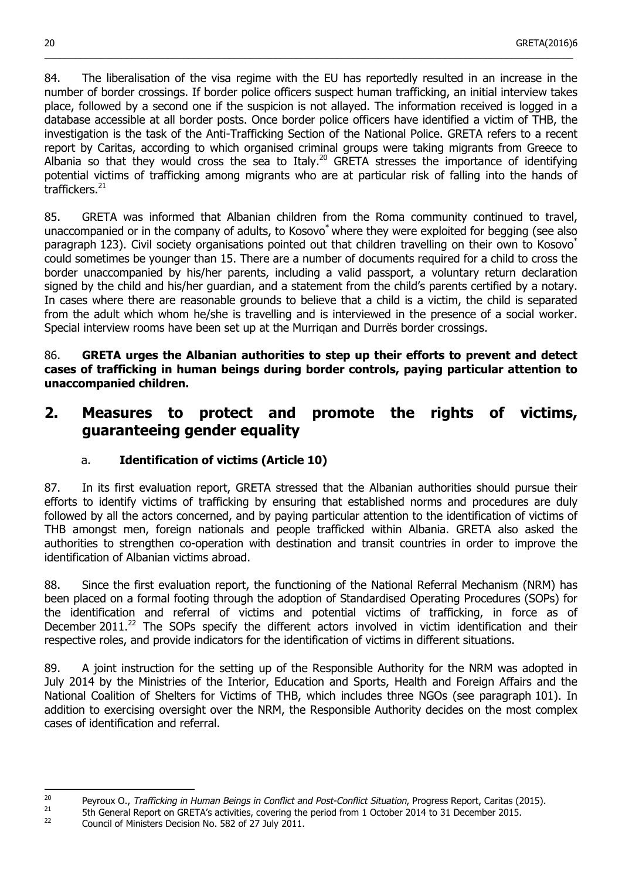84. The liberalisation of the visa regime with the EU has reportedly resulted in an increase in the number of border crossings. If border police officers suspect human trafficking, an initial interview takes place, followed by a second one if the suspicion is not allayed. The information received is logged in a database accessible at all border posts. Once border police officers have identified a victim of THB, the investigation is the task of the Anti-Trafficking Section of the National Police. GRETA refers to a recent report by Caritas, according to which organised criminal groups were taking migrants from Greece to Albania so that they would cross the sea to Italy.[20] GRETA stresses the importance of identifying potential victims of trafficking among migrants who are at particular risk of falling into the hands of traffickers.[21]

85. GRETA was informed that Albanian children from the Roma community continued to travel, unaccompanied or in the company of adults, to Kosovo* where they were exploited for begging (see also paragraph 123). Civil society organisations pointed out that children travelling on their own to Kosovo* could sometimes be younger than 15. There are a number of documents required for a child to cross the border unaccompanied by his/her parents, including a valid passport, a voluntary return declaration signed by the child and his/her guardian, and a statement from the child's parents certified by a notary. In cases where there are reasonable grounds to believe that a child is a victim, the child is separated from the adult which whom he/she is travelling and is interviewed in the presence of a social worker. Special interview rooms have been set up at the Murriqan and Durrës border crossings.

86. **GRETA urges the Albanian authorities to step up their efforts to prevent and detect cases of trafficking in human beings during border controls, paying particular attention to unaccompanied children.**

## 2. Measures to protect and promote the rights of victims, guaranteeing gender equality

### a. Identification of victims (Article 10)

87. In its first evaluation report, GRETA stressed that the Albanian authorities should pursue their efforts to identify victims of trafficking by ensuring that established norms and procedures are duly followed by all the actors concerned, and by paying particular attention to the identification of victims of THB amongst men, foreign nationals and people trafficked within Albania. GRETA also asked the authorities to strengthen co-operation with destination and transit countries in order to improve the identification of Albanian victims abroad.

88. Since the first evaluation report, the functioning of the National Referral Mechanism (NRM) has been placed on a formal footing through the adoption of Standardised Operating Procedures (SOPs) for the identification and referral of victims and potential victims of trafficking, in force as of December 2011.[22] The SOPs specify the different actors involved in victim identification and their respective roles, and provide indicators for the identification of victims in different situations.

89. A joint instruction for the setting up of the Responsible Authority for the NRM was adopted in July 2014 by the Ministries of the Interior, Education and Sports, Health and Foreign Affairs and the National Coalition of Shelters for Victims of THB, which includes three NGOs (see paragraph 101). In addition to exercising oversight over the NRM, the Responsible Authority decides on the most complex cases of identification and referral.

---

[20] Peyroux O., *Trafficking in Human Beings in Conflict and Post-Conflict Situation*, Progress Report, Caritas (2015).

[21] 5th General Report on GRETA's activities, covering the period from 1 October 2014 to 31 December 2015.

[22] Council of Ministers Decision No. 582 of 27 July 2011.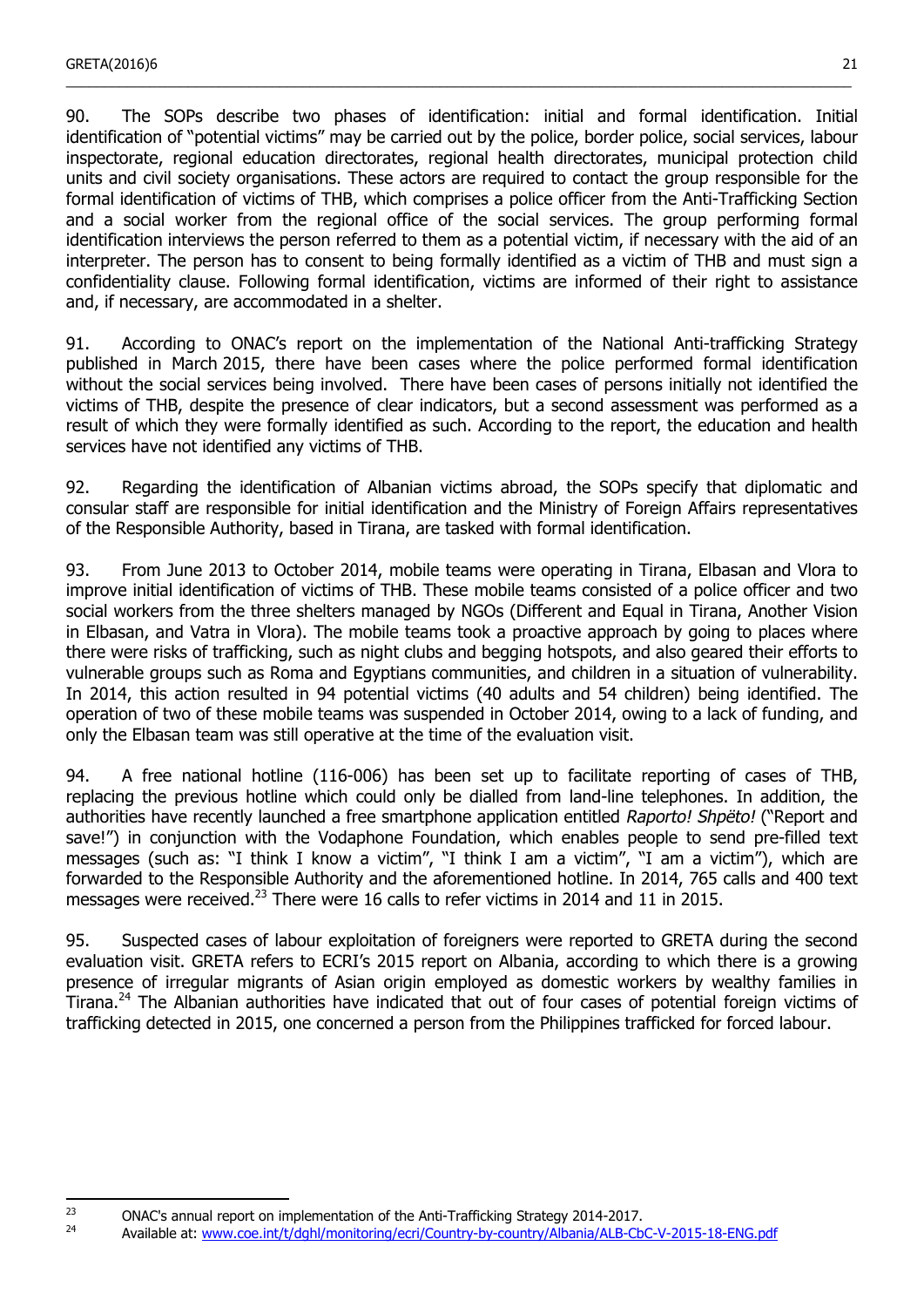90. The SOPs describe two phases of identification: initial and formal identification. Initial identification of "potential victims" may be carried out by the police, border police, social services, labour inspectorate, regional education directorates, regional health directorates, municipal protection child units and civil society organisations. These actors are required to contact the group responsible for the formal identification of victims of THB, which comprises a police officer from the Anti-Trafficking Section and a social worker from the regional office of the social services. The group performing formal identification interviews the person referred to them as a potential victim, if necessary with the aid of an interpreter. The person has to consent to being formally identified as a victim of THB and must sign a confidentiality clause. Following formal identification, victims are informed of their right to assistance and, if necessary, are accommodated in a shelter.

91. According to ONAC's report on the implementation of the National Anti-trafficking Strategy published in March 2015, there have been cases where the police performed formal identification without the social services being involved. There have been cases of persons initially not identified the victims of THB, despite the presence of clear indicators, but a second assessment was performed as a result of which they were formally identified as such. According to the report, the education and health services have not identified any victims of THB.

92. Regarding the identification of Albanian victims abroad, the SOPs specify that diplomatic and consular staff are responsible for initial identification and the Ministry of Foreign Affairs representatives of the Responsible Authority, based in Tirana, are tasked with formal identification.

93. From June 2013 to October 2014, mobile teams were operating in Tirana, Elbasan and Vlora to improve initial identification of victims of THB. These mobile teams consisted of a police officer and two social workers from the three shelters managed by NGOs (Different and Equal in Tirana, Another Vision in Elbasan, and Vatra in Vlora). The mobile teams took a proactive approach by going to places where there were risks of trafficking, such as night clubs and begging hotspots, and also geared their efforts to vulnerable groups such as Roma and Egyptians communities, and children in a situation of vulnerability. In 2014, this action resulted in 94 potential victims (40 adults and 54 children) being identified. The operation of two of these mobile teams was suspended in October 2014, owing to a lack of funding, and only the Elbasan team was still operative at the time of the evaluation visit.

94. A free national hotline (116-006) has been set up to facilitate reporting of cases of THB, replacing the previous hotline which could only be dialled from land-line telephones. In addition, the authorities have recently launched a free smartphone application entitled *Raporto! Shpëto!* ("Report and save!") in conjunction with the Vodaphone Foundation, which enables people to send pre-filled text messages (such as: "I think I know a victim", "I think I am a victim", "I am a victim"), which are forwarded to the Responsible Authority and the aforementioned hotline. In 2014, 765 calls and 400 text messages were received.[23] There were 16 calls to refer victims in 2014 and 11 in 2015.

95. Suspected cases of labour exploitation of foreigners were reported to GRETA during the second evaluation visit. GRETA refers to ECRI's 2015 report on Albania, according to which there is a growing presence of irregular migrants of Asian origin employed as domestic workers by wealthy families in Tirana.[24] The Albanian authorities have indicated that out of four cases of potential foreign victims of trafficking detected in 2015, one concerned a person from the Philippines trafficked for forced labour.

---

[23] ONAC's annual report on implementation of the Anti-Trafficking Strategy 2014-2017.

[24] Available at: www.coe.int/t/dghl/monitoring/ecri/Country-by-country/Albania/ALB-CbC-V-2015-18-ENG.pdf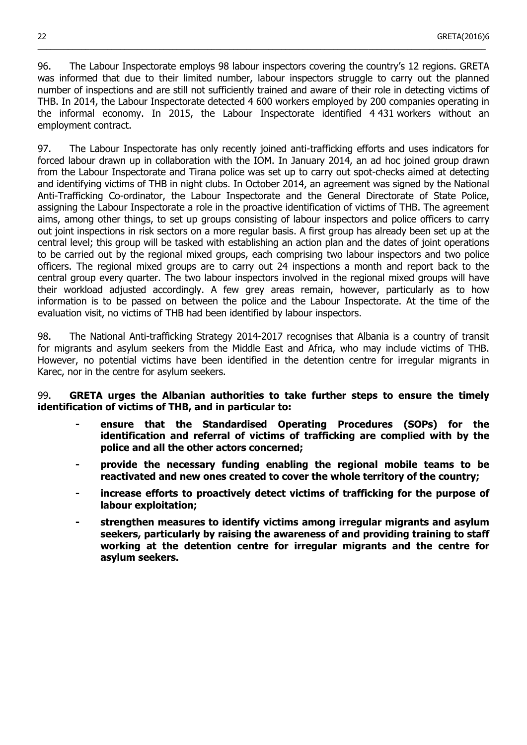96. The Labour Inspectorate employs 98 labour inspectors covering the country's 12 regions. GRETA was informed that due to their limited number, labour inspectors struggle to carry out the planned number of inspections and are still not sufficiently trained and aware of their role in detecting victims of THB. In 2014, the Labour Inspectorate detected 4 600 workers employed by 200 companies operating in the informal economy. In 2015, the Labour Inspectorate identified 4 431 workers without an employment contract.

97. The Labour Inspectorate has only recently joined anti-trafficking efforts and uses indicators for forced labour drawn up in collaboration with the IOM. In January 2014, an ad hoc joined group drawn from the Labour Inspectorate and Tirana police was set up to carry out spot-checks aimed at detecting and identifying victims of THB in night clubs. In October 2014, an agreement was signed by the National Anti-Trafficking Co-ordinator, the Labour Inspectorate and the General Directorate of State Police, assigning the Labour Inspectorate a role in the proactive identification of victims of THB. The agreement aims, among other things, to set up groups consisting of labour inspectors and police officers to carry out joint inspections in risk sectors on a more regular basis. A first group has already been set up at the central level; this group will be tasked with establishing an action plan and the dates of joint operations to be carried out by the regional mixed groups, each comprising two labour inspectors and two police officers. The regional mixed groups are to carry out 24 inspections a month and report back to the central group every quarter. The two labour inspectors involved in the regional mixed groups will have their workload adjusted accordingly. A few grey areas remain, however, particularly as to how information is to be passed on between the police and the Labour Inspectorate. At the time of the evaluation visit, no victims of THB had been identified by labour inspectors.

98. The National Anti-trafficking Strategy 2014-2017 recognises that Albania is a country of transit for migrants and asylum seekers from the Middle East and Africa, who may include victims of THB. However, no potential victims have been identified in the detention centre for irregular migrants in Karec, nor in the centre for asylum seekers.

99. **GRETA urges the Albanian authorities to take further steps to ensure the timely identification of victims of THB, and in particular to:**

- **ensure that the Standardised Operating Procedures (SOPs) for the identification and referral of victims of trafficking are complied with by the police and all the other actors concerned;**
- **provide the necessary funding enabling the regional mobile teams to be reactivated and new ones created to cover the whole territory of the country;**
- **increase efforts to proactively detect victims of trafficking for the purpose of labour exploitation;**
- **strengthen measures to identify victims among irregular migrants and asylum seekers, particularly by raising the awareness of and providing training to staff working at the detention centre for irregular migrants and the centre for asylum seekers.**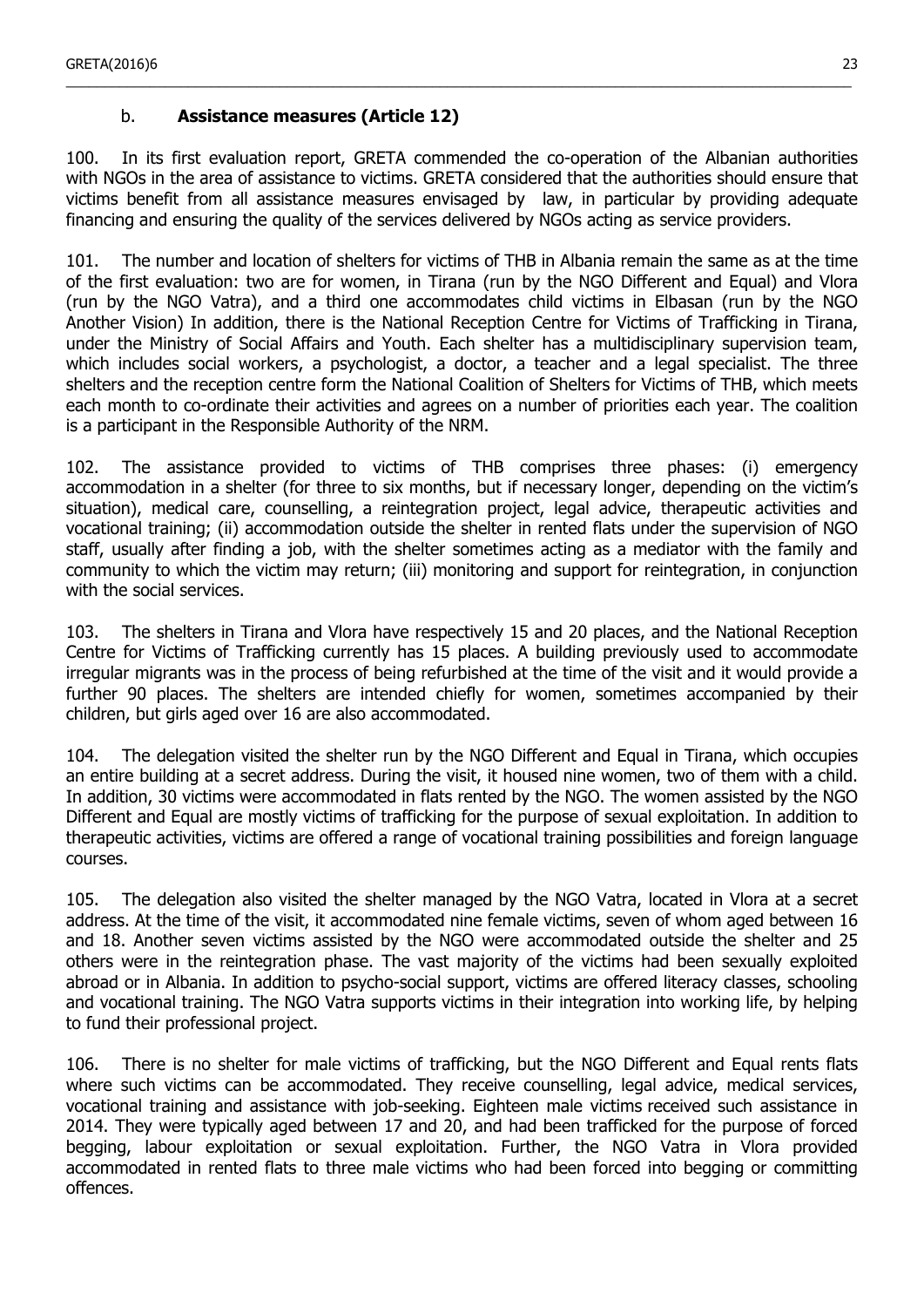### b. **Assistance measures (Article 12)**

100. In its first evaluation report, GRETA commended the co-operation of the Albanian authorities with NGOs in the area of assistance to victims. GRETA considered that the authorities should ensure that victims benefit from all assistance measures envisaged by law, in particular by providing adequate financing and ensuring the quality of the services delivered by NGOs acting as service providers.

101. The number and location of shelters for victims of THB in Albania remain the same as at the time of the first evaluation: two are for women, in Tirana (run by the NGO Different and Equal) and Vlora (run by the NGO Vatra), and a third one accommodates child victims in Elbasan (run by the NGO Another Vision) In addition, there is the National Reception Centre for Victims of Trafficking in Tirana, under the Ministry of Social Affairs and Youth. Each shelter has a multidisciplinary supervision team, which includes social workers, a psychologist, a doctor, a teacher and a legal specialist. The three shelters and the reception centre form the National Coalition of Shelters for Victims of THB, which meets each month to co-ordinate their activities and agrees on a number of priorities each year. The coalition is a participant in the Responsible Authority of the NRM.

102. The assistance provided to victims of THB comprises three phases: (i) emergency accommodation in a shelter (for three to six months, but if necessary longer, depending on the victim's situation), medical care, counselling, a reintegration project, legal advice, therapeutic activities and vocational training; (ii) accommodation outside the shelter in rented flats under the supervision of NGO staff, usually after finding a job, with the shelter sometimes acting as a mediator with the family and community to which the victim may return; (iii) monitoring and support for reintegration, in conjunction with the social services.

103. The shelters in Tirana and Vlora have respectively 15 and 20 places, and the National Reception Centre for Victims of Trafficking currently has 15 places. A building previously used to accommodate irregular migrants was in the process of being refurbished at the time of the visit and it would provide a further 90 places. The shelters are intended chiefly for women, sometimes accompanied by their children, but girls aged over 16 are also accommodated.

104. The delegation visited the shelter run by the NGO Different and Equal in Tirana, which occupies an entire building at a secret address. During the visit, it housed nine women, two of them with a child. In addition, 30 victims were accommodated in flats rented by the NGO. The women assisted by the NGO Different and Equal are mostly victims of trafficking for the purpose of sexual exploitation. In addition to therapeutic activities, victims are offered a range of vocational training possibilities and foreign language courses.

105. The delegation also visited the shelter managed by the NGO Vatra, located in Vlora at a secret address. At the time of the visit, it accommodated nine female victims, seven of whom aged between 16 and 18. Another seven victims assisted by the NGO were accommodated outside the shelter and 25 others were in the reintegration phase. The vast majority of the victims had been sexually exploited abroad or in Albania. In addition to psycho-social support, victims are offered literacy classes, schooling and vocational training. The NGO Vatra supports victims in their integration into working life, by helping to fund their professional project.

106. There is no shelter for male victims of trafficking, but the NGO Different and Equal rents flats where such victims can be accommodated. They receive counselling, legal advice, medical services, vocational training and assistance with job-seeking. Eighteen male victims received such assistance in 2014. They were typically aged between 17 and 20, and had been trafficked for the purpose of forced begging, labour exploitation or sexual exploitation. Further, the NGO Vatra in Vlora provided accommodated in rented flats to three male victims who had been forced into begging or committing offences.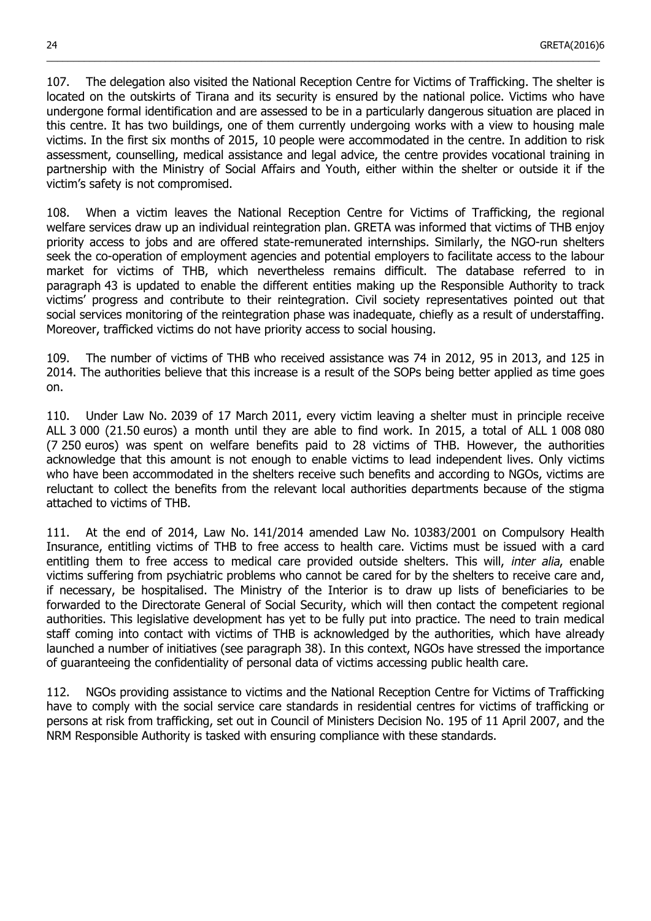107. The delegation also visited the National Reception Centre for Victims of Trafficking. The shelter is located on the outskirts of Tirana and its security is ensured by the national police. Victims who have undergone formal identification and are assessed to be in a particularly dangerous situation are placed in this centre. It has two buildings, one of them currently undergoing works with a view to housing male victims. In the first six months of 2015, 10 people were accommodated in the centre. In addition to risk assessment, counselling, medical assistance and legal advice, the centre provides vocational training in partnership with the Ministry of Social Affairs and Youth, either within the shelter or outside it if the victim's safety is not compromised.

108. When a victim leaves the National Reception Centre for Victims of Trafficking, the regional welfare services draw up an individual reintegration plan. GRETA was informed that victims of THB enjoy priority access to jobs and are offered state-remunerated internships. Similarly, the NGO-run shelters seek the co-operation of employment agencies and potential employers to facilitate access to the labour market for victims of THB, which nevertheless remains difficult. The database referred to in paragraph 43 is updated to enable the different entities making up the Responsible Authority to track victims' progress and contribute to their reintegration. Civil society representatives pointed out that social services monitoring of the reintegration phase was inadequate, chiefly as a result of understaffing. Moreover, trafficked victims do not have priority access to social housing.

109. The number of victims of THB who received assistance was 74 in 2012, 95 in 2013, and 125 in 2014. The authorities believe that this increase is a result of the SOPs being better applied as time goes on.

110. Under Law No. 2039 of 17 March 2011, every victim leaving a shelter must in principle receive ALL 3 000 (21.50 euros) a month until they are able to find work. In 2015, a total of ALL 1 008 080 (7 250 euros) was spent on welfare benefits paid to 28 victims of THB. However, the authorities acknowledge that this amount is not enough to enable victims to lead independent lives. Only victims who have been accommodated in the shelters receive such benefits and according to NGOs, victims are reluctant to collect the benefits from the relevant local authorities departments because of the stigma attached to victims of THB.

111. At the end of 2014, Law No. 141/2014 amended Law No. 10383/2001 on Compulsory Health Insurance, entitling victims of THB to free access to health care. Victims must be issued with a card entitling them to free access to medical care provided outside shelters. This will, *inter alia*, enable victims suffering from psychiatric problems who cannot be cared for by the shelters to receive care and, if necessary, be hospitalised. The Ministry of the Interior is to draw up lists of beneficiaries to be forwarded to the Directorate General of Social Security, which will then contact the competent regional authorities. This legislative development has yet to be fully put into practice. The need to train medical staff coming into contact with victims of THB is acknowledged by the authorities, which have already launched a number of initiatives (see paragraph 38). In this context, NGOs have stressed the importance of guaranteeing the confidentiality of personal data of victims accessing public health care.

112. NGOs providing assistance to victims and the National Reception Centre for Victims of Trafficking have to comply with the social service care standards in residential centres for victims of trafficking or persons at risk from trafficking, set out in Council of Ministers Decision No. 195 of 11 April 2007, and the NRM Responsible Authority is tasked with ensuring compliance with these standards.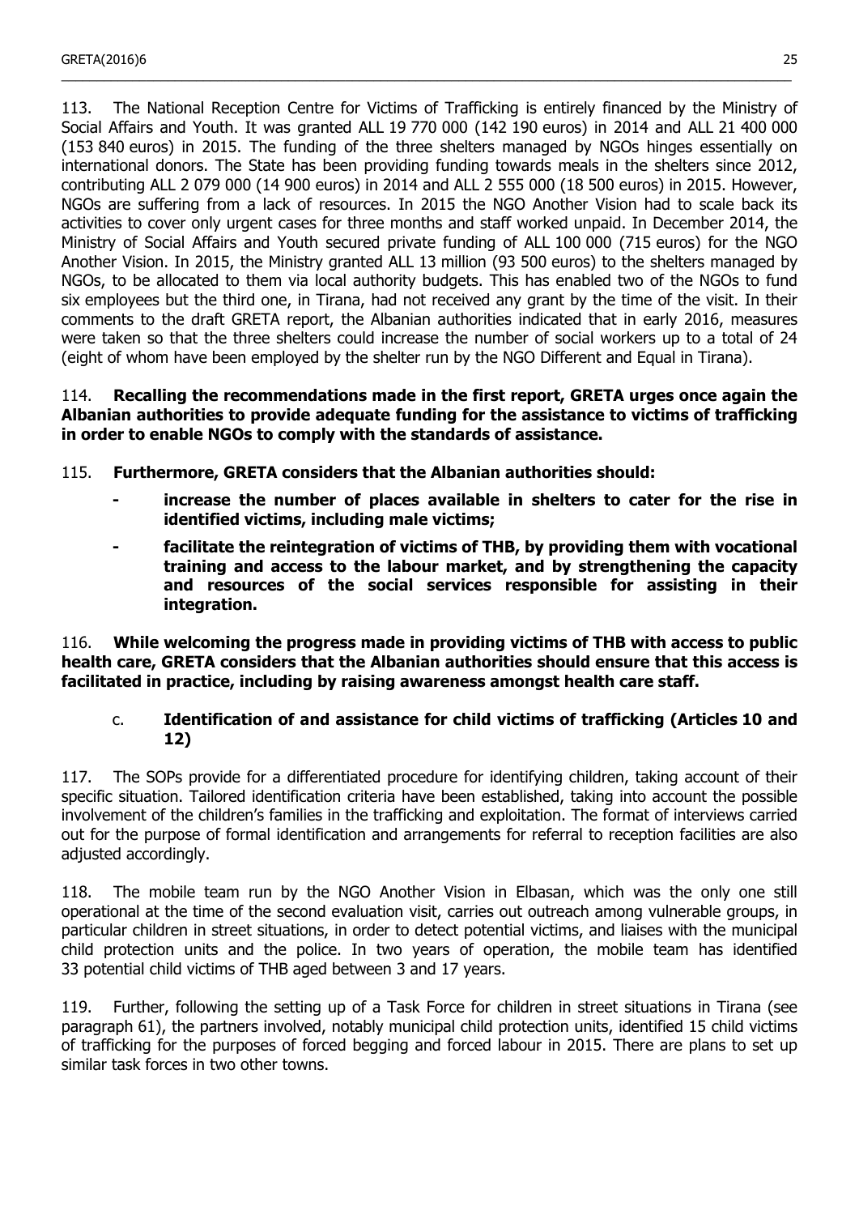113. The National Reception Centre for Victims of Trafficking is entirely financed by the Ministry of Social Affairs and Youth. It was granted ALL 19 770 000 (142 190 euros) in 2014 and ALL 21 400 000 (153 840 euros) in 2015. The funding of the three shelters managed by NGOs hinges essentially on international donors. The State has been providing funding towards meals in the shelters since 2012, contributing ALL 2 079 000 (14 900 euros) in 2014 and ALL 2 555 000 (18 500 euros) in 2015. However, NGOs are suffering from a lack of resources. In 2015 the NGO Another Vision had to scale back its activities to cover only urgent cases for three months and staff worked unpaid. In December 2014, the Ministry of Social Affairs and Youth secured private funding of ALL 100 000 (715 euros) for the NGO Another Vision. In 2015, the Ministry granted ALL 13 million (93 500 euros) to the shelters managed by NGOs, to be allocated to them via local authority budgets. This has enabled two of the NGOs to fund six employees but the third one, in Tirana, had not received any grant by the time of the visit. In their comments to the draft GRETA report, the Albanian authorities indicated that in early 2016, measures were taken so that the three shelters could increase the number of social workers up to a total of 24 (eight of whom have been employed by the shelter run by the NGO Different and Equal in Tirana).

114. **Recalling the recommendations made in the first report, GRETA urges once again the Albanian authorities to provide adequate funding for the assistance to victims of trafficking in order to enable NGOs to comply with the standards of assistance.**

115. **Furthermore, GRETA considers that the Albanian authorities should:**

- **increase the number of places available in shelters to cater for the rise in identified victims, including male victims;**
- **facilitate the reintegration of victims of THB, by providing them with vocational training and access to the labour market, and by strengthening the capacity and resources of the social services responsible for assisting in their integration.**

116. **While welcoming the progress made in providing victims of THB with access to public health care, GRETA considers that the Albanian authorities should ensure that this access is facilitated in practice, including by raising awareness amongst health care staff.**

### c. Identification of and assistance for child victims of trafficking (Articles 10 and 12)

117. The SOPs provide for a differentiated procedure for identifying children, taking account of their specific situation. Tailored identification criteria have been established, taking into account the possible involvement of the children's families in the trafficking and exploitation. The format of interviews carried out for the purpose of formal identification and arrangements for referral to reception facilities are also adjusted accordingly.

118. The mobile team run by the NGO Another Vision in Elbasan, which was the only one still operational at the time of the second evaluation visit, carries out outreach among vulnerable groups, in particular children in street situations, in order to detect potential victims, and liaises with the municipal child protection units and the police. In two years of operation, the mobile team has identified 33 potential child victims of THB aged between 3 and 17 years.

119. Further, following the setting up of a Task Force for children in street situations in Tirana (see paragraph 61), the partners involved, notably municipal child protection units, identified 15 child victims of trafficking for the purposes of forced begging and forced labour in 2015. There are plans to set up similar task forces in two other towns.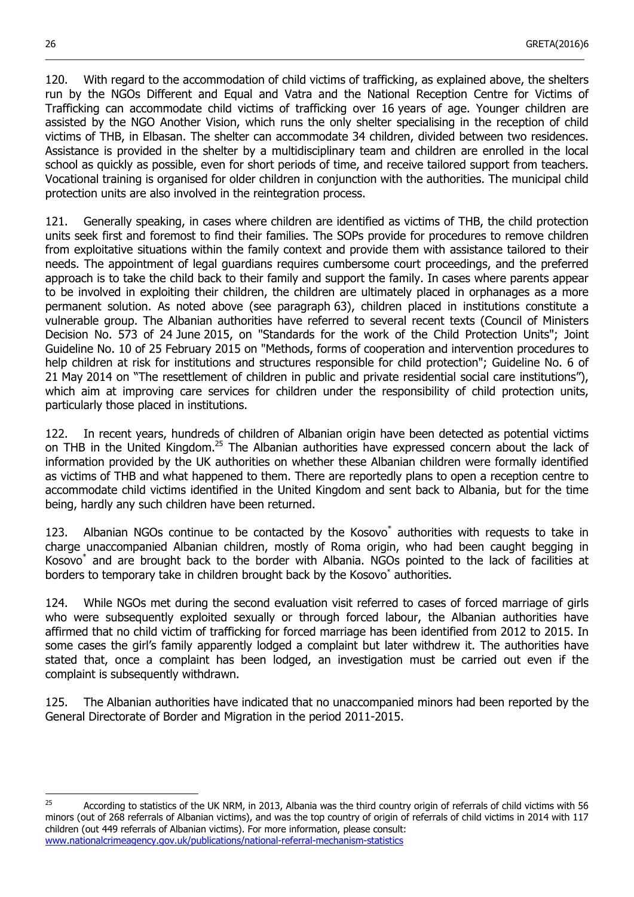120. With regard to the accommodation of child victims of trafficking, as explained above, the shelters run by the NGOs Different and Equal and Vatra and the National Reception Centre for Victims of Trafficking can accommodate child victims of trafficking over 16 years of age. Younger children are assisted by the NGO Another Vision, which runs the only shelter specialising in the reception of child victims of THB, in Elbasan. The shelter can accommodate 34 children, divided between two residences. Assistance is provided in the shelter by a multidisciplinary team and children are enrolled in the local school as quickly as possible, even for short periods of time, and receive tailored support from teachers. Vocational training is organised for older children in conjunction with the authorities. The municipal child protection units are also involved in the reintegration process.

121. Generally speaking, in cases where children are identified as victims of THB, the child protection units seek first and foremost to find their families. The SOPs provide for procedures to remove children from exploitative situations within the family context and provide them with assistance tailored to their needs. The appointment of legal guardians requires cumbersome court proceedings, and the preferred approach is to take the child back to their family and support the family. In cases where parents appear to be involved in exploiting their children, the children are ultimately placed in orphanages as a more permanent solution. As noted above (see paragraph 63), children placed in institutions constitute a vulnerable group. The Albanian authorities have referred to several recent texts (Council of Ministers Decision No. 573 of 24 June 2015, on "Standards for the work of the Child Protection Units"; Joint Guideline No. 10 of 25 February 2015 on "Methods, forms of cooperation and intervention procedures to help children at risk for institutions and structures responsible for child protection"; Guideline No. 6 of 21 May 2014 on "The resettlement of children in public and private residential social care institutions"), which aim at improving care services for children under the responsibility of child protection units, particularly those placed in institutions.

122. In recent years, hundreds of children of Albanian origin have been detected as potential victims on THB in the United Kingdom.[25] The Albanian authorities have expressed concern about the lack of information provided by the UK authorities on whether these Albanian children were formally identified as victims of THB and what happened to them. There are reportedly plans to open a reception centre to accommodate child victims identified in the United Kingdom and sent back to Albania, but for the time being, hardly any such children have been returned.

123. Albanian NGOs continue to be contacted by the Kosovo[*] authorities with requests to take in charge unaccompanied Albanian children, mostly of Roma origin, who had been caught begging in Kosovo[*] and are brought back to the border with Albania. NGOs pointed to the lack of facilities at borders to temporary take in children brought back by the Kosovo[*] authorities.

124. While NGOs met during the second evaluation visit referred to cases of forced marriage of girls who were subsequently exploited sexually or through forced labour, the Albanian authorities have affirmed that no child victim of trafficking for forced marriage has been identified from 2012 to 2015. In some cases the girl's family apparently lodged a complaint but later withdrew it. The authorities have stated that, once a complaint has been lodged, an investigation must be carried out even if the complaint is subsequently withdrawn.

125. The Albanian authorities have indicated that no unaccompanied minors had been reported by the General Directorate of Border and Migration in the period 2011-2015.

---

[25] According to statistics of the UK NRM, in 2013, Albania was the third country origin of referrals of child victims with 56 minors (out of 268 referrals of Albanian victims), and was the top country of origin of referrals of child victims in 2014 with 117 children (out 449 referrals of Albanian victims). For more information, please consult: www.nationalcrimeagency.gov.uk/publications/national-referral-mechanism-statistics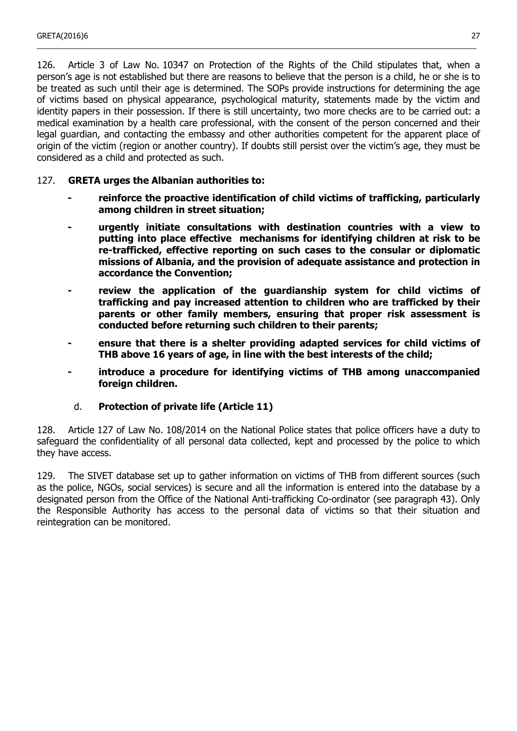126. Article 3 of Law No. 10347 on Protection of the Rights of the Child stipulates that, when a person's age is not established but there are reasons to believe that the person is a child, he or she is to be treated as such until their age is determined. The SOPs provide instructions for determining the age of victims based on physical appearance, psychological maturity, statements made by the victim and identity papers in their possession. If there is still uncertainty, two more checks are to be carried out: a medical examination by a health care professional, with the consent of the person concerned and their legal guardian, and contacting the embassy and other authorities competent for the apparent place of origin of the victim (region or another country). If doubts still persist over the victim's age, they must be considered as a child and protected as such.

127. **GRETA urges the Albanian authorities to:**

- **reinforce the proactive identification of child victims of trafficking, particularly among children in street situation;**
- **urgently initiate consultations with destination countries with a view to putting into place effective mechanisms for identifying children at risk to be re-trafficked, effective reporting on such cases to the consular or diplomatic missions of Albania, and the provision of adequate assistance and protection in accordance the Convention;**
- **review the application of the guardianship system for child victims of trafficking and pay increased attention to children who are trafficked by their parents or other family members, ensuring that proper risk assessment is conducted before returning such children to their parents;**
- **ensure that there is a shelter providing adapted services for child victims of THB above 16 years of age, in line with the best interests of the child;**
- **introduce a procedure for identifying victims of THB among unaccompanied foreign children.**

### d. Protection of private life (Article 11)

128. Article 127 of Law No. 108/2014 on the National Police states that police officers have a duty to safeguard the confidentiality of all personal data collected, kept and processed by the police to which they have access.

129. The SIVET database set up to gather information on victims of THB from different sources (such as the police, NGOs, social services) is secure and all the information is entered into the database by a designated person from the Office of the National Anti-trafficking Co-ordinator (see paragraph 43). Only the Responsible Authority has access to the personal data of victims so that their situation and reintegration can be monitored.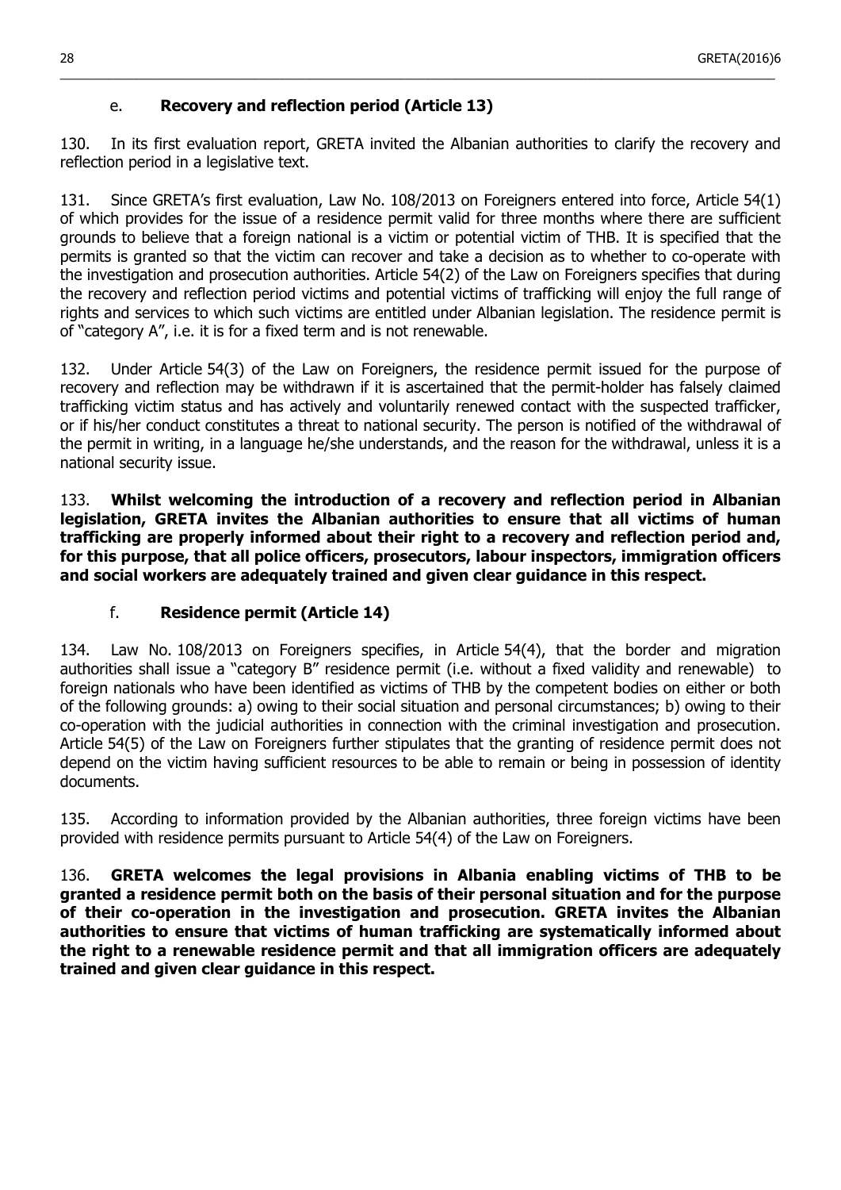### e. **Recovery and reflection period (Article 13)**

130. In its first evaluation report, GRETA invited the Albanian authorities to clarify the recovery and reflection period in a legislative text.

131. Since GRETA's first evaluation, Law No. 108/2013 on Foreigners entered into force, Article 54(1) of which provides for the issue of a residence permit valid for three months where there are sufficient grounds to believe that a foreign national is a victim or potential victim of THB. It is specified that the permits is granted so that the victim can recover and take a decision as to whether to co-operate with the investigation and prosecution authorities. Article 54(2) of the Law on Foreigners specifies that during the recovery and reflection period victims and potential victims of trafficking will enjoy the full range of rights and services to which such victims are entitled under Albanian legislation. The residence permit is of "category A", i.e. it is for a fixed term and is not renewable.

132. Under Article 54(3) of the Law on Foreigners, the residence permit issued for the purpose of recovery and reflection may be withdrawn if it is ascertained that the permit-holder has falsely claimed trafficking victim status and has actively and voluntarily renewed contact with the suspected trafficker, or if his/her conduct constitutes a threat to national security. The person is notified of the withdrawal of the permit in writing, in a language he/she understands, and the reason for the withdrawal, unless it is a national security issue.

133. **Whilst welcoming the introduction of a recovery and reflection period in Albanian legislation, GRETA invites the Albanian authorities to ensure that all victims of human trafficking are properly informed about their right to a recovery and reflection period and, for this purpose, that all police officers, prosecutors, labour inspectors, immigration officers and social workers are adequately trained and given clear guidance in this respect.**

### f. **Residence permit (Article 14)**

134. Law No. 108/2013 on Foreigners specifies, in Article 54(4), that the border and migration authorities shall issue a "category B" residence permit (i.e. without a fixed validity and renewable) to foreign nationals who have been identified as victims of THB by the competent bodies on either or both of the following grounds: a) owing to their social situation and personal circumstances; b) owing to their co-operation with the judicial authorities in connection with the criminal investigation and prosecution. Article 54(5) of the Law on Foreigners further stipulates that the granting of residence permit does not depend on the victim having sufficient resources to be able to remain or being in possession of identity documents.

135. According to information provided by the Albanian authorities, three foreign victims have been provided with residence permits pursuant to Article 54(4) of the Law on Foreigners.

136. **GRETA welcomes the legal provisions in Albania enabling victims of THB to be granted a residence permit both on the basis of their personal situation and for the purpose of their co-operation in the investigation and prosecution. GRETA invites the Albanian authorities to ensure that victims of human trafficking are systematically informed about the right to a renewable residence permit and that all immigration officers are adequately trained and given clear guidance in this respect.**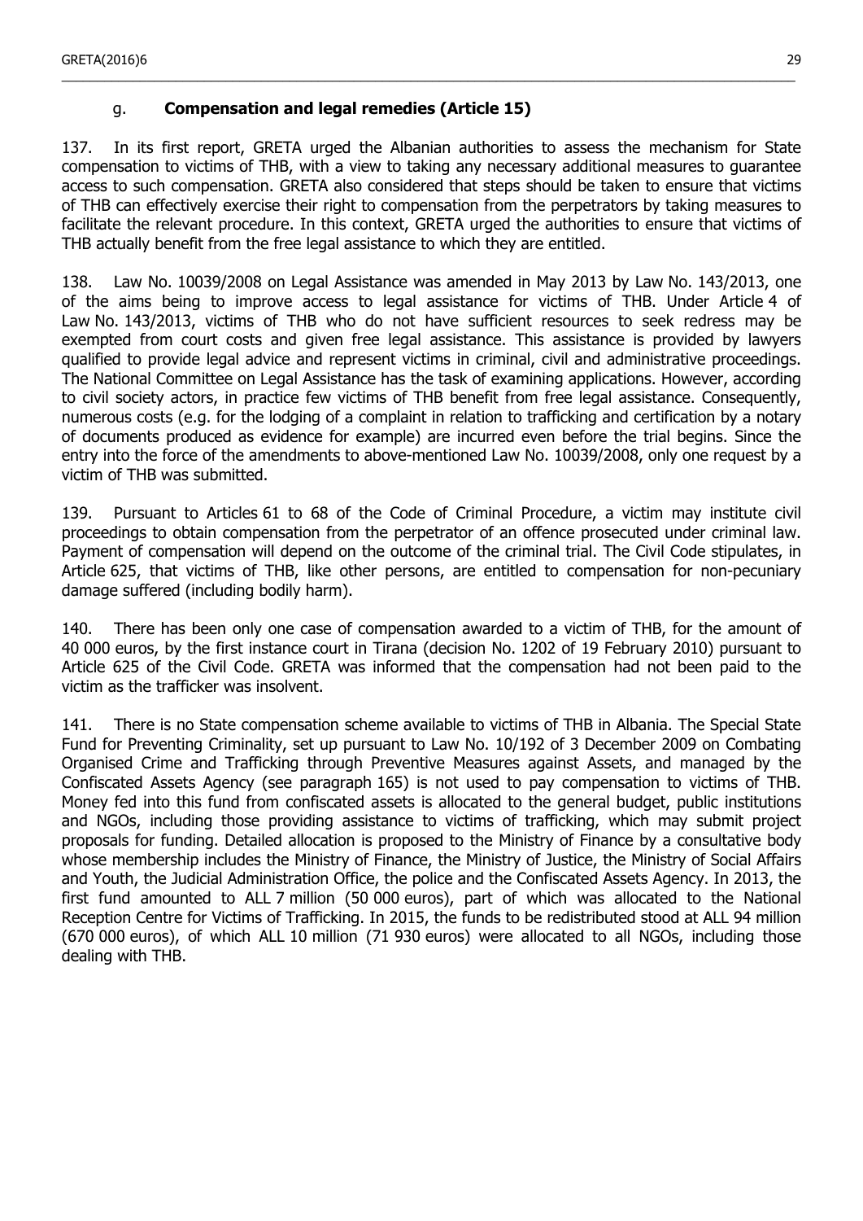### g. **Compensation and legal remedies (Article 15)**

137. In its first report, GRETA urged the Albanian authorities to assess the mechanism for State compensation to victims of THB, with a view to taking any necessary additional measures to guarantee access to such compensation. GRETA also considered that steps should be taken to ensure that victims of THB can effectively exercise their right to compensation from the perpetrators by taking measures to facilitate the relevant procedure. In this context, GRETA urged the authorities to ensure that victims of THB actually benefit from the free legal assistance to which they are entitled.

138. Law No. 10039/2008 on Legal Assistance was amended in May 2013 by Law No. 143/2013, one of the aims being to improve access to legal assistance for victims of THB. Under Article 4 of Law No. 143/2013, victims of THB who do not have sufficient resources to seek redress may be exempted from court costs and given free legal assistance. This assistance is provided by lawyers qualified to provide legal advice and represent victims in criminal, civil and administrative proceedings. The National Committee on Legal Assistance has the task of examining applications. However, according to civil society actors, in practice few victims of THB benefit from free legal assistance. Consequently, numerous costs (e.g. for the lodging of a complaint in relation to trafficking and certification by a notary of documents produced as evidence for example) are incurred even before the trial begins. Since the entry into the force of the amendments to above-mentioned Law No. 10039/2008, only one request by a victim of THB was submitted.

139. Pursuant to Articles 61 to 68 of the Code of Criminal Procedure, a victim may institute civil proceedings to obtain compensation from the perpetrator of an offence prosecuted under criminal law. Payment of compensation will depend on the outcome of the criminal trial. The Civil Code stipulates, in Article 625, that victims of THB, like other persons, are entitled to compensation for non-pecuniary damage suffered (including bodily harm).

140. There has been only one case of compensation awarded to a victim of THB, for the amount of 40 000 euros, by the first instance court in Tirana (decision No. 1202 of 19 February 2010) pursuant to Article 625 of the Civil Code. GRETA was informed that the compensation had not been paid to the victim as the trafficker was insolvent.

141. There is no State compensation scheme available to victims of THB in Albania. The Special State Fund for Preventing Criminality, set up pursuant to Law No. 10/192 of 3 December 2009 on Combating Organised Crime and Trafficking through Preventive Measures against Assets, and managed by the Confiscated Assets Agency (see paragraph 165) is not used to pay compensation to victims of THB. Money fed into this fund from confiscated assets is allocated to the general budget, public institutions and NGOs, including those providing assistance to victims of trafficking, which may submit project proposals for funding. Detailed allocation is proposed to the Ministry of Finance by a consultative body whose membership includes the Ministry of Finance, the Ministry of Justice, the Ministry of Social Affairs and Youth, the Judicial Administration Office, the police and the Confiscated Assets Agency. In 2013, the first fund amounted to ALL 7 million (50 000 euros), part of which was allocated to the National Reception Centre for Victims of Trafficking. In 2015, the funds to be redistributed stood at ALL 94 million (670 000 euros), of which ALL 10 million (71 930 euros) were allocated to all NGOs, including those dealing with THB.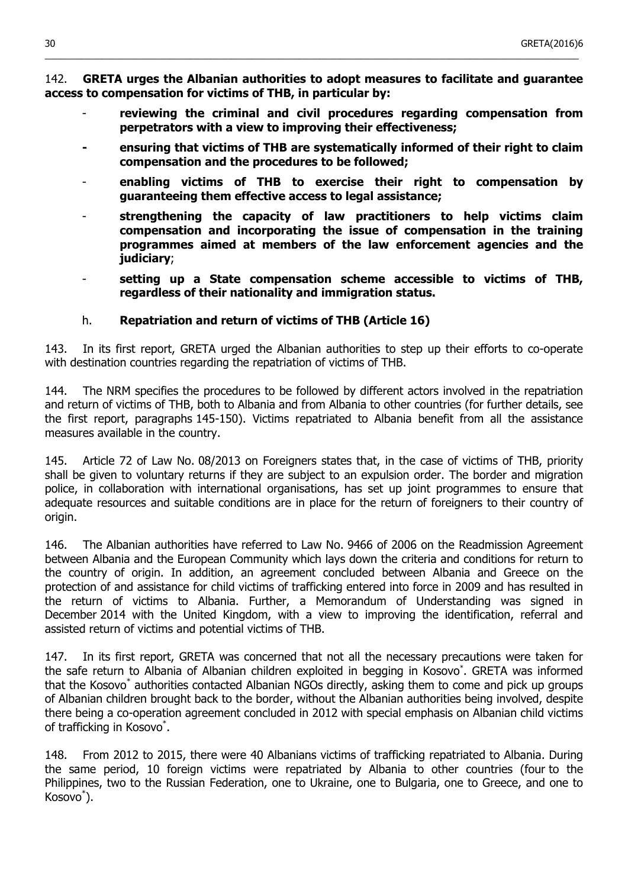142. **GRETA urges the Albanian authorities to adopt measures to facilitate and guarantee access to compensation for victims of THB, in particular by:**

- **reviewing the criminal and civil procedures regarding compensation from perpetrators with a view to improving their effectiveness;**
- **ensuring that victims of THB are systematically informed of their right to claim compensation and the procedures to be followed;**
- **enabling victims of THB to exercise their right to compensation by guaranteeing them effective access to legal assistance;**
- **strengthening the capacity of law practitioners to help victims claim compensation and incorporating the issue of compensation in the training programmes aimed at members of the law enforcement agencies and the judiciary**;
- **setting up a State compensation scheme accessible to victims of THB, regardless of their nationality and immigration status.**

### h. Repatriation and return of victims of THB (Article 16)

143. In its first report, GRETA urged the Albanian authorities to step up their efforts to co-operate with destination countries regarding the repatriation of victims of THB.

144. The NRM specifies the procedures to be followed by different actors involved in the repatriation and return of victims of THB, both to Albania and from Albania to other countries (for further details, see the first report, paragraphs 145-150). Victims repatriated to Albania benefit from all the assistance measures available in the country.

145. Article 72 of Law No. 08/2013 on Foreigners states that, in the case of victims of THB, priority shall be given to voluntary returns if they are subject to an expulsion order. The border and migration police, in collaboration with international organisations, has set up joint programmes to ensure that adequate resources and suitable conditions are in place for the return of foreigners to their country of origin.

146. The Albanian authorities have referred to Law No. 9466 of 2006 on the Readmission Agreement between Albania and the European Community which lays down the criteria and conditions for return to the country of origin. In addition, an agreement concluded between Albania and Greece on the protection of and assistance for child victims of trafficking entered into force in 2009 and has resulted in the return of victims to Albania. Further, a Memorandum of Understanding was signed in December 2014 with the United Kingdom, with a view to improving the identification, referral and assisted return of victims and potential victims of THB.

147. In its first report, GRETA was concerned that not all the necessary precautions were taken for the safe return to Albania of Albanian children exploited in begging in Kosovo*. GRETA was informed that the Kosovo* authorities contacted Albanian NGOs directly, asking them to come and pick up groups of Albanian children brought back to the border, without the Albanian authorities being involved, despite there being a co-operation agreement concluded in 2012 with special emphasis on Albanian child victims of trafficking in Kosovo*.

148. From 2012 to 2015, there were 40 Albanians victims of trafficking repatriated to Albania. During the same period, 10 foreign victims were repatriated by Albania to other countries (four to the Philippines, two to the Russian Federation, one to Ukraine, one to Bulgaria, one to Greece, and one to Kosovo*).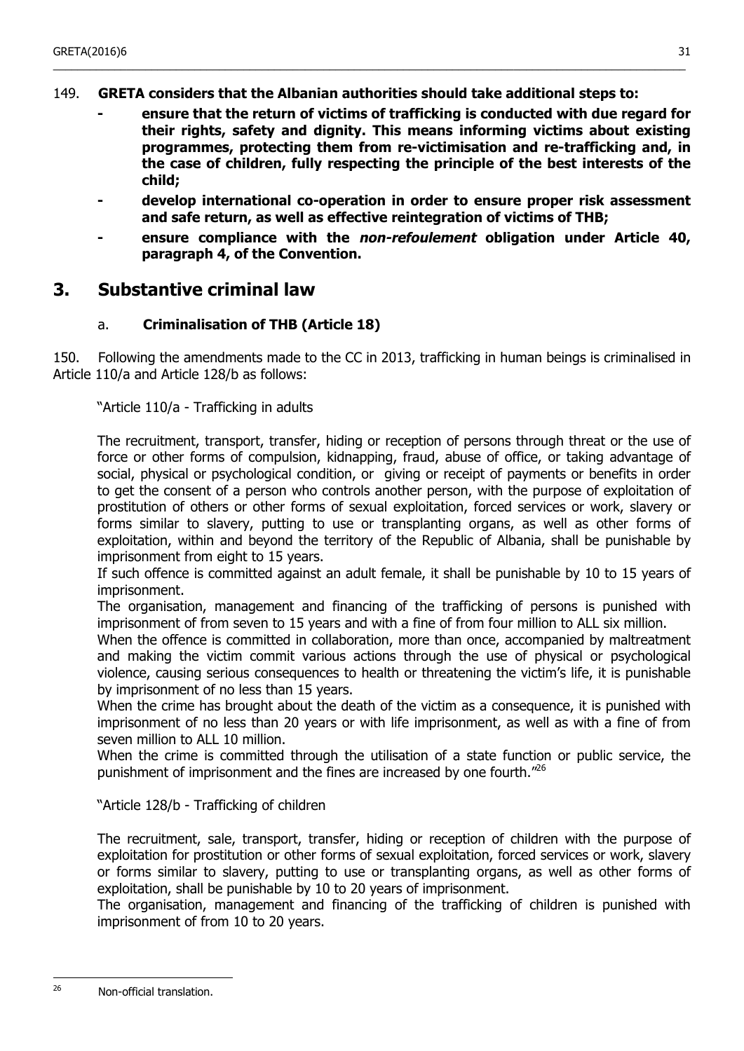149. **GRETA considers that the Albanian authorities should take additional steps to:**

- **ensure that the return of victims of trafficking is conducted with due regard for their rights, safety and dignity. This means informing victims about existing programmes, protecting them from re-victimisation and re-trafficking and, in the case of children, fully respecting the principle of the best interests of the child;**
- **develop international co-operation in order to ensure proper risk assessment and safe return, as well as effective reintegration of victims of THB;**
- **ensure compliance with the *non-refoulement* obligation under Article 40, paragraph 4, of the Convention.**

## 3. Substantive criminal law

### a. Criminalisation of THB (Article 18)

150. Following the amendments made to the CC in 2013, trafficking in human beings is criminalised in Article 110/a and Article 128/b as follows:

> "Article 110/a - Trafficking in adults
>
> The recruitment, transport, transfer, hiding or reception of persons through threat or the use of force or other forms of compulsion, kidnapping, fraud, abuse of office, or taking advantage of social, physical or psychological condition, or giving or receipt of payments or benefits in order to get the consent of a person who controls another person, with the purpose of exploitation of prostitution of others or other forms of sexual exploitation, forced services or work, slavery or forms similar to slavery, putting to use or transplanting organs, as well as other forms of exploitation, within and beyond the territory of the Republic of Albania, shall be punishable by imprisonment from eight to 15 years.
> If such offence is committed against an adult female, it shall be punishable by 10 to 15 years of imprisonment.
> The organisation, management and financing of the trafficking of persons is punished with imprisonment of from seven to 15 years and with a fine of from four million to ALL six million.
> When the offence is committed in collaboration, more than once, accompanied by maltreatment and making the victim commit various actions through the use of physical or psychological violence, causing serious consequences to health or threatening the victim's life, it is punishable by imprisonment of no less than 15 years.
> When the crime has brought about the death of the victim as a consequence, it is punished with imprisonment of no less than 20 years or with life imprisonment, as well as with a fine of from seven million to ALL 10 million.
> When the crime is committed through the utilisation of a state function or public service, the punishment of imprisonment and the fines are increased by one fourth."[26]

> "Article 128/b - Trafficking of children
>
> The recruitment, sale, transport, transfer, hiding or reception of children with the purpose of exploitation for prostitution or other forms of sexual exploitation, forced services or work, slavery or forms similar to slavery, putting to use or transplanting organs, as well as other forms of exploitation, shall be punishable by 10 to 20 years of imprisonment.
> The organisation, management and financing of the trafficking of children is punished with imprisonment of from 10 to 20 years.

[26] Non-official translation.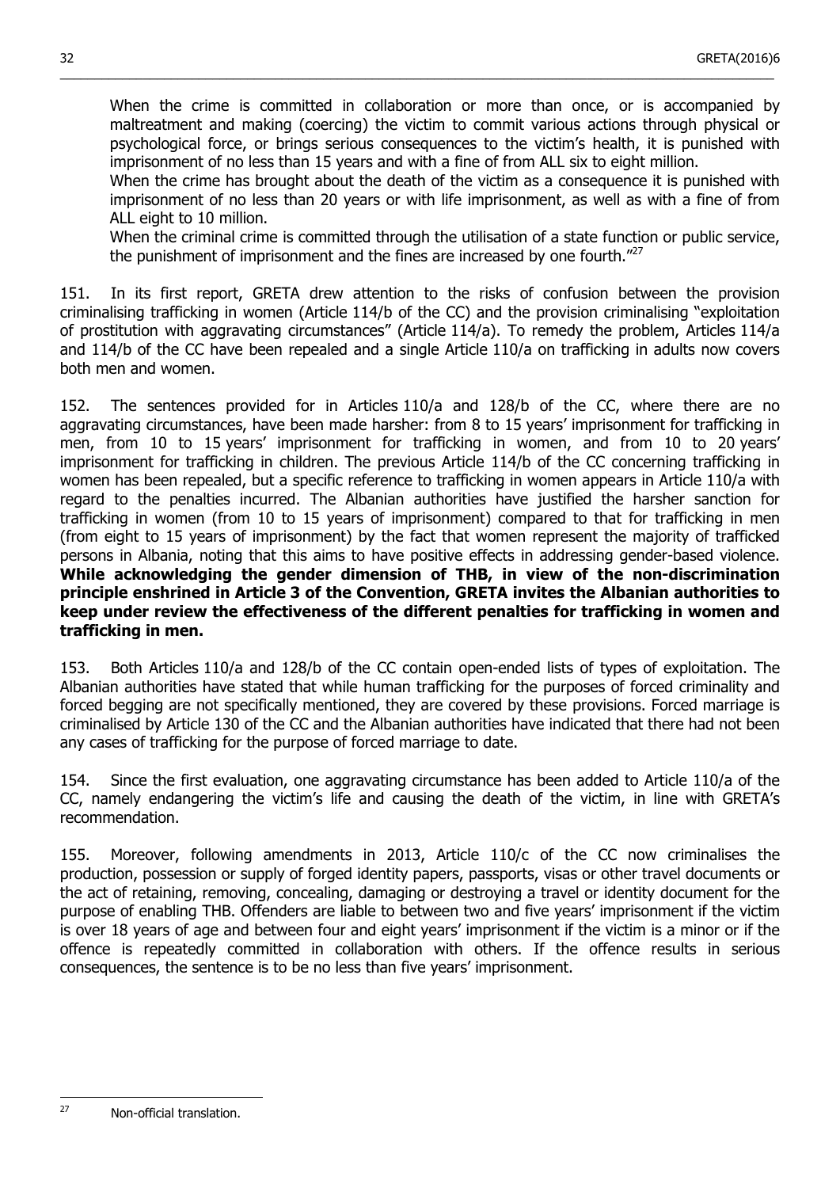> When the crime is committed in collaboration or more than once, or is accompanied by maltreatment and making (coercing) the victim to commit various actions through physical or psychological force, or brings serious consequences to the victim's health, it is punished with imprisonment of no less than 15 years and with a fine of from ALL six to eight million.
>
> When the crime has brought about the death of the victim as a consequence it is punished with imprisonment of no less than 20 years or with life imprisonment, as well as with a fine of from ALL eight to 10 million.
>
> When the criminal crime is committed through the utilisation of a state function or public service, the punishment of imprisonment and the fines are increased by one fourth."[27]

151. In its first report, GRETA drew attention to the risks of confusion between the provision criminalising trafficking in women (Article 114/b of the CC) and the provision criminalising "exploitation of prostitution with aggravating circumstances" (Article 114/a). To remedy the problem, Articles 114/a and 114/b of the CC have been repealed and a single Article 110/a on trafficking in adults now covers both men and women.

152. The sentences provided for in Articles 110/a and 128/b of the CC, where there are no aggravating circumstances, have been made harsher: from 8 to 15 years' imprisonment for trafficking in men, from 10 to 15 years' imprisonment for trafficking in women, and from 10 to 20 years' imprisonment for trafficking in children. The previous Article 114/b of the CC concerning trafficking in women has been repealed, but a specific reference to trafficking in women appears in Article 110/a with regard to the penalties incurred. The Albanian authorities have justified the harsher sanction for trafficking in women (from 10 to 15 years of imprisonment) compared to that for trafficking in men (from eight to 15 years of imprisonment) by the fact that women represent the majority of trafficked persons in Albania, noting that this aims to have positive effects in addressing gender-based violence. **While acknowledging the gender dimension of THB, in view of the non-discrimination principle enshrined in Article 3 of the Convention, GRETA invites the Albanian authorities to keep under review the effectiveness of the different penalties for trafficking in women and trafficking in men.**

153. Both Articles 110/a and 128/b of the CC contain open-ended lists of types of exploitation. The Albanian authorities have stated that while human trafficking for the purposes of forced criminality and forced begging are not specifically mentioned, they are covered by these provisions. Forced marriage is criminalised by Article 130 of the CC and the Albanian authorities have indicated that there had not been any cases of trafficking for the purpose of forced marriage to date.

154. Since the first evaluation, one aggravating circumstance has been added to Article 110/a of the CC, namely endangering the victim's life and causing the death of the victim, in line with GRETA's recommendation.

155. Moreover, following amendments in 2013, Article 110/c of the CC now criminalises the production, possession or supply of forged identity papers, passports, visas or other travel documents or the act of retaining, removing, concealing, damaging or destroying a travel or identity document for the purpose of enabling THB. Offenders are liable to between two and five years' imprisonment if the victim is over 18 years of age and between four and eight years' imprisonment if the victim is a minor or if the offence is repeatedly committed in collaboration with others. If the offence results in serious consequences, the sentence is to be no less than five years' imprisonment.

---

[27] Non-official translation.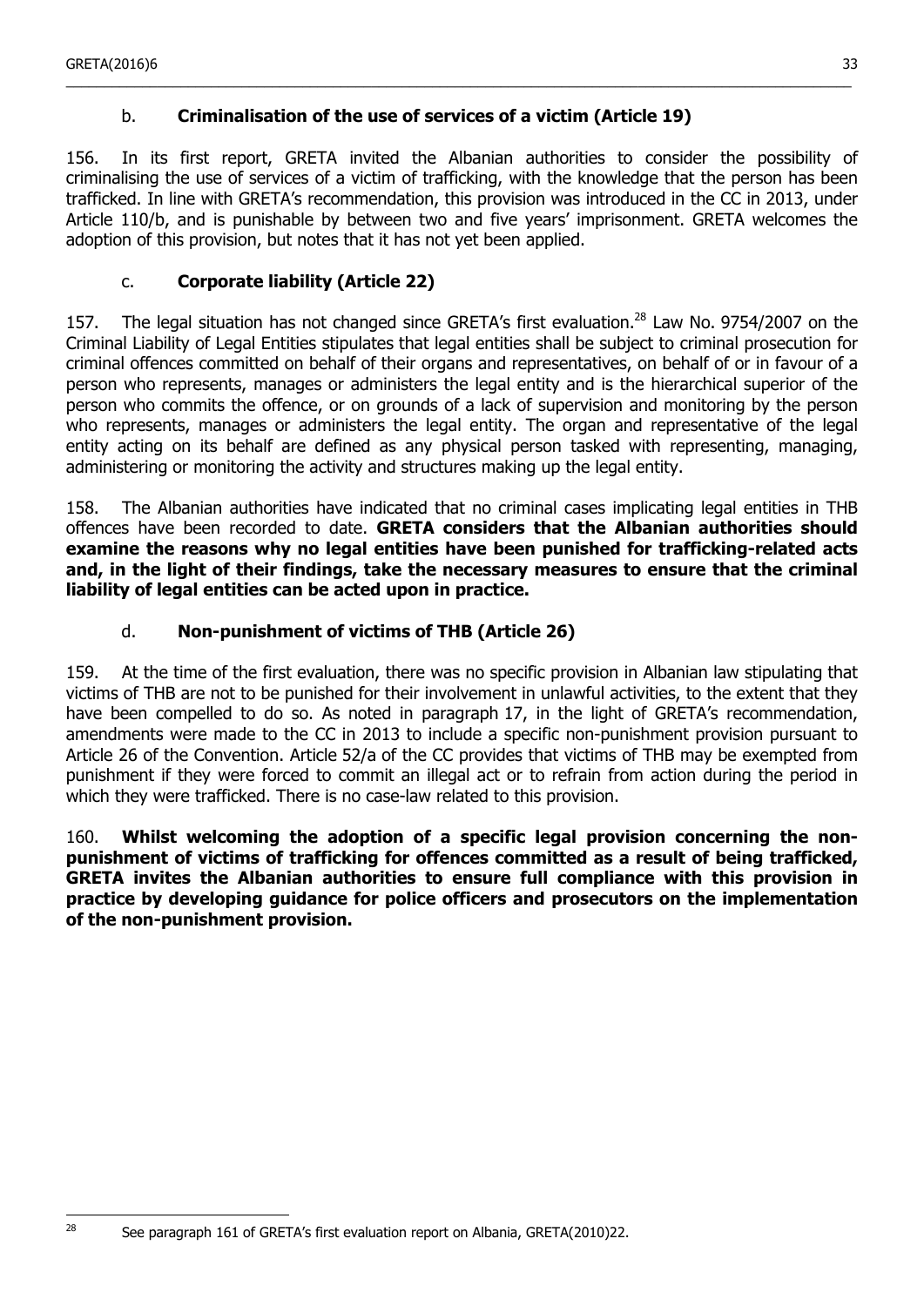### b. **Criminalisation of the use of services of a victim (Article 19)**

156. In its first report, GRETA invited the Albanian authorities to consider the possibility of criminalising the use of services of a victim of trafficking, with the knowledge that the person has been trafficked. In line with GRETA's recommendation, this provision was introduced in the CC in 2013, under Article 110/b, and is punishable by between two and five years' imprisonment. GRETA welcomes the adoption of this provision, but notes that it has not yet been applied.

### c. **Corporate liability (Article 22)**

157. The legal situation has not changed since GRETA's first evaluation.[28] Law No. 9754/2007 on the Criminal Liability of Legal Entities stipulates that legal entities shall be subject to criminal prosecution for criminal offences committed on behalf of their organs and representatives, on behalf of or in favour of a person who represents, manages or administers the legal entity and is the hierarchical superior of the person who commits the offence, or on grounds of a lack of supervision and monitoring by the person who represents, manages or administers the legal entity. The organ and representative of the legal entity acting on its behalf are defined as any physical person tasked with representing, managing, administering or monitoring the activity and structures making up the legal entity.

158. The Albanian authorities have indicated that no criminal cases implicating legal entities in THB offences have been recorded to date. **GRETA considers that the Albanian authorities should examine the reasons why no legal entities have been punished for trafficking-related acts and, in the light of their findings, take the necessary measures to ensure that the criminal liability of legal entities can be acted upon in practice.**

### d. **Non-punishment of victims of THB (Article 26)**

159. At the time of the first evaluation, there was no specific provision in Albanian law stipulating that victims of THB are not to be punished for their involvement in unlawful activities, to the extent that they have been compelled to do so. As noted in paragraph 17, in the light of GRETA's recommendation, amendments were made to the CC in 2013 to include a specific non-punishment provision pursuant to Article 26 of the Convention. Article 52/a of the CC provides that victims of THB may be exempted from punishment if they were forced to commit an illegal act or to refrain from action during the period in which they were trafficked. There is no case-law related to this provision.

160. **Whilst welcoming the adoption of a specific legal provision concerning the non-punishment of victims of trafficking for offences committed as a result of being trafficked, GRETA invites the Albanian authorities to ensure full compliance with this provision in practice by developing guidance for police officers and prosecutors on the implementation of the non-punishment provision.**

---

[28] See paragraph 161 of GRETA's first evaluation report on Albania, GRETA(2010)22.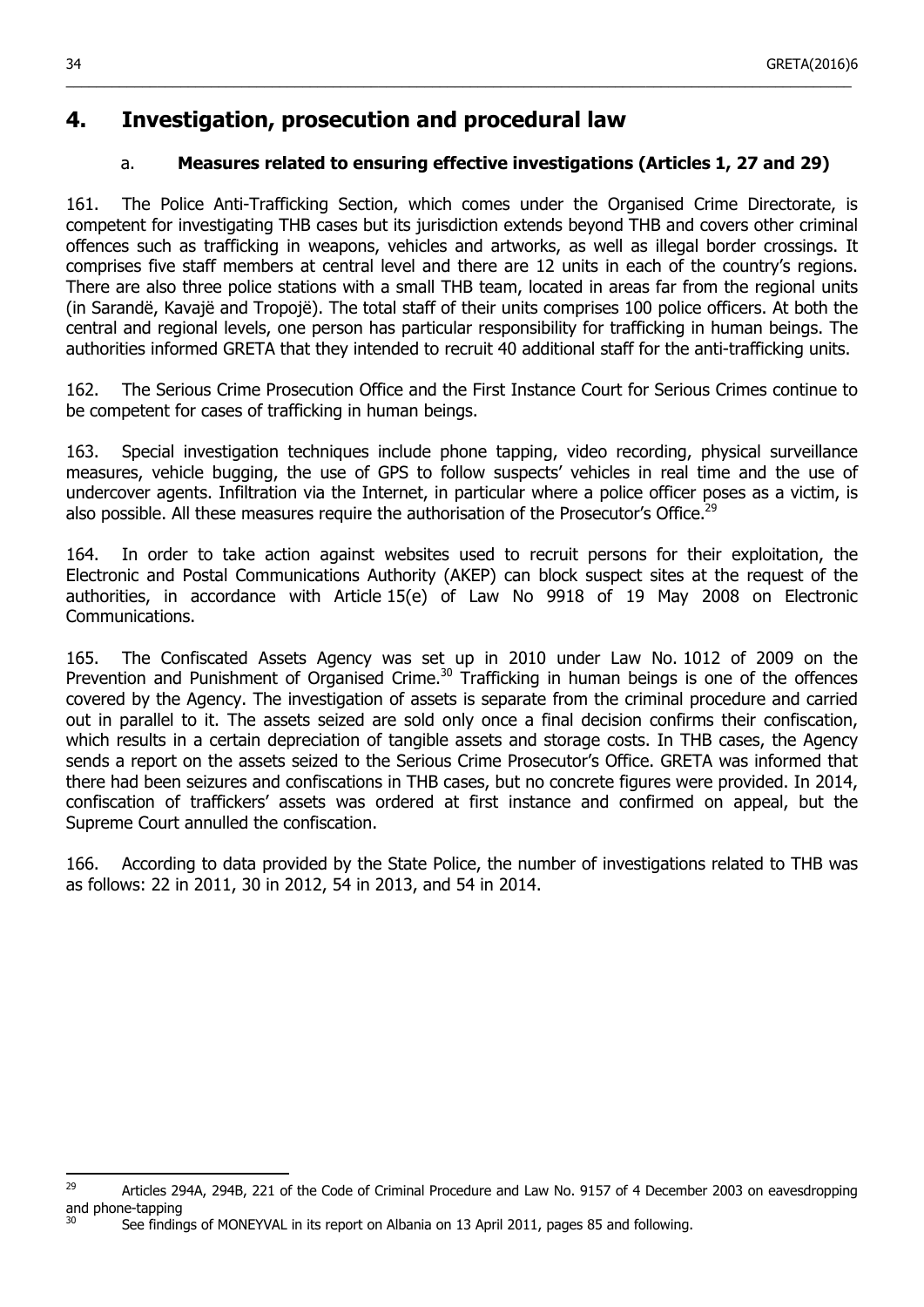# 4. Investigation, prosecution and procedural law

### a. Measures related to ensuring effective investigations (Articles 1, 27 and 29)

161. The Police Anti-Trafficking Section, which comes under the Organised Crime Directorate, is competent for investigating THB cases but its jurisdiction extends beyond THB and covers other criminal offences such as trafficking in weapons, vehicles and artworks, as well as illegal border crossings. It comprises five staff members at central level and there are 12 units in each of the country's regions. There are also three police stations with a small THB team, located in areas far from the regional units (in Sarandë, Kavajë and Tropojë). The total staff of their units comprises 100 police officers. At both the central and regional levels, one person has particular responsibility for trafficking in human beings. The authorities informed GRETA that they intended to recruit 40 additional staff for the anti-trafficking units.

162. The Serious Crime Prosecution Office and the First Instance Court for Serious Crimes continue to be competent for cases of trafficking in human beings.

163. Special investigation techniques include phone tapping, video recording, physical surveillance measures, vehicle bugging, the use of GPS to follow suspects' vehicles in real time and the use of undercover agents. Infiltration via the Internet, in particular where a police officer poses as a victim, is also possible. All these measures require the authorisation of the Prosecutor's Office.[29]

164. In order to take action against websites used to recruit persons for their exploitation, the Electronic and Postal Communications Authority (AKEP) can block suspect sites at the request of the authorities, in accordance with Article 15(e) of Law No 9918 of 19 May 2008 on Electronic Communications.

165. The Confiscated Assets Agency was set up in 2010 under Law No. 1012 of 2009 on the Prevention and Punishment of Organised Crime.[30] Trafficking in human beings is one of the offences covered by the Agency. The investigation of assets is separate from the criminal procedure and carried out in parallel to it. The assets seized are sold only once a final decision confirms their confiscation, which results in a certain depreciation of tangible assets and storage costs. In THB cases, the Agency sends a report on the assets seized to the Serious Crime Prosecutor's Office. GRETA was informed that there had been seizures and confiscations in THB cases, but no concrete figures were provided. In 2014, confiscation of traffickers' assets was ordered at first instance and confirmed on appeal, but the Supreme Court annulled the confiscation.

166. According to data provided by the State Police, the number of investigations related to THB was as follows: 22 in 2011, 30 in 2012, 54 in 2013, and 54 in 2014.

---

[29] Articles 294A, 294B, 221 of the Code of Criminal Procedure and Law No. 9157 of 4 December 2003 on eavesdropping and phone-tapping

[30] See findings of MONEYVAL in its report on Albania on 13 April 2011, pages 85 and following.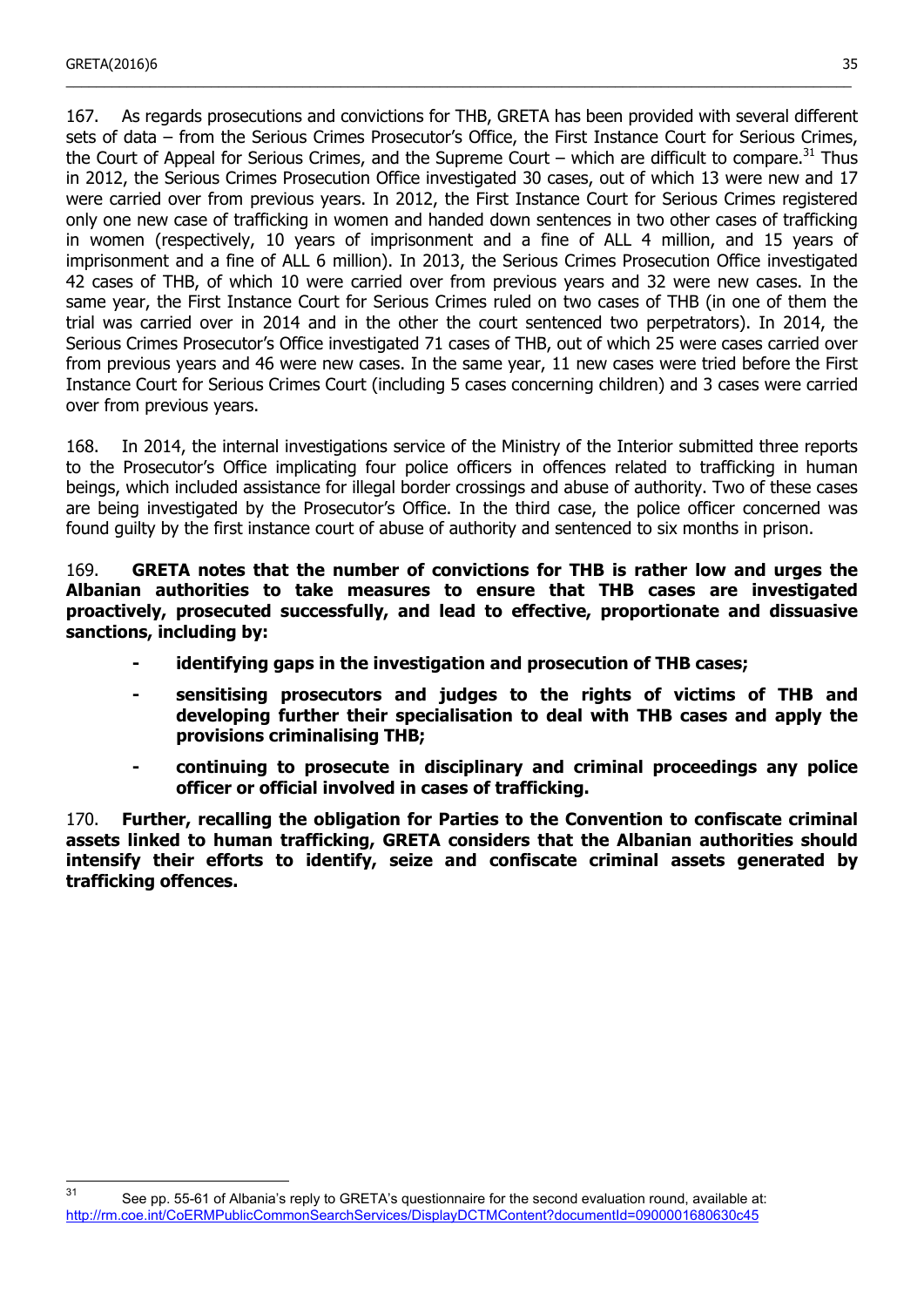167. As regards prosecutions and convictions for THB, GRETA has been provided with several different sets of data – from the Serious Crimes Prosecutor's Office, the First Instance Court for Serious Crimes, the Court of Appeal for Serious Crimes, and the Supreme Court – which are difficult to compare.[31] Thus in 2012, the Serious Crimes Prosecution Office investigated 30 cases, out of which 13 were new and 17 were carried over from previous years. In 2012, the First Instance Court for Serious Crimes registered only one new case of trafficking in women and handed down sentences in two other cases of trafficking in women (respectively, 10 years of imprisonment and a fine of ALL 4 million, and 15 years of imprisonment and a fine of ALL 6 million). In 2013, the Serious Crimes Prosecution Office investigated 42 cases of THB, of which 10 were carried over from previous years and 32 were new cases. In the same year, the First Instance Court for Serious Crimes ruled on two cases of THB (in one of them the trial was carried over in 2014 and in the other the court sentenced two perpetrators). In 2014, the Serious Crimes Prosecutor's Office investigated 71 cases of THB, out of which 25 were cases carried over from previous years and 46 were new cases. In the same year, 11 new cases were tried before the First Instance Court for Serious Crimes Court (including 5 cases concerning children) and 3 cases were carried over from previous years.

168. In 2014, the internal investigations service of the Ministry of the Interior submitted three reports to the Prosecutor's Office implicating four police officers in offences related to trafficking in human beings, which included assistance for illegal border crossings and abuse of authority. Two of these cases are being investigated by the Prosecutor's Office. In the third case, the police officer concerned was found guilty by the first instance court of abuse of authority and sentenced to six months in prison.

169. **GRETA notes that the number of convictions for THB is rather low and urges the Albanian authorities to take measures to ensure that THB cases are investigated proactively, prosecuted successfully, and lead to effective, proportionate and dissuasive sanctions, including by:**

- **identifying gaps in the investigation and prosecution of THB cases;**
- **sensitising prosecutors and judges to the rights of victims of THB and developing further their specialisation to deal with THB cases and apply the provisions criminalising THB;**
- **continuing to prosecute in disciplinary and criminal proceedings any police officer or official involved in cases of trafficking.**

170. **Further, recalling the obligation for Parties to the Convention to confiscate criminal assets linked to human trafficking, GRETA considers that the Albanian authorities should intensify their efforts to identify, seize and confiscate criminal assets generated by trafficking offences.**

---

[31] See pp. 55-61 of Albania's reply to GRETA's questionnaire for the second evaluation round, available at: http://rm.coe.int/CoERMPublicCommonSearchServices/DisplayDCTMContent?documentId=0900001680630c45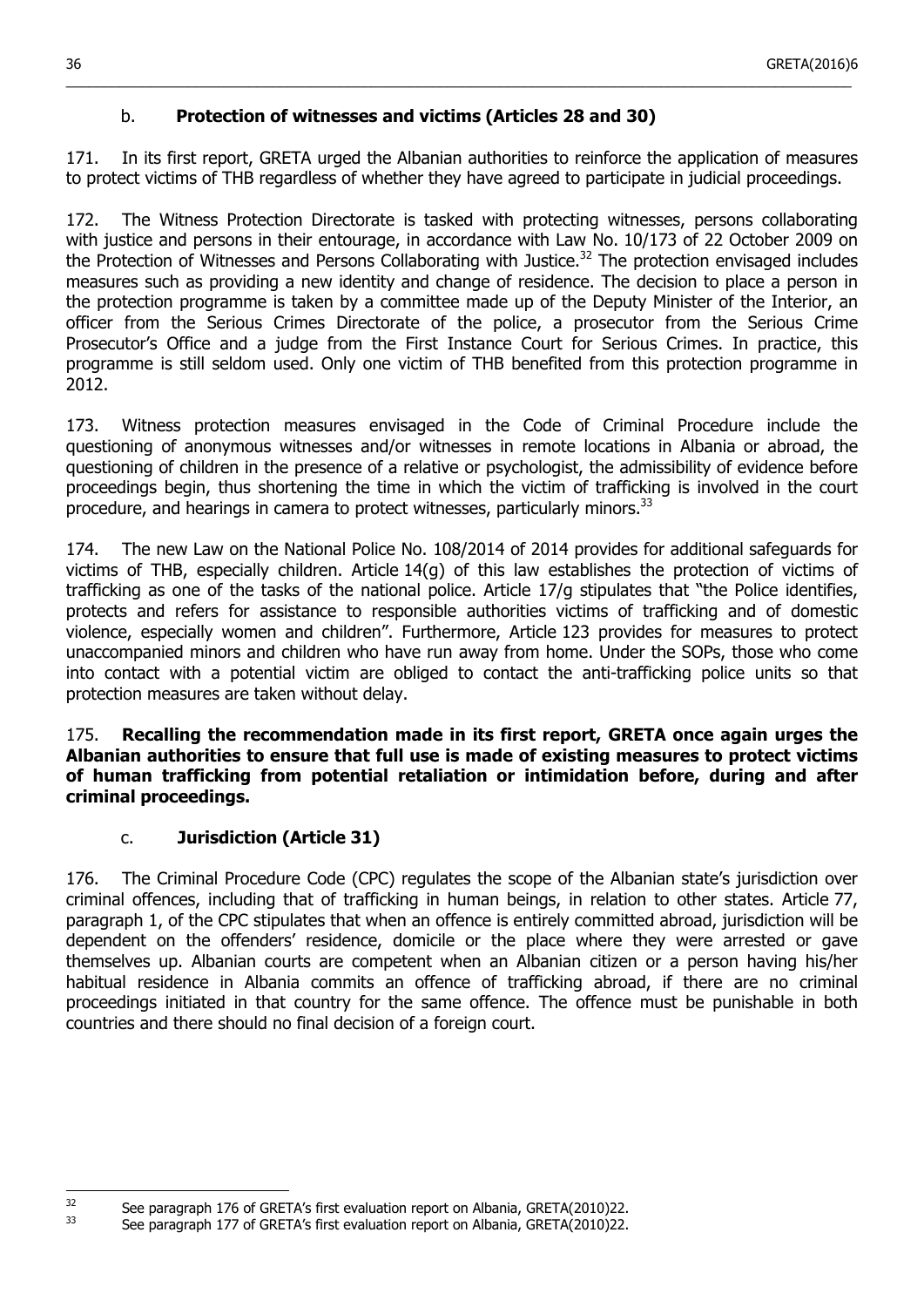### b. **Protection of witnesses and victims (Articles 28 and 30)**

171. In its first report, GRETA urged the Albanian authorities to reinforce the application of measures to protect victims of THB regardless of whether they have agreed to participate in judicial proceedings.

172. The Witness Protection Directorate is tasked with protecting witnesses, persons collaborating with justice and persons in their entourage, in accordance with Law No. 10/173 of 22 October 2009 on the Protection of Witnesses and Persons Collaborating with Justice.[32] The protection envisaged includes measures such as providing a new identity and change of residence. The decision to place a person in the protection programme is taken by a committee made up of the Deputy Minister of the Interior, an officer from the Serious Crimes Directorate of the police, a prosecutor from the Serious Crime Prosecutor's Office and a judge from the First Instance Court for Serious Crimes. In practice, this programme is still seldom used. Only one victim of THB benefited from this protection programme in 2012.

173. Witness protection measures envisaged in the Code of Criminal Procedure include the questioning of anonymous witnesses and/or witnesses in remote locations in Albania or abroad, the questioning of children in the presence of a relative or psychologist, the admissibility of evidence before proceedings begin, thus shortening the time in which the victim of trafficking is involved in the court procedure, and hearings in camera to protect witnesses, particularly minors.[33]

174. The new Law on the National Police No. 108/2014 of 2014 provides for additional safeguards for victims of THB, especially children. Article 14(g) of this law establishes the protection of victims of trafficking as one of the tasks of the national police. Article 17/g stipulates that "the Police identifies, protects and refers for assistance to responsible authorities victims of trafficking and of domestic violence, especially women and children". Furthermore, Article 123 provides for measures to protect unaccompanied minors and children who have run away from home. Under the SOPs, those who come into contact with a potential victim are obliged to contact the anti-trafficking police units so that protection measures are taken without delay.

175. **Recalling the recommendation made in its first report, GRETA once again urges the Albanian authorities to ensure that full use is made of existing measures to protect victims of human trafficking from potential retaliation or intimidation before, during and after criminal proceedings.**

### c. **Jurisdiction (Article 31)**

176. The Criminal Procedure Code (CPC) regulates the scope of the Albanian state's jurisdiction over criminal offences, including that of trafficking in human beings, in relation to other states. Article 77, paragraph 1, of the CPC stipulates that when an offence is entirely committed abroad, jurisdiction will be dependent on the offenders' residence, domicile or the place where they were arrested or gave themselves up. Albanian courts are competent when an Albanian citizen or a person having his/her habitual residence in Albania commits an offence of trafficking abroad, if there are no criminal proceedings initiated in that country for the same offence. The offence must be punishable in both countries and there should no final decision of a foreign court.

---

[32] See paragraph 176 of GRETA's first evaluation report on Albania, GRETA(2010)22.

[33] See paragraph 177 of GRETA's first evaluation report on Albania, GRETA(2010)22.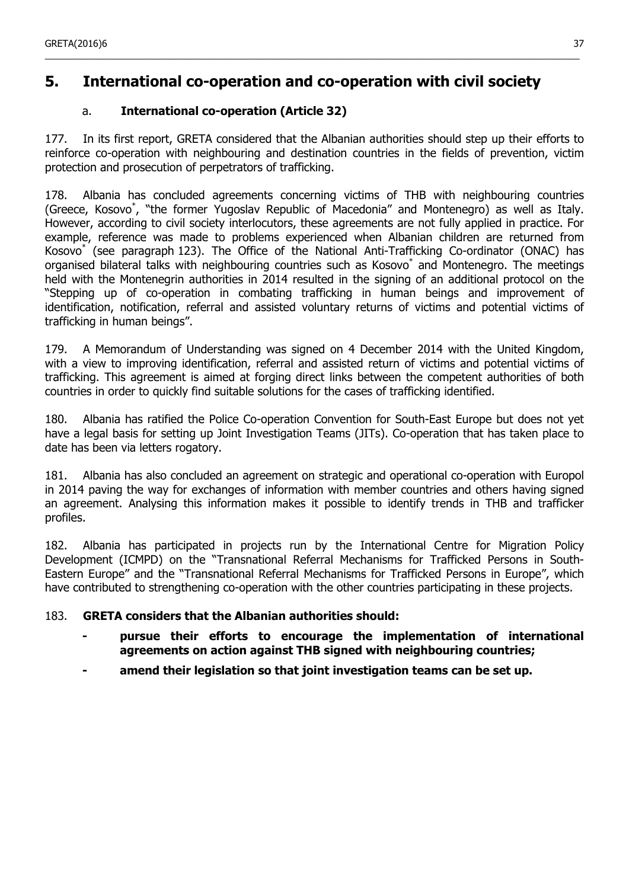# 5. International co-operation and co-operation with civil society

## a. International co-operation (Article 32)

177. In its first report, GRETA considered that the Albanian authorities should step up their efforts to reinforce co-operation with neighbouring and destination countries in the fields of prevention, victim protection and prosecution of perpetrators of trafficking.

178. Albania has concluded agreements concerning victims of THB with neighbouring countries (Greece, Kosovo*, "the former Yugoslav Republic of Macedonia" and Montenegro) as well as Italy. However, according to civil society interlocutors, these agreements are not fully applied in practice. For example, reference was made to problems experienced when Albanian children are returned from Kosovo* (see paragraph 123). The Office of the National Anti-Trafficking Co-ordinator (ONAC) has organised bilateral talks with neighbouring countries such as Kosovo* and Montenegro. The meetings held with the Montenegrin authorities in 2014 resulted in the signing of an additional protocol on the "Stepping up of co-operation in combating trafficking in human beings and improvement of identification, notification, referral and assisted voluntary returns of victims and potential victims of trafficking in human beings".

179. A Memorandum of Understanding was signed on 4 December 2014 with the United Kingdom, with a view to improving identification, referral and assisted return of victims and potential victims of trafficking. This agreement is aimed at forging direct links between the competent authorities of both countries in order to quickly find suitable solutions for the cases of trafficking identified.

180. Albania has ratified the Police Co-operation Convention for South-East Europe but does not yet have a legal basis for setting up Joint Investigation Teams (JITs). Co-operation that has taken place to date has been via letters rogatory.

181. Albania has also concluded an agreement on strategic and operational co-operation with Europol in 2014 paving the way for exchanges of information with member countries and others having signed an agreement. Analysing this information makes it possible to identify trends in THB and trafficker profiles.

182. Albania has participated in projects run by the International Centre for Migration Policy Development (ICMPD) on the "Transnational Referral Mechanisms for Trafficked Persons in South-Eastern Europe" and the "Transnational Referral Mechanisms for Trafficked Persons in Europe", which have contributed to strengthening co-operation with the other countries participating in these projects.

183. **GRETA considers that the Albanian authorities should:**

- **pursue their efforts to encourage the implementation of international agreements on action against THB signed with neighbouring countries;**
- **amend their legislation so that joint investigation teams can be set up.**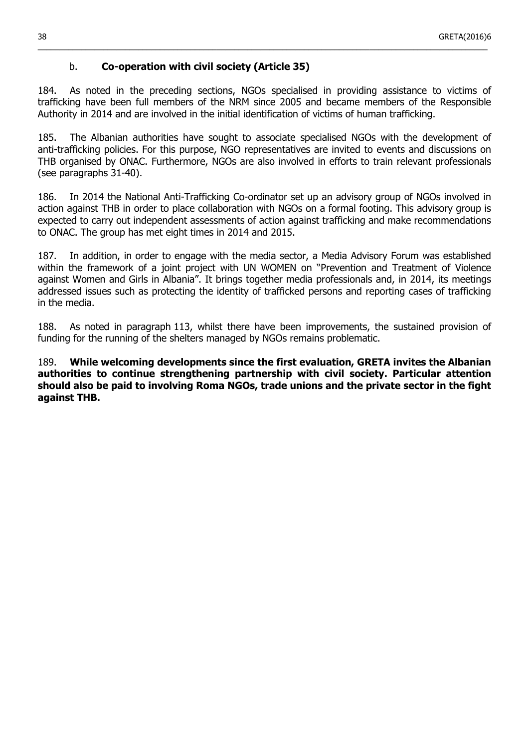### b. **Co-operation with civil society (Article 35)**

184. As noted in the preceding sections, NGOs specialised in providing assistance to victims of trafficking have been full members of the NRM since 2005 and became members of the Responsible Authority in 2014 and are involved in the initial identification of victims of human trafficking.

185. The Albanian authorities have sought to associate specialised NGOs with the development of anti-trafficking policies. For this purpose, NGO representatives are invited to events and discussions on THB organised by ONAC. Furthermore, NGOs are also involved in efforts to train relevant professionals (see paragraphs 31-40).

186. In 2014 the National Anti-Trafficking Co-ordinator set up an advisory group of NGOs involved in action against THB in order to place collaboration with NGOs on a formal footing. This advisory group is expected to carry out independent assessments of action against trafficking and make recommendations to ONAC. The group has met eight times in 2014 and 2015.

187. In addition, in order to engage with the media sector, a Media Advisory Forum was established within the framework of a joint project with UN WOMEN on "Prevention and Treatment of Violence against Women and Girls in Albania". It brings together media professionals and, in 2014, its meetings addressed issues such as protecting the identity of trafficked persons and reporting cases of trafficking in the media.

188. As noted in paragraph 113, whilst there have been improvements, the sustained provision of funding for the running of the shelters managed by NGOs remains problematic.

189. **While welcoming developments since the first evaluation, GRETA invites the Albanian authorities to continue strengthening partnership with civil society. Particular attention should also be paid to involving Roma NGOs, trade unions and the private sector in the fight against THB.**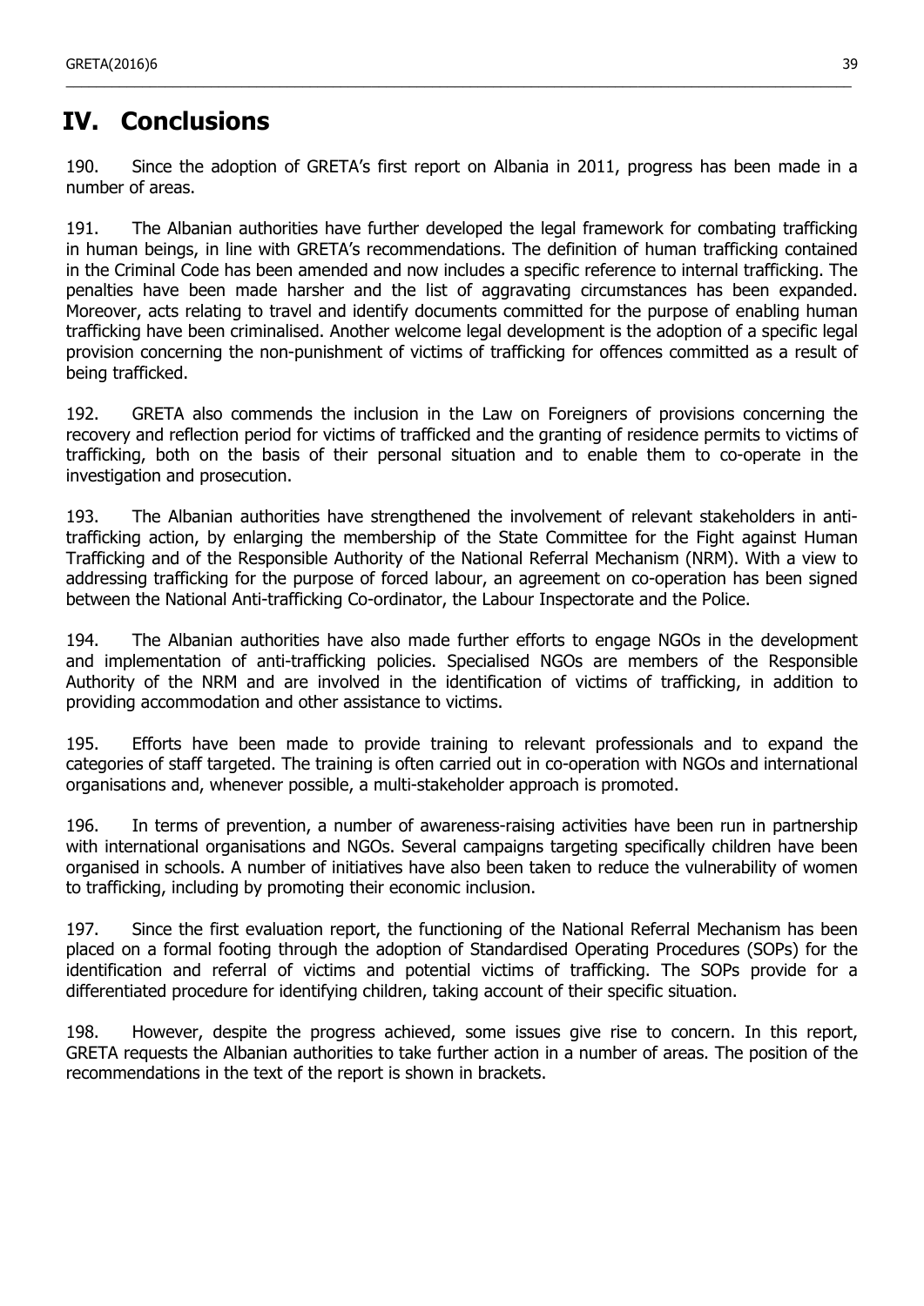# IV. Conclusions

190. Since the adoption of GRETA's first report on Albania in 2011, progress has been made in a number of areas.

191. The Albanian authorities have further developed the legal framework for combating trafficking in human beings, in line with GRETA's recommendations. The definition of human trafficking contained in the Criminal Code has been amended and now includes a specific reference to internal trafficking. The penalties have been made harsher and the list of aggravating circumstances has been expanded. Moreover, acts relating to travel and identify documents committed for the purpose of enabling human trafficking have been criminalised. Another welcome legal development is the adoption of a specific legal provision concerning the non-punishment of victims of trafficking for offences committed as a result of being trafficked.

192. GRETA also commends the inclusion in the Law on Foreigners of provisions concerning the recovery and reflection period for victims of trafficked and the granting of residence permits to victims of trafficking, both on the basis of their personal situation and to enable them to co-operate in the investigation and prosecution.

193. The Albanian authorities have strengthened the involvement of relevant stakeholders in anti-trafficking action, by enlarging the membership of the State Committee for the Fight against Human Trafficking and of the Responsible Authority of the National Referral Mechanism (NRM). With a view to addressing trafficking for the purpose of forced labour, an agreement on co-operation has been signed between the National Anti-trafficking Co-ordinator, the Labour Inspectorate and the Police.

194. The Albanian authorities have also made further efforts to engage NGOs in the development and implementation of anti-trafficking policies. Specialised NGOs are members of the Responsible Authority of the NRM and are involved in the identification of victims of trafficking, in addition to providing accommodation and other assistance to victims.

195. Efforts have been made to provide training to relevant professionals and to expand the categories of staff targeted. The training is often carried out in co-operation with NGOs and international organisations and, whenever possible, a multi-stakeholder approach is promoted.

196. In terms of prevention, a number of awareness-raising activities have been run in partnership with international organisations and NGOs. Several campaigns targeting specifically children have been organised in schools. A number of initiatives have also been taken to reduce the vulnerability of women to trafficking, including by promoting their economic inclusion.

197. Since the first evaluation report, the functioning of the National Referral Mechanism has been placed on a formal footing through the adoption of Standardised Operating Procedures (SOPs) for the identification and referral of victims and potential victims of trafficking. The SOPs provide for a differentiated procedure for identifying children, taking account of their specific situation.

198. However, despite the progress achieved, some issues give rise to concern. In this report, GRETA requests the Albanian authorities to take further action in a number of areas. The position of the recommendations in the text of the report is shown in brackets.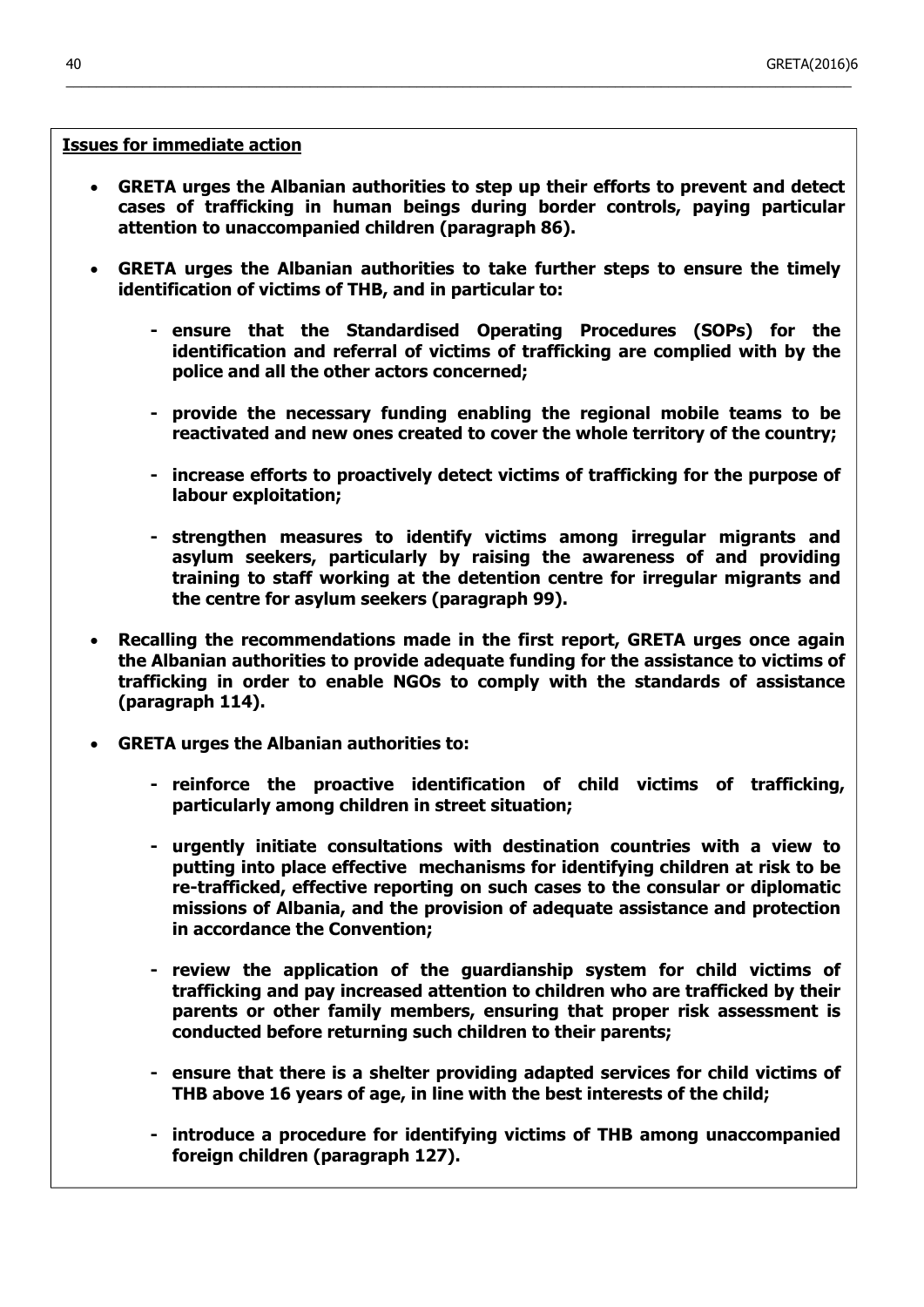**Issues for immediate action**

- **GRETA urges the Albanian authorities to step up their efforts to prevent and detect cases of trafficking in human beings during border controls, paying particular attention to unaccompanied children (paragraph 86).**

- **GRETA urges the Albanian authorities to take further steps to ensure the timely identification of victims of THB, and in particular to:**

    - **ensure that the Standardised Operating Procedures (SOPs) for the identification and referral of victims of trafficking are complied with by the police and all the other actors concerned;**

    - **provide the necessary funding enabling the regional mobile teams to be reactivated and new ones created to cover the whole territory of the country;**

    - **increase efforts to proactively detect victims of trafficking for the purpose of labour exploitation;**

    - **strengthen measures to identify victims among irregular migrants and asylum seekers, particularly by raising the awareness of and providing training to staff working at the detention centre for irregular migrants and the centre for asylum seekers (paragraph 99).**

- **Recalling the recommendations made in the first report, GRETA urges once again the Albanian authorities to provide adequate funding for the assistance to victims of trafficking in order to enable NGOs to comply with the standards of assistance (paragraph 114).**

- **GRETA urges the Albanian authorities to:**

    - **reinforce the proactive identification of child victims of trafficking, particularly among children in street situation;**

    - **urgently initiate consultations with destination countries with a view to putting into place effective mechanisms for identifying children at risk to be re-trafficked, effective reporting on such cases to the consular or diplomatic missions of Albania, and the provision of adequate assistance and protection in accordance the Convention;**

    - **review the application of the guardianship system for child victims of trafficking and pay increased attention to children who are trafficked by their parents or other family members, ensuring that proper risk assessment is conducted before returning such children to their parents;**

    - **ensure that there is a shelter providing adapted services for child victims of THB above 16 years of age, in line with the best interests of the child;**

    - **introduce a procedure for identifying victims of THB among unaccompanied foreign children (paragraph 127).**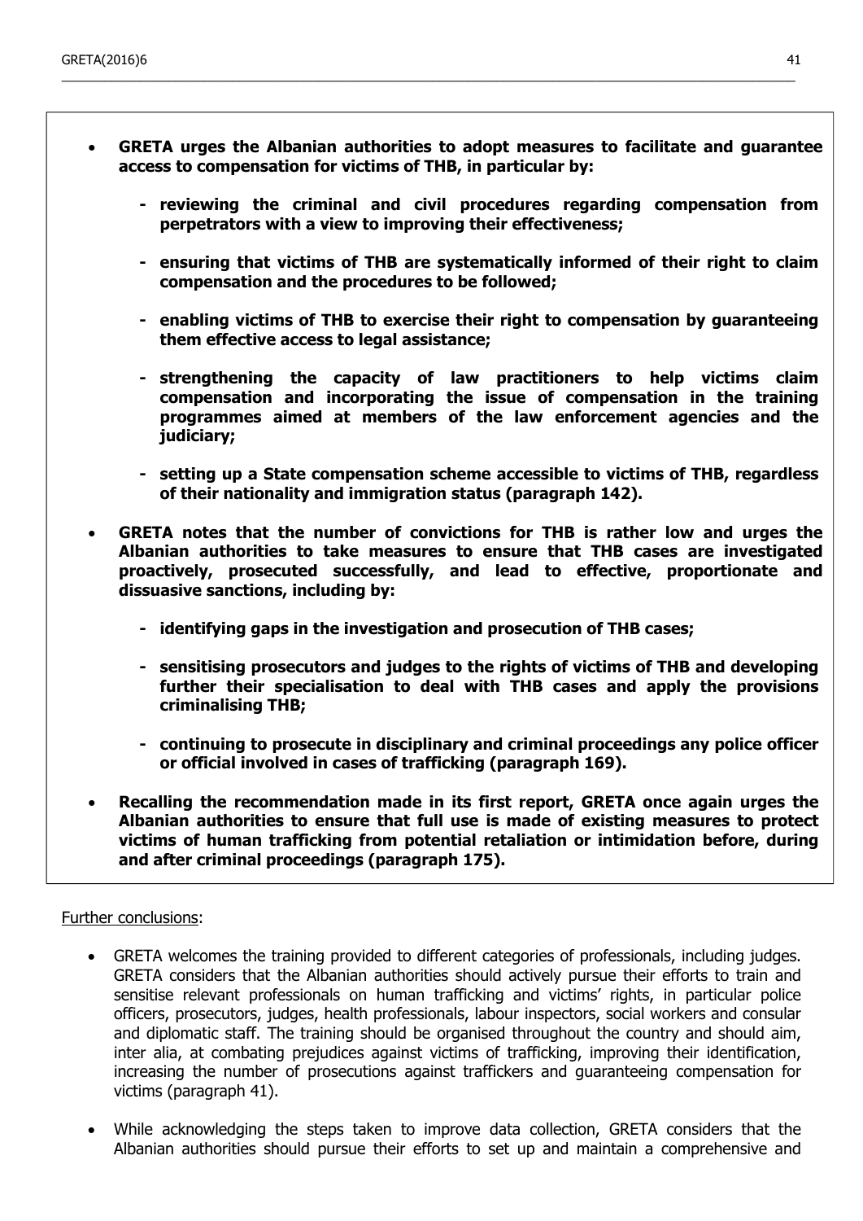- **GRETA urges the Albanian authorities to adopt measures to facilitate and guarantee access to compensation for victims of THB, in particular by:**

    - **reviewing the criminal and civil procedures regarding compensation from perpetrators with a view to improving their effectiveness;**

    - **ensuring that victims of THB are systematically informed of their right to claim compensation and the procedures to be followed;**

    - **enabling victims of THB to exercise their right to compensation by guaranteeing them effective access to legal assistance;**

    - **strengthening the capacity of law practitioners to help victims claim compensation and incorporating the issue of compensation in the training programmes aimed at members of the law enforcement agencies and the judiciary;**

    - **setting up a State compensation scheme accessible to victims of THB, regardless of their nationality and immigration status (paragraph 142).**

- **GRETA notes that the number of convictions for THB is rather low and urges the Albanian authorities to take measures to ensure that THB cases are investigated proactively, prosecuted successfully, and lead to effective, proportionate and dissuasive sanctions, including by:**

    - **identifying gaps in the investigation and prosecution of THB cases;**

    - **sensitising prosecutors and judges to the rights of victims of THB and developing further their specialisation to deal with THB cases and apply the provisions criminalising THB;**

    - **continuing to prosecute in disciplinary and criminal proceedings any police officer or official involved in cases of trafficking (paragraph 169).**

- **Recalling the recommendation made in its first report, GRETA once again urges the Albanian authorities to ensure that full use is made of existing measures to protect victims of human trafficking from potential retaliation or intimidation before, during and after criminal proceedings (paragraph 175).**

Further conclusions:

- GRETA welcomes the training provided to different categories of professionals, including judges. GRETA considers that the Albanian authorities should actively pursue their efforts to train and sensitise relevant professionals on human trafficking and victims' rights, in particular police officers, prosecutors, judges, health professionals, labour inspectors, social workers and consular and diplomatic staff. The training should be organised throughout the country and should aim, inter alia, at combating prejudices against victims of trafficking, improving their identification, increasing the number of prosecutions against traffickers and guaranteeing compensation for victims (paragraph 41).

- While acknowledging the steps taken to improve data collection, GRETA considers that the Albanian authorities should pursue their efforts to set up and maintain a comprehensive and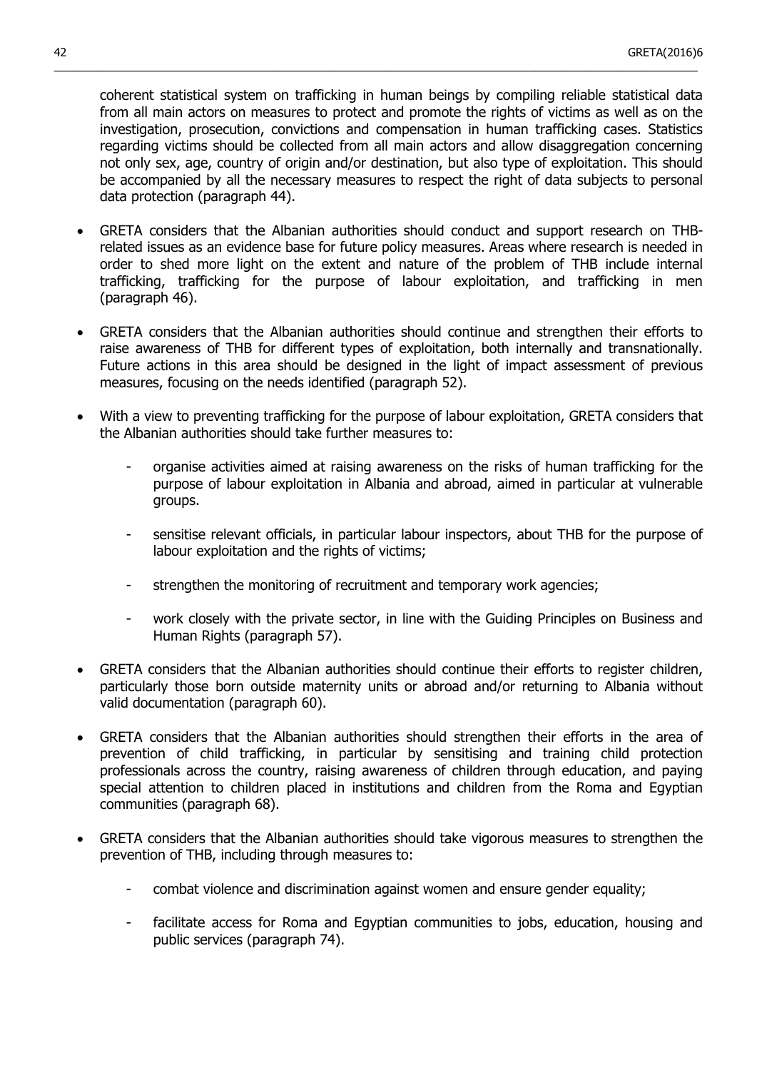coherent statistical system on trafficking in human beings by compiling reliable statistical data from all main actors on measures to protect and promote the rights of victims as well as on the investigation, prosecution, convictions and compensation in human trafficking cases. Statistics regarding victims should be collected from all main actors and allow disaggregation concerning not only sex, age, country of origin and/or destination, but also type of exploitation. This should be accompanied by all the necessary measures to respect the right of data subjects to personal data protection (paragraph 44).

- GRETA considers that the Albanian authorities should conduct and support research on THB-related issues as an evidence base for future policy measures. Areas where research is needed in order to shed more light on the extent and nature of the problem of THB include internal trafficking, trafficking for the purpose of labour exploitation, and trafficking in men (paragraph 46).

- GRETA considers that the Albanian authorities should continue and strengthen their efforts to raise awareness of THB for different types of exploitation, both internally and transnationally. Future actions in this area should be designed in the light of impact assessment of previous measures, focusing on the needs identified (paragraph 52).

- With a view to preventing trafficking for the purpose of labour exploitation, GRETA considers that the Albanian authorities should take further measures to:

  - organise activities aimed at raising awareness on the risks of human trafficking for the purpose of labour exploitation in Albania and abroad, aimed in particular at vulnerable groups.

  - sensitise relevant officials, in particular labour inspectors, about THB for the purpose of labour exploitation and the rights of victims;

  - strengthen the monitoring of recruitment and temporary work agencies;

  - work closely with the private sector, in line with the Guiding Principles on Business and Human Rights (paragraph 57).

- GRETA considers that the Albanian authorities should continue their efforts to register children, particularly those born outside maternity units or abroad and/or returning to Albania without valid documentation (paragraph 60).

- GRETA considers that the Albanian authorities should strengthen their efforts in the area of prevention of child trafficking, in particular by sensitising and training child protection professionals across the country, raising awareness of children through education, and paying special attention to children placed in institutions and children from the Roma and Egyptian communities (paragraph 68).

- GRETA considers that the Albanian authorities should take vigorous measures to strengthen the prevention of THB, including through measures to:

  - combat violence and discrimination against women and ensure gender equality;

  - facilitate access for Roma and Egyptian communities to jobs, education, housing and public services (paragraph 74).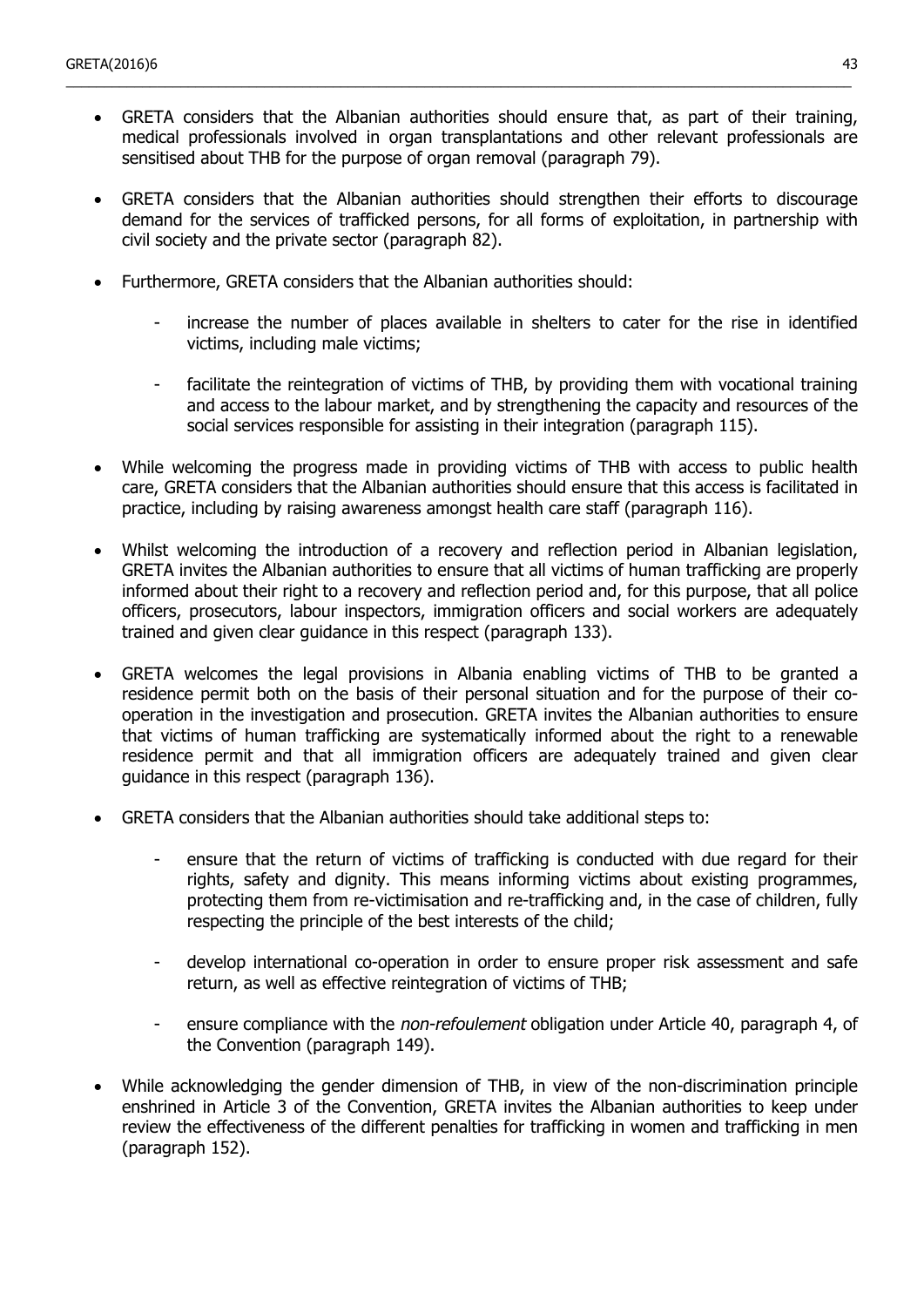- GRETA considers that the Albanian authorities should ensure that, as part of their training, medical professionals involved in organ transplantations and other relevant professionals are sensitised about THB for the purpose of organ removal (paragraph 79).

- GRETA considers that the Albanian authorities should strengthen their efforts to discourage demand for the services of trafficked persons, for all forms of exploitation, in partnership with civil society and the private sector (paragraph 82).

- Furthermore, GRETA considers that the Albanian authorities should:

    - increase the number of places available in shelters to cater for the rise in identified victims, including male victims;

    - facilitate the reintegration of victims of THB, by providing them with vocational training and access to the labour market, and by strengthening the capacity and resources of the social services responsible for assisting in their integration (paragraph 115).

- While welcoming the progress made in providing victims of THB with access to public health care, GRETA considers that the Albanian authorities should ensure that this access is facilitated in practice, including by raising awareness amongst health care staff (paragraph 116).

- Whilst welcoming the introduction of a recovery and reflection period in Albanian legislation, GRETA invites the Albanian authorities to ensure that all victims of human trafficking are properly informed about their right to a recovery and reflection period and, for this purpose, that all police officers, prosecutors, labour inspectors, immigration officers and social workers are adequately trained and given clear guidance in this respect (paragraph 133).

- GRETA welcomes the legal provisions in Albania enabling victims of THB to be granted a residence permit both on the basis of their personal situation and for the purpose of their co-operation in the investigation and prosecution. GRETA invites the Albanian authorities to ensure that victims of human trafficking are systematically informed about the right to a renewable residence permit and that all immigration officers are adequately trained and given clear guidance in this respect (paragraph 136).

- GRETA considers that the Albanian authorities should take additional steps to:

    - ensure that the return of victims of trafficking is conducted with due regard for their rights, safety and dignity. This means informing victims about existing programmes, protecting them from re-victimisation and re-trafficking and, in the case of children, fully respecting the principle of the best interests of the child;

    - develop international co-operation in order to ensure proper risk assessment and safe return, as well as effective reintegration of victims of THB;

    - ensure compliance with the *non-refoulement* obligation under Article 40, paragraph 4, of the Convention (paragraph 149).

- While acknowledging the gender dimension of THB, in view of the non-discrimination principle enshrined in Article 3 of the Convention, GRETA invites the Albanian authorities to keep under review the effectiveness of the different penalties for trafficking in women and trafficking in men (paragraph 152).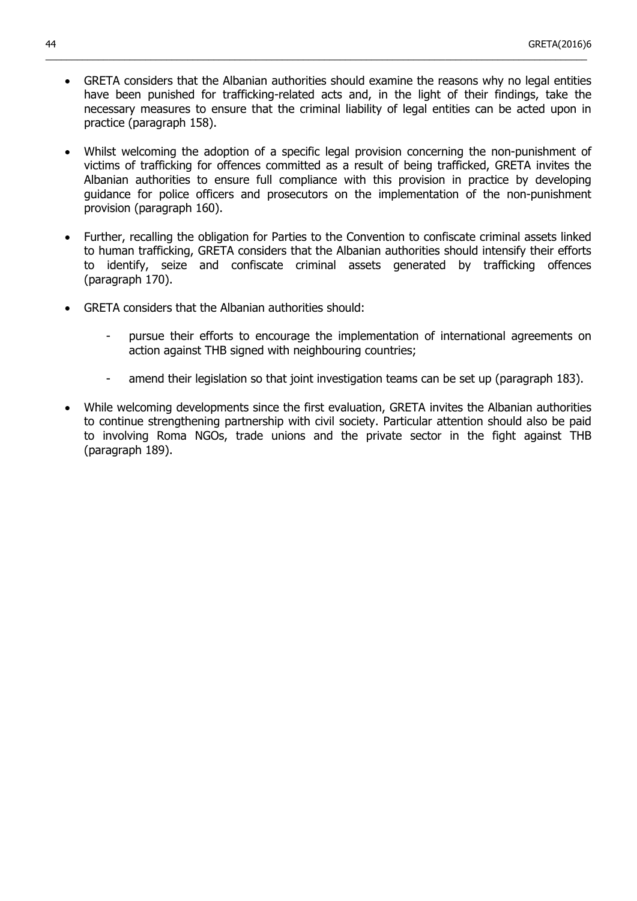- GRETA considers that the Albanian authorities should examine the reasons why no legal entities have been punished for trafficking-related acts and, in the light of their findings, take the necessary measures to ensure that the criminal liability of legal entities can be acted upon in practice (paragraph 158).

- Whilst welcoming the adoption of a specific legal provision concerning the non-punishment of victims of trafficking for offences committed as a result of being trafficked, GRETA invites the Albanian authorities to ensure full compliance with this provision in practice by developing guidance for police officers and prosecutors on the implementation of the non-punishment provision (paragraph 160).

- Further, recalling the obligation for Parties to the Convention to confiscate criminal assets linked to human trafficking, GRETA considers that the Albanian authorities should intensify their efforts to identify, seize and confiscate criminal assets generated by trafficking offences (paragraph 170).

- GRETA considers that the Albanian authorities should:

  - pursue their efforts to encourage the implementation of international agreements on action against THB signed with neighbouring countries;

  - amend their legislation so that joint investigation teams can be set up (paragraph 183).

- While welcoming developments since the first evaluation, GRETA invites the Albanian authorities to continue strengthening partnership with civil society. Particular attention should also be paid to involving Roma NGOs, trade unions and the private sector in the fight against THB (paragraph 189).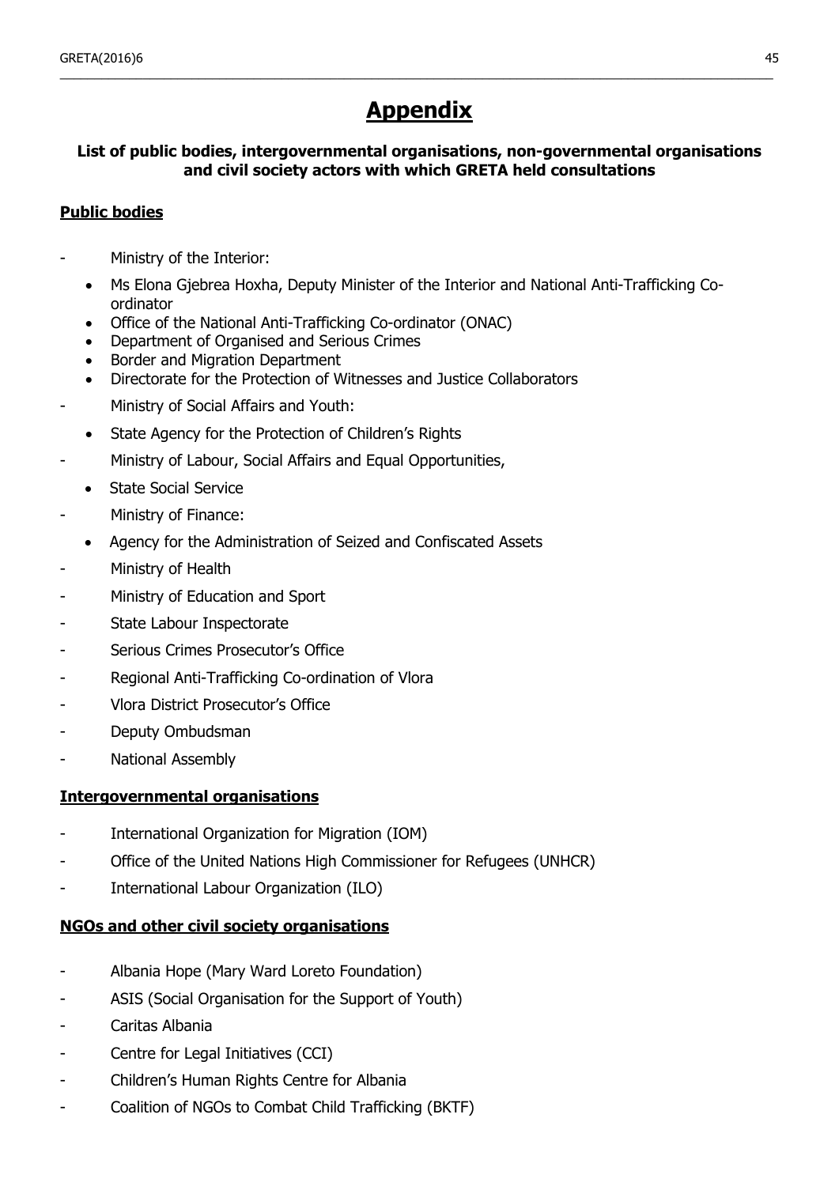# Appendix

**List of public bodies, intergovernmental organisations, non-governmental organisations and civil society actors with which GRETA held consultations**

## Public bodies

- Ministry of the Interior:
  - Ms Elona Gjebrea Hoxha, Deputy Minister of the Interior and National Anti-Trafficking Co-ordinator
  - Office of the National Anti-Trafficking Co-ordinator (ONAC)
  - Department of Organised and Serious Crimes
  - Border and Migration Department
  - Directorate for the Protection of Witnesses and Justice Collaborators
- Ministry of Social Affairs and Youth:
  - State Agency for the Protection of Children's Rights
- Ministry of Labour, Social Affairs and Equal Opportunities,
  - State Social Service
- Ministry of Finance:
  - Agency for the Administration of Seized and Confiscated Assets
- Ministry of Health
- Ministry of Education and Sport
- State Labour Inspectorate
- Serious Crimes Prosecutor's Office
- Regional Anti-Trafficking Co-ordination of Vlora
- Vlora District Prosecutor's Office
- Deputy Ombudsman
- National Assembly

## Intergovernmental organisations

- International Organization for Migration (IOM)
- Office of the United Nations High Commissioner for Refugees (UNHCR)
- International Labour Organization (ILO)

## NGOs and other civil society organisations

- Albania Hope (Mary Ward Loreto Foundation)
- ASIS (Social Organisation for the Support of Youth)
- Caritas Albania
- Centre for Legal Initiatives (CCI)
- Children's Human Rights Centre for Albania
- Coalition of NGOs to Combat Child Trafficking (BKTF)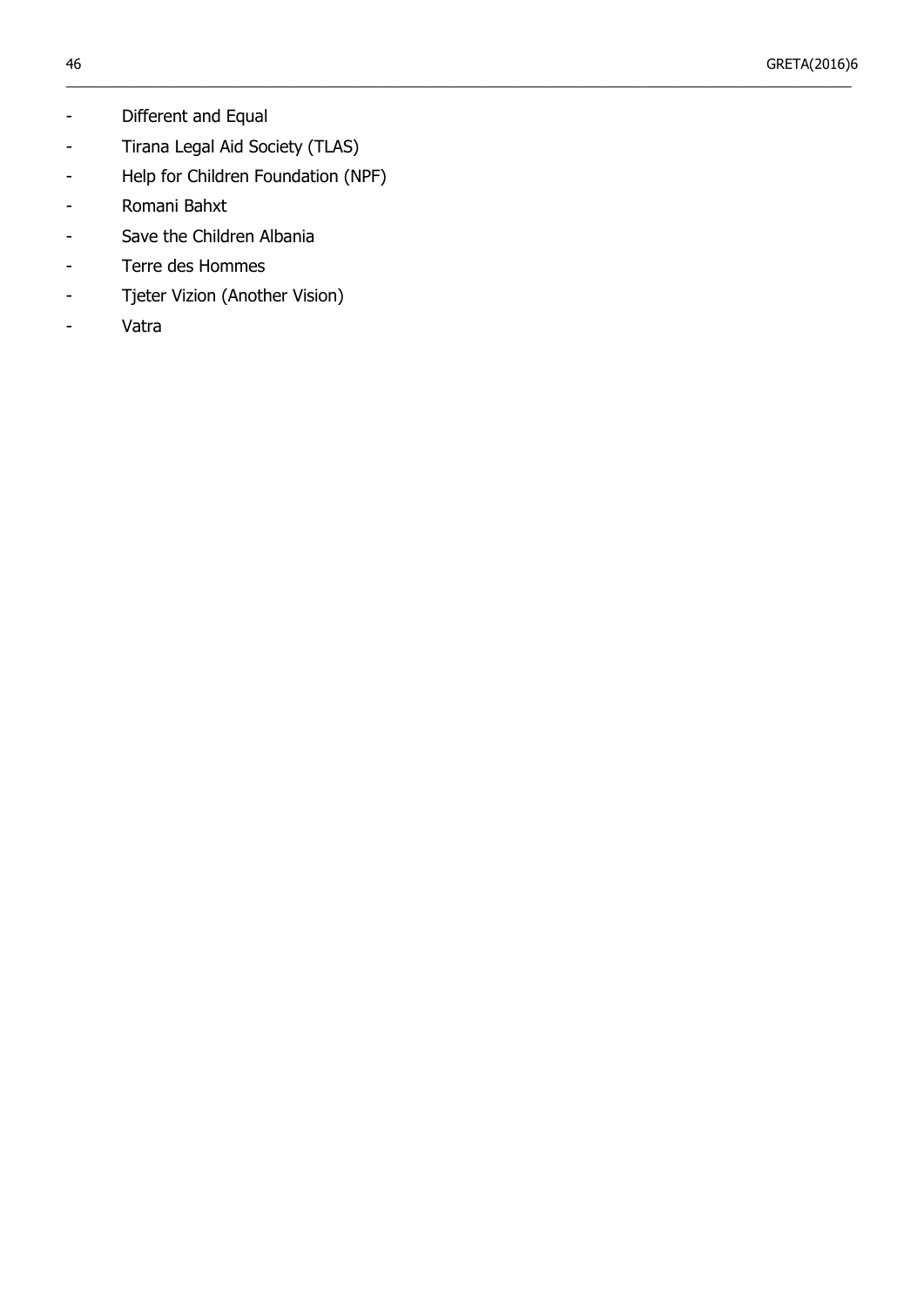- Different and Equal
- Tirana Legal Aid Society (TLAS)
- Help for Children Foundation (NPF)
- Romani Bahxt
- Save the Children Albania
- Terre des Hommes
- Tjeter Vizion (Another Vision)
- Vatra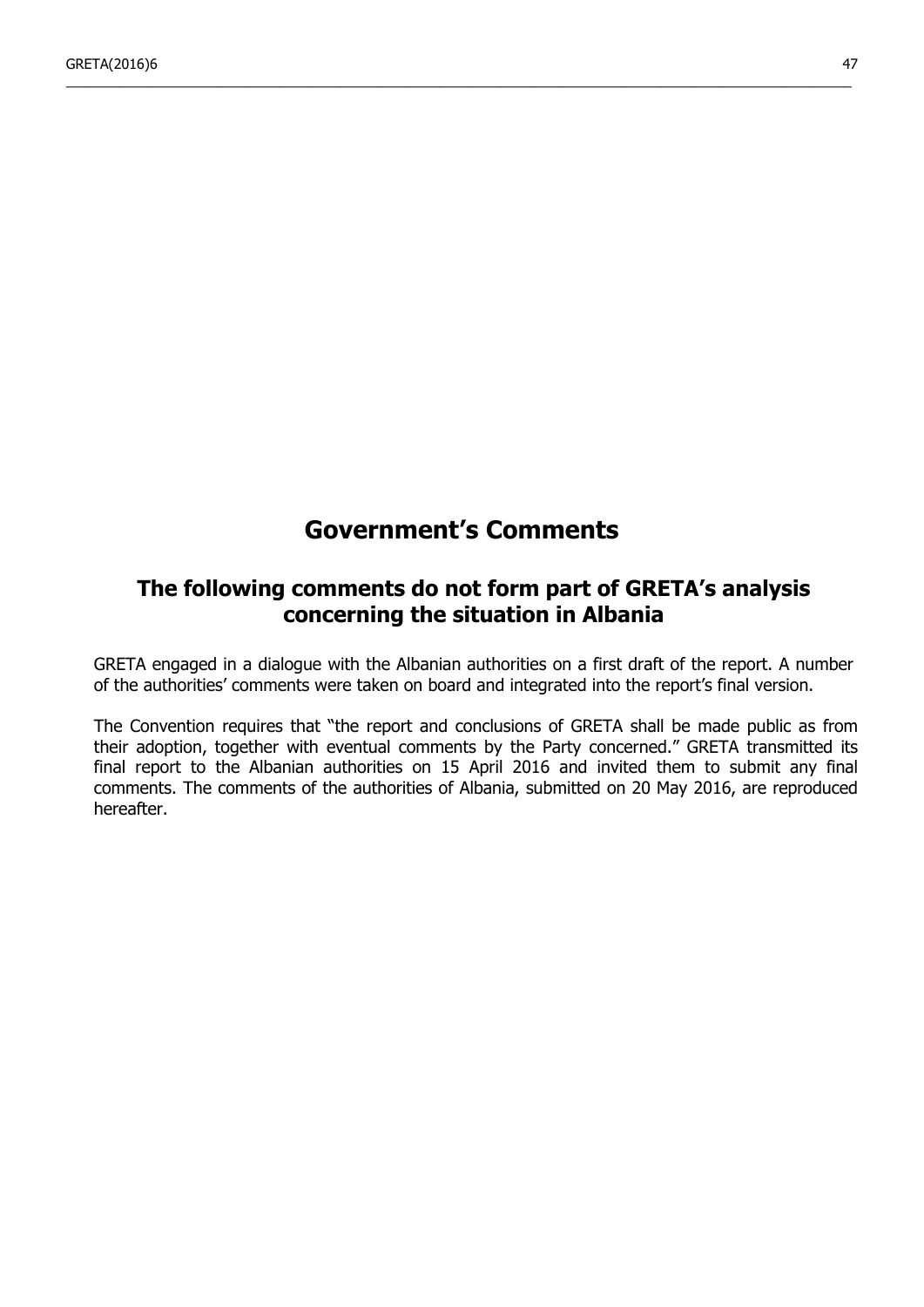# Government's Comments

## The following comments do not form part of GRETA's analysis concerning the situation in Albania

GRETA engaged in a dialogue with the Albanian authorities on a first draft of the report. A number of the authorities' comments were taken on board and integrated into the report's final version.

The Convention requires that "the report and conclusions of GRETA shall be made public as from their adoption, together with eventual comments by the Party concerned." GRETA transmitted its final report to the Albanian authorities on 15 April 2016 and invited them to submit any final comments. The comments of the authorities of Albania, submitted on 20 May 2016, are reproduced hereafter.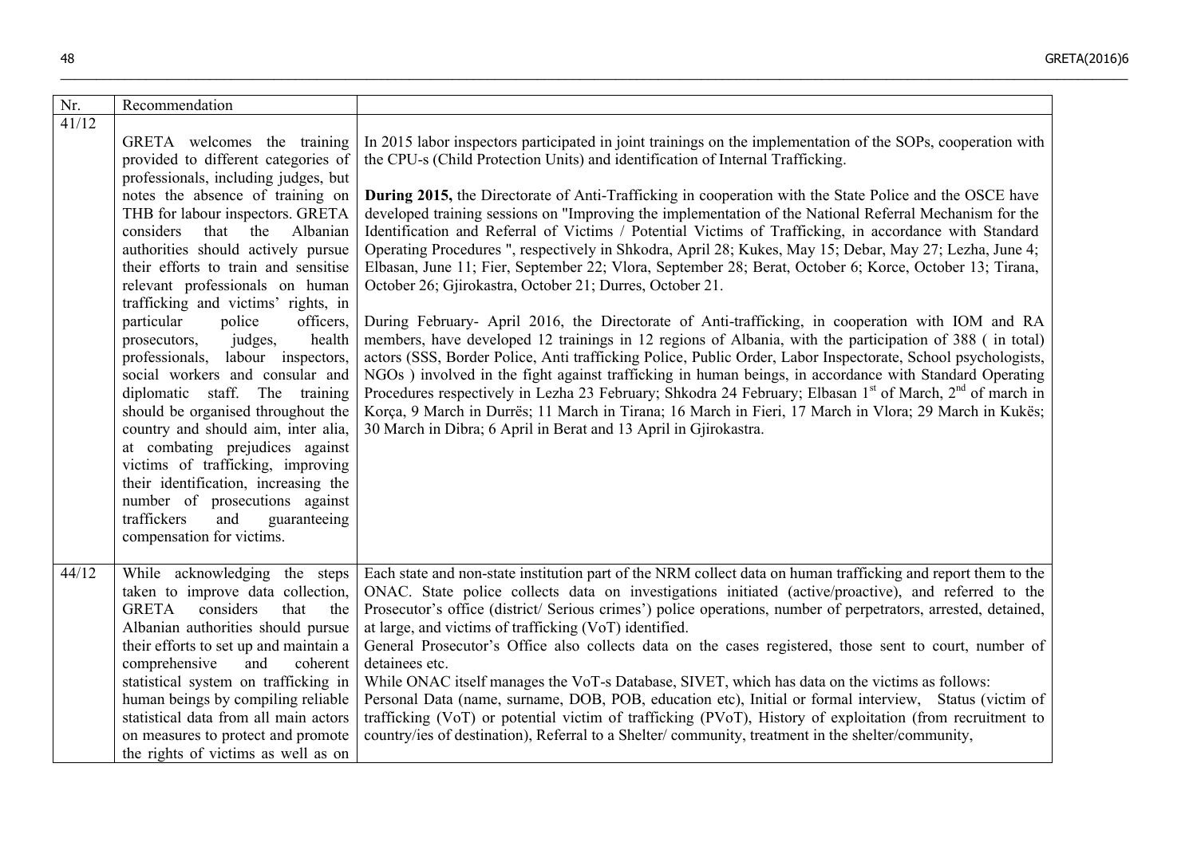| Nr. | Recommendation | |
|---|---|---|
| 41/12 | GRETA welcomes the training provided to different categories of professionals, including judges, but notes the absence of training on THB for labour inspectors. GRETA considers that the Albanian authorities should actively pursue their efforts to train and sensitise relevant professionals on human trafficking and victims' rights, in particular police officers, prosecutors, judges, health professionals, labour inspectors, social workers and consular and diplomatic staff. The training should be organised throughout the country and should aim, inter alia, at combating prejudices against victims of trafficking, improving their identification, increasing the number of prosecutions against traffickers and guaranteeing compensation for victims. | In 2015 labor inspectors participated in joint trainings on the implementation of the SOPs, cooperation with the CPU-s (Child Protection Units) and identification of Internal Trafficking.<br><br>**During 2015,** the Directorate of Anti-Trafficking in cooperation with the State Police and the OSCE have developed training sessions on "Improving the implementation of the National Referral Mechanism for the Identification and Referral of Victims / Potential Victims of Trafficking, in accordance with Standard Operating Procedures ", respectively in Shkodra, April 28; Kukes, May 15; Debar, May 27; Lezha, June 4; Elbasan, June 11; Fier, September 22; Vlora, September 28; Berat, October 6; Korce, October 13; Tirana, October 26; Gjirokastra, October 21; Durres, October 21.<br><br>During February- April 2016, the Directorate of Anti-trafficking, in cooperation with IOM and RA members, have developed 12 trainings in 12 regions of Albania, with the participation of 388 ( in total) actors (SSS, Border Police, Anti trafficking Police, Public Order, Labor Inspectorate, School psychologists, NGOs ) involved in the fight against trafficking in human beings, in accordance with Standard Operating Procedures respectively in Lezha 23 February; Shkodra 24 February; Elbasan 1st of March, 2nd of march in Korça, 9 March in Durrës; 11 March in Tirana; 16 March in Fieri, 17 March in Vlora; 29 March in Kukës; 30 March in Dibra; 6 April in Berat and 13 April in Gjirokastra. |
| 44/12 | While acknowledging the steps taken to improve data collection, GRETA considers that the Albanian authorities should pursue their efforts to set up and maintain a comprehensive and coherent statistical system on trafficking in human beings by compiling reliable statistical data from all main actors on measures to protect and promote the rights of victims as well as on | Each state and non-state institution part of the NRM collect data on human trafficking and report them to the ONAC. State police collects data on investigations initiated (active/proactive), and referred to the Prosecutor's office (district/ Serious crimes') police operations, number of perpetrators, arrested, detained, at large, and victims of trafficking (VoT) identified.<br>General Prosecutor's Office also collects data on the cases registered, those sent to court, number of detainees etc.<br>While ONAC itself manages the VoT-s Database, SIVET, which has data on the victims as follows:<br>Personal Data (name, surname, DOB, POB, education etc), Initial or formal interview, Status (victim of trafficking (VoT) or potential victim of trafficking (PVoT), History of exploitation (from recruitment to country/ies of destination), Referral to a Shelter/ community, treatment in the shelter/community, |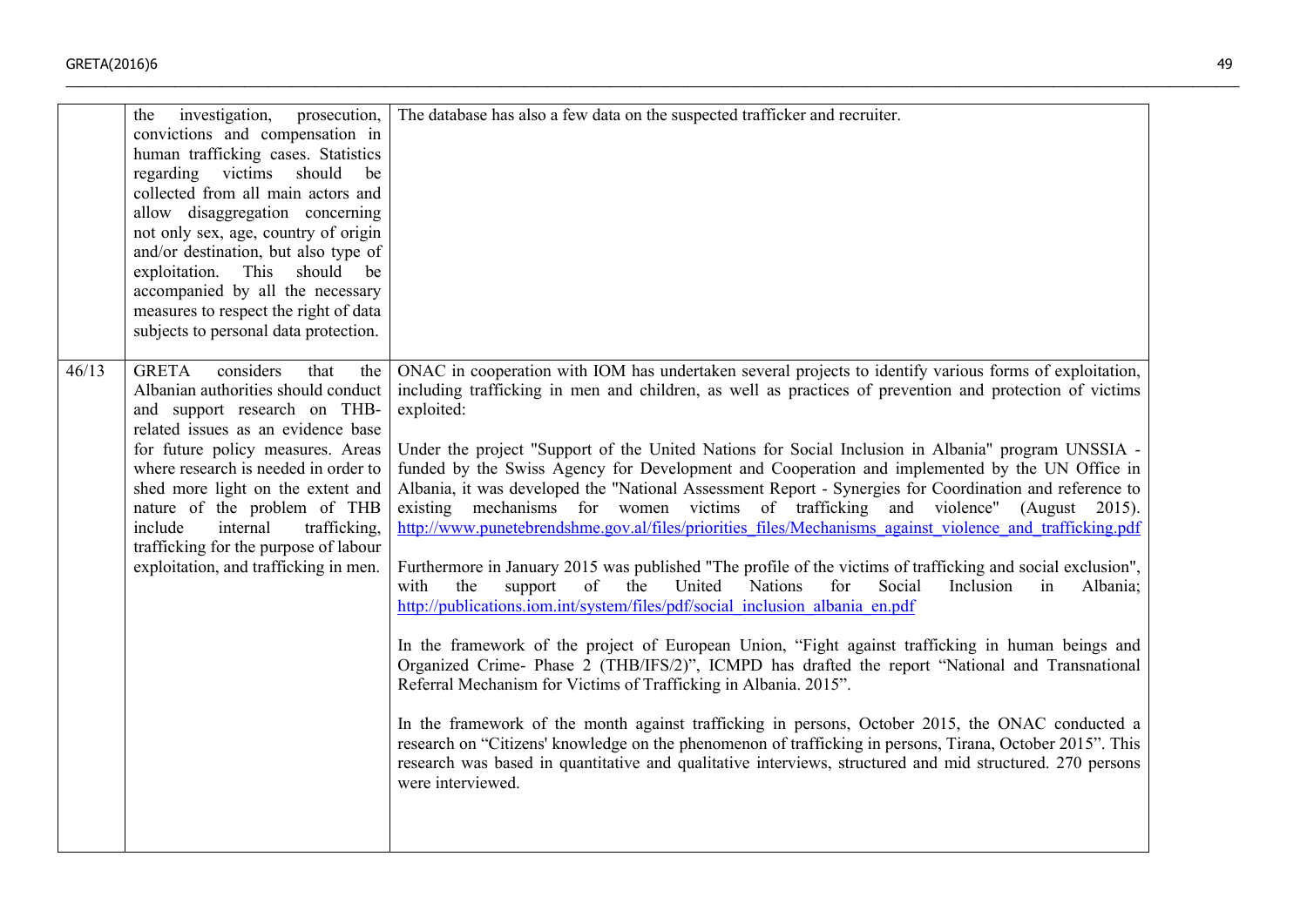| | | |
|---|---|---|
| | the investigation, prosecution, convictions and compensation in human trafficking cases. Statistics regarding victims should be collected from all main actors and allow disaggregation concerning not only sex, age, country of origin and/or destination, but also type of exploitation. This should be accompanied by all the necessary measures to respect the right of data subjects to personal data protection. | The database has also a few data on the suspected trafficker and recruiter. |
| 46/13 | GRETA considers that the Albanian authorities should conduct and support research on THB-related issues as an evidence base for future policy measures. Areas where research is needed in order to shed more light on the extent and nature of the problem of THB include internal trafficking, trafficking for the purpose of labour exploitation, and trafficking in men. | ONAC in cooperation with IOM has undertaken several projects to identify various forms of exploitation, including trafficking in men and children, as well as practices of prevention and protection of victims exploited:<br><br>Under the project "Support of the United Nations for Social Inclusion in Albania" program UNSSIA - funded by the Swiss Agency for Development and Cooperation and implemented by the UN Office in Albania, it was developed the "National Assessment Report - Synergies for Coordination and reference to existing mechanisms for women victims of trafficking and violence" (August 2015). http://www.punetebrendshme.gov.al/files/priorities_files/Mechanisms_against_violence_and_trafficking.pdf<br><br>Furthermore in January 2015 was published "The profile of the victims of trafficking and social exclusion", with the support of the United Nations for Social Inclusion in Albania; http://publications.iom.int/system/files/pdf/social_inclusion_albania_en.pdf<br><br>In the framework of the project of European Union, "Fight against trafficking in human beings and Organized Crime- Phase 2 (THB/IFS/2)", ICMPD has drafted the report "National and Transnational Referral Mechanism for Victims of Trafficking in Albania. 2015".<br><br>In the framework of the month against trafficking in persons, October 2015, the ONAC conducted a research on "Citizens' knowledge on the phenomenon of trafficking in persons, Tirana, October 2015". This research was based in quantitative and qualitative interviews, structured and mid structured. 270 persons were interviewed. |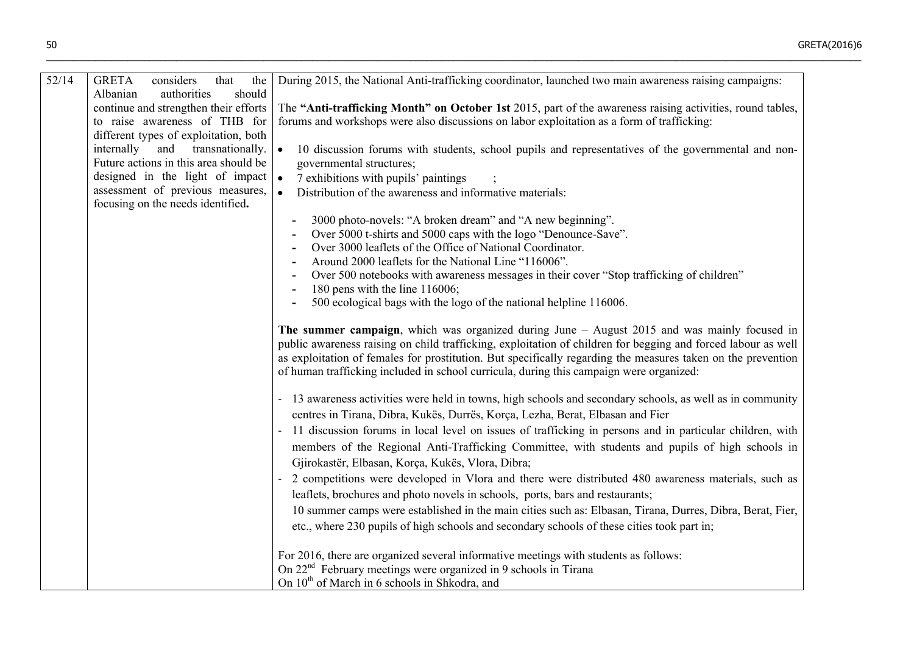| 52/14 | GRETA considers that the Albanian authorities should continue and strengthen their efforts to raise awareness of THB for different types of exploitation, both internally and transnationally. Future actions in this area should be designed in the light of impact assessment of previous measures, focusing on the needs identified. | During 2015, the National Anti-trafficking coordinator, launched two main awareness raising campaigns:<br><br>The **"Anti-trafficking Month" on October 1st** 2015, part of the awareness raising activities, round tables, forums and workshops were also discussions on labor exploitation as a form of trafficking:<br><br>• 10 discussion forums with students, school pupils and representatives of the governmental and non-governmental structures;<br>• 7 exhibitions with pupils' paintings ;<br>• Distribution of the awareness and informative materials:<br><br>- 3000 photo-novels: "A broken dream" and "A new beginning".<br>- Over 5000 t-shirts and 5000 caps with the logo "Denounce-Save".<br>- Over 3000 leaflets of the Office of National Coordinator.<br>- Around 2000 leaflets for the National Line "116006".<br>- Over 500 notebooks with awareness messages in their cover "Stop trafficking of children"<br>- 180 pens with the line 116006;<br>- 500 ecological bags with the logo of the national helpline 116006.<br><br>**The summer campaign**, which was organized during June – August 2015 and was mainly focused in public awareness raising on child trafficking, exploitation of children for begging and forced labour as well as exploitation of females for prostitution. But specifically regarding the measures taken on the prevention of human trafficking included in school curricula, during this campaign were organized:<br><br>- 13 awareness activities were held in towns, high schools and secondary schools, as well as in community centres in Tirana, Dibra, Kukës, Durrës, Korça, Lezha, Berat, Elbasan and Fier<br>- 11 discussion forums in local level on issues of trafficking in persons and in particular children, with members of the Regional Anti-Trafficking Committee, with students and pupils of high schools in Gjirokastër, Elbasan, Korça, Kukës, Vlora, Dibra;<br>- 2 competitions were developed in Vlora and there were distributed 480 awareness materials, such as leaflets, brochures and photo novels in schools, ports, bars and restaurants;<br>10 summer camps were established in the main cities such as: Elbasan, Tirana, Durres, Dibra, Berat, Fier, etc., where 230 pupils of high schools and secondary schools of these cities took part in;<br><br>For 2016, there are organized several informative meetings with students as follows:<br>On 22nd February meetings were organized in 9 schools in Tirana<br>On 10th of March in 6 schools in Shkodra, and |
|---|---|---|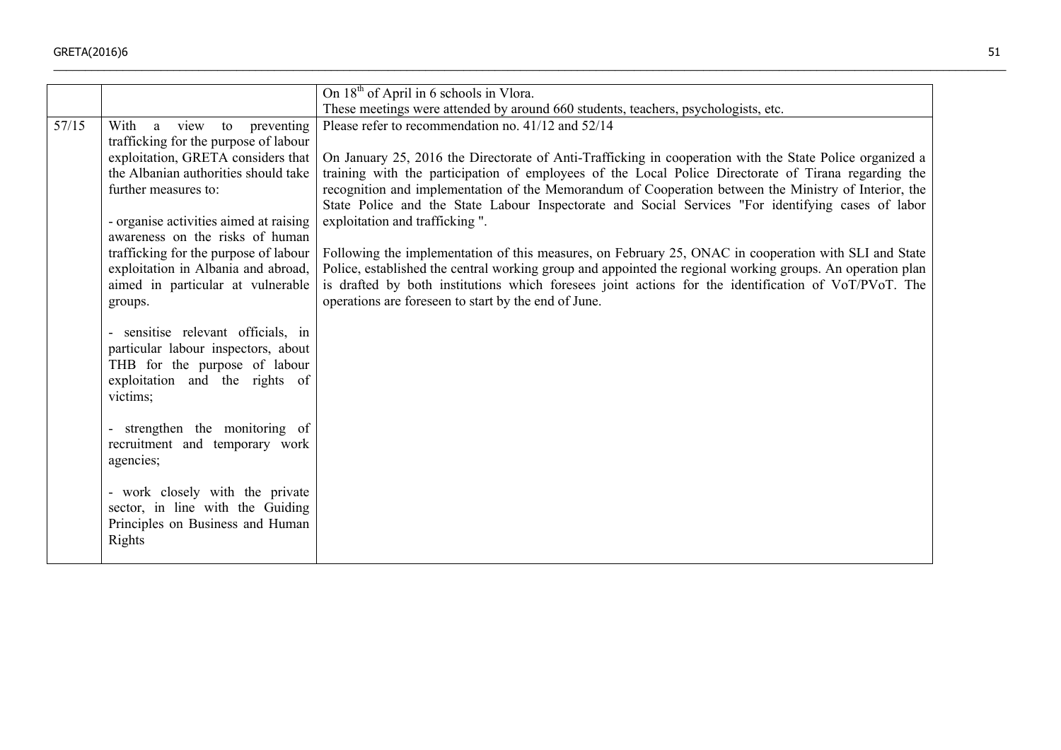| | | |
|---|---|---|
| | | On 18th of April in 6 schools in Vlora.<br>These meetings were attended by around 660 students, teachers, psychologists, etc. |
| 57/15 | With a view to preventing trafficking for the purpose of labour exploitation, GRETA considers that the Albanian authorities should take further measures to:<br><br>- organise activities aimed at raising awareness on the risks of human trafficking for the purpose of labour exploitation in Albania and abroad, aimed in particular at vulnerable groups.<br><br>- sensitise relevant officials, in particular labour inspectors, about THB for the purpose of labour exploitation and the rights of victims;<br><br>- strengthen the monitoring of recruitment and temporary work agencies;<br><br>- work closely with the private sector, in line with the Guiding Principles on Business and Human Rights | Please refer to recommendation no. 41/12 and 52/14<br><br>On January 25, 2016 the Directorate of Anti-Trafficking in cooperation with the State Police organized a training with the participation of employees of the Local Police Directorate of Tirana regarding the recognition and implementation of the Memorandum of Cooperation between the Ministry of Interior, the State Police and the State Labour Inspectorate and Social Services "For identifying cases of labor exploitation and trafficking ".<br><br>Following the implementation of this measures, on February 25, ONAC in cooperation with SLI and State Police, established the central working group and appointed the regional working groups. An operation plan is drafted by both institutions which foresees joint actions for the identification of VoT/PVoT. The operations are foreseen to start by the end of June. |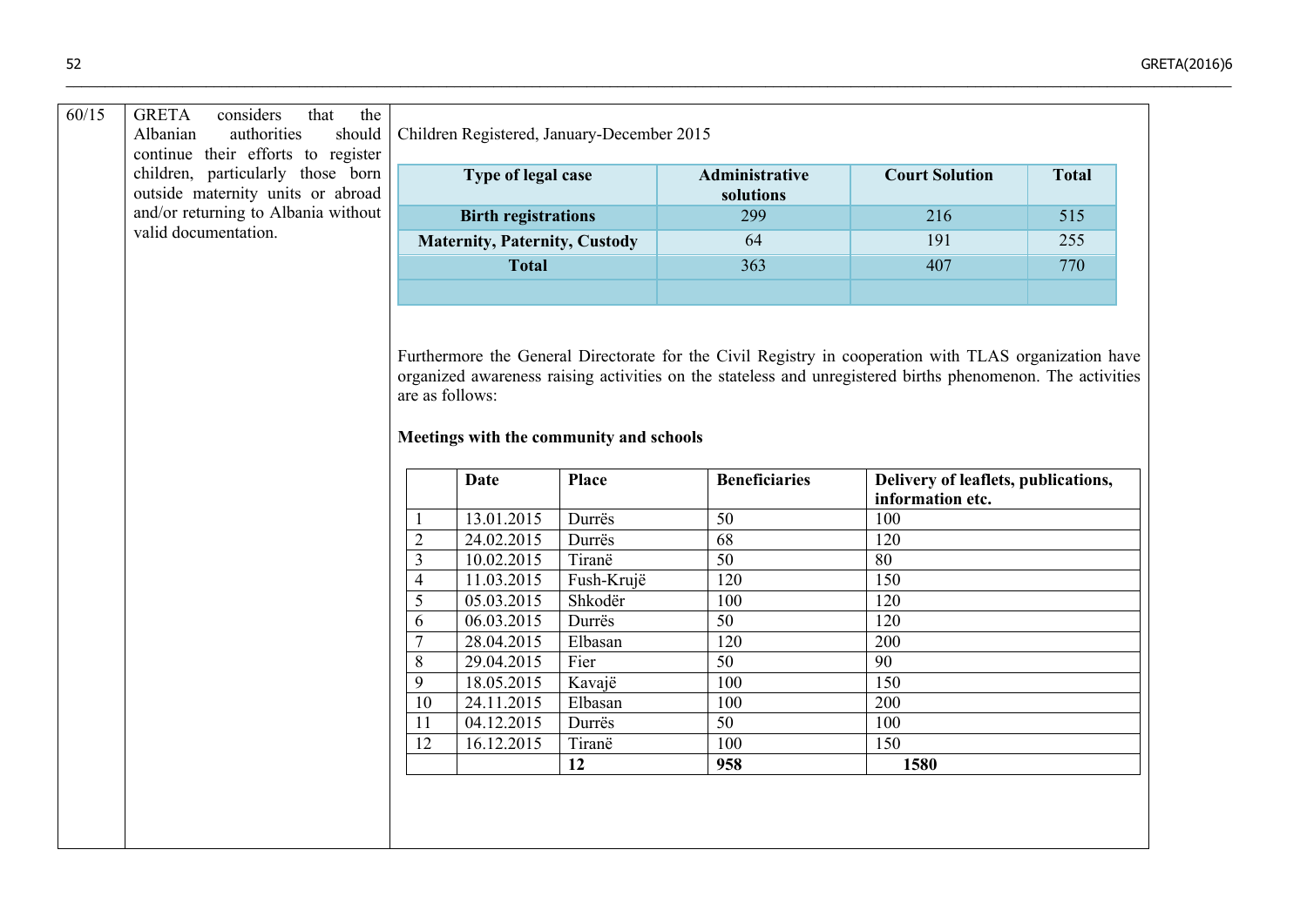| 60/15 | GRETA considers that the Albanian authorities should continue their efforts to register children, particularly those born outside maternity units or abroad and/or returning to Albania without valid documentation. | Children Registered, January-December 2015 |
|---|---|---|

Children Registered, January-December 2015

| Type of legal case | Administrative solutions | Court Solution | Total |
|---|---|---|---|
| **Birth registrations** | 299 | 216 | 515 |
| **Maternity, Paternity, Custody** | 64 | 191 | 255 |
| **Total** | 363 | 407 | 770 |
| | | | |

Furthermore the General Directorate for the Civil Registry in cooperation with TLAS organization have organized awareness raising activities on the stateless and unregistered births phenomenon. The activities are as follows:

**Meetings with the community and schools**

| | Date | Place | Beneficiaries | Delivery of leaflets, publications, information etc. |
|---|---|---|---|---|
| 1 | 13.01.2015 | Durrës | 50 | 100 |
| 2 | 24.02.2015 | Durrës | 68 | 120 |
| 3 | 10.02.2015 | Tiranë | 50 | 80 |
| 4 | 11.03.2015 | Fush-Krujë | 120 | 150 |
| 5 | 05.03.2015 | Shkodër | 100 | 120 |
| 6 | 06.03.2015 | Durrës | 50 | 120 |
| 7 | 28.04.2015 | Elbasan | 120 | 200 |
| 8 | 29.04.2015 | Fier | 50 | 90 |
| 9 | 18.05.2015 | Kavajë | 100 | 150 |
| 10 | 24.11.2015 | Elbasan | 100 | 200 |
| 11 | 04.12.2015 | Durrës | 50 | 100 |
| 12 | 16.12.2015 | Tiranë | 100 | 150 |
| | | **12** | **958** | **1580** |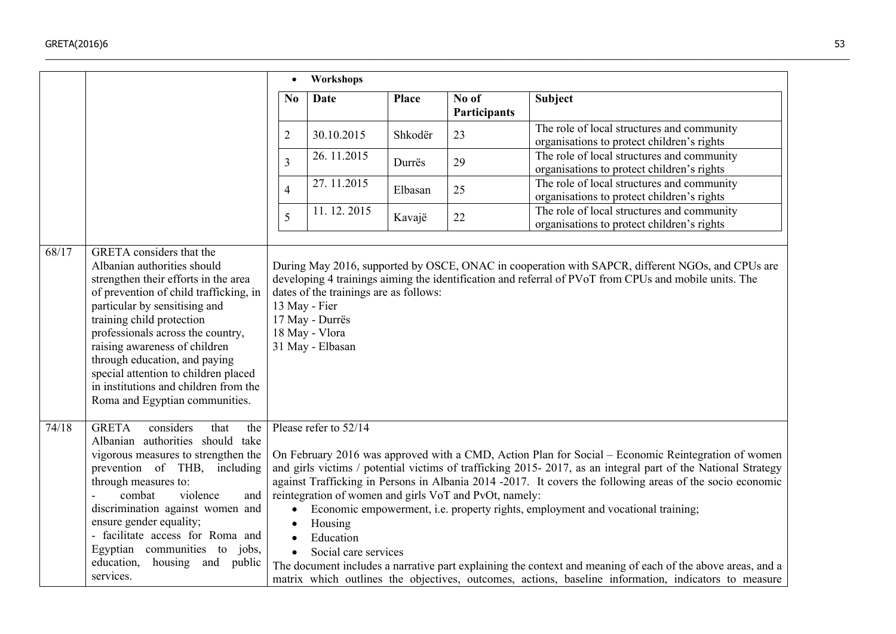| | | |
|---|---|---|
| | | • **Workshops**<br><br>**No** \| **Date** \| **Place** \| **No of Participants** \| **Subject**<br>2 \| 30.10.2015 \| Shkodër \| 23 \| The role of local structures and community organisations to protect children's rights<br>3 \| 26. 11.2015 \| Durrës \| 29 \| The role of local structures and community organisations to protect children's rights<br>4 \| 27. 11.2015 \| Elbasan \| 25 \| The role of local structures and community organisations to protect children's rights<br>5 \| 11. 12. 2015 \| Kavajë \| 22 \| The role of local structures and community organisations to protect children's rights |
| 68/17 | GRETA considers that the Albanian authorities should strengthen their efforts in the area of prevention of child trafficking, in particular by sensitising and training child protection professionals across the country, raising awareness of children through education, and paying special attention to children placed in institutions and children from the Roma and Egyptian communities. | During May 2016, supported by OSCE, ONAC in cooperation with SAPCR, different NGOs, and CPUs are developing 4 trainings aiming the identification and referral of PVoT from CPUs and mobile units. The dates of the trainings are as follows:<br>13 May - Fier<br>17 May - Durrës<br>18 May - Vlora<br>31 May - Elbasan |
| 74/18 | GRETA considers that the Albanian authorities should take vigorous measures to strengthen the prevention of THB, including through measures to:<br>- combat violence and discrimination against women and ensure gender equality;<br>- facilitate access for Roma and Egyptian communities to jobs, education, housing and public services. | Please refer to 52/14<br><br>On February 2016 was approved with a CMD, Action Plan for Social – Economic Reintegration of women and girls victims / potential victims of trafficking 2015- 2017, as an integral part of the National Strategy against Trafficking in Persons in Albania 2014 -2017. It covers the following areas of the socio economic reintegration of women and girls VoT and PvOt, namely:<br>• Economic empowerment, i.e. property rights, employment and vocational training;<br>• Housing<br>• Education<br>• Social care services<br>The document includes a narrative part explaining the context and meaning of each of the above areas, and a matrix which outlines the objectives, outcomes, actions, baseline information, indicators to measure |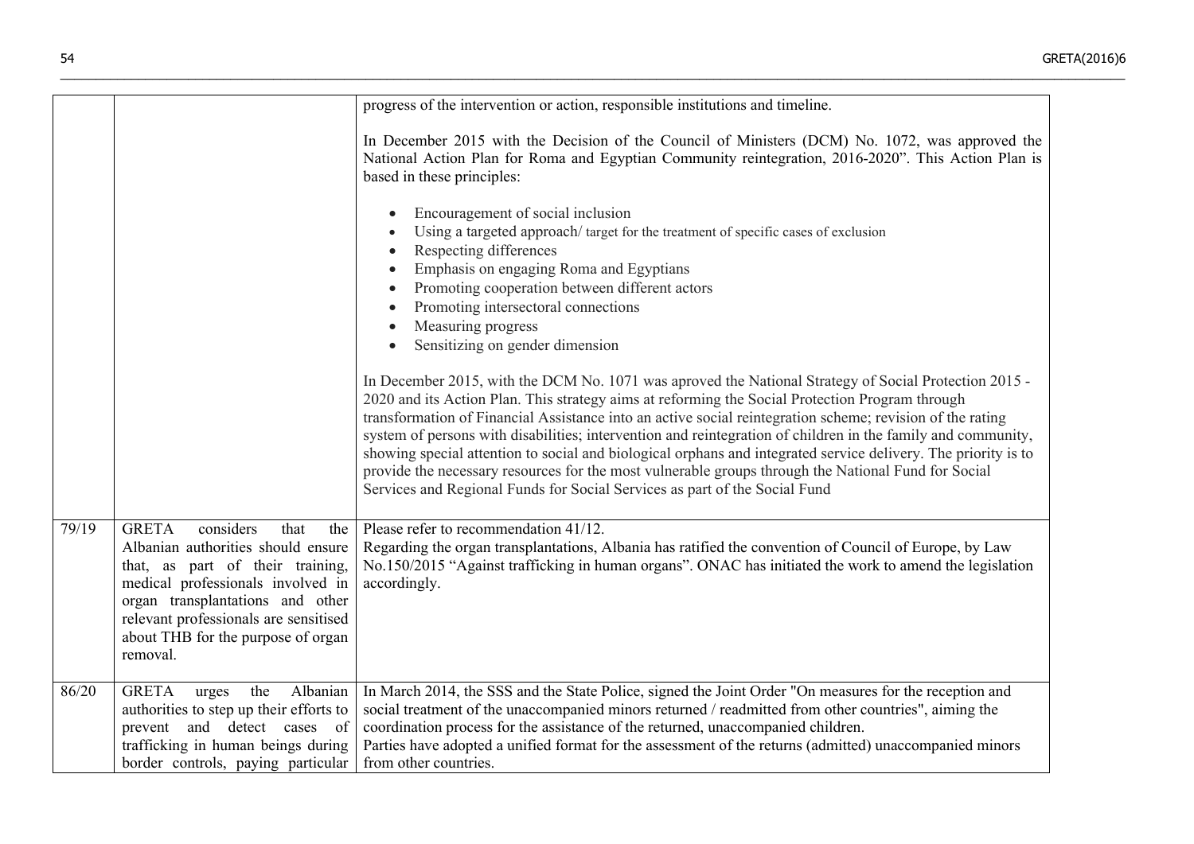| | | |
|---|---|---|
| | | progress of the intervention or action, responsible institutions and timeline.<br><br>In December 2015 with the Decision of the Council of Ministers (DCM) No. 1072, was approved the National Action Plan for Roma and Egyptian Community reintegration, 2016-2020". This Action Plan is based in these principles:<br><br>• Encouragement of social inclusion<br>• Using a targeted approach/ target for the treatment of specific cases of exclusion<br>• Respecting differences<br>• Emphasis on engaging Roma and Egyptians<br>• Promoting cooperation between different actors<br>• Promoting intersectoral connections<br>• Measuring progress<br>• Sensitizing on gender dimension<br><br>In December 2015, with the DCM No. 1071 was aproved the National Strategy of Social Protection 2015 - 2020 and its Action Plan. This strategy aims at reforming the Social Protection Program through transformation of Financial Assistance into an active social reintegration scheme; revision of the rating system of persons with disabilities; intervention and reintegration of children in the family and community, showing special attention to social and biological orphans and integrated service delivery. The priority is to provide the necessary resources for the most vulnerable groups through the National Fund for Social Services and Regional Funds for Social Services as part of the Social Fund |
| 79/19 | GRETA considers that the Albanian authorities should ensure that, as part of their training, medical professionals involved in organ transplantations and other relevant professionals are sensitised about THB for the purpose of organ removal. | Please refer to recommendation 41/12.<br>Regarding the organ transplantations, Albania has ratified the convention of Council of Europe, by Law No.150/2015 "Against trafficking in human organs". ONAC has initiated the work to amend the legislation accordingly. |
| 86/20 | GRETA urges the Albanian authorities to step up their efforts to prevent and detect cases of trafficking in human beings during border controls, paying particular | In March 2014, the SSS and the State Police, signed the Joint Order "On measures for the reception and social treatment of the unaccompanied minors returned / readmitted from other countries", aiming the coordination process for the assistance of the returned, unaccompanied children.<br>Parties have adopted a unified format for the assessment of the returns (admitted) unaccompanied minors from other countries. |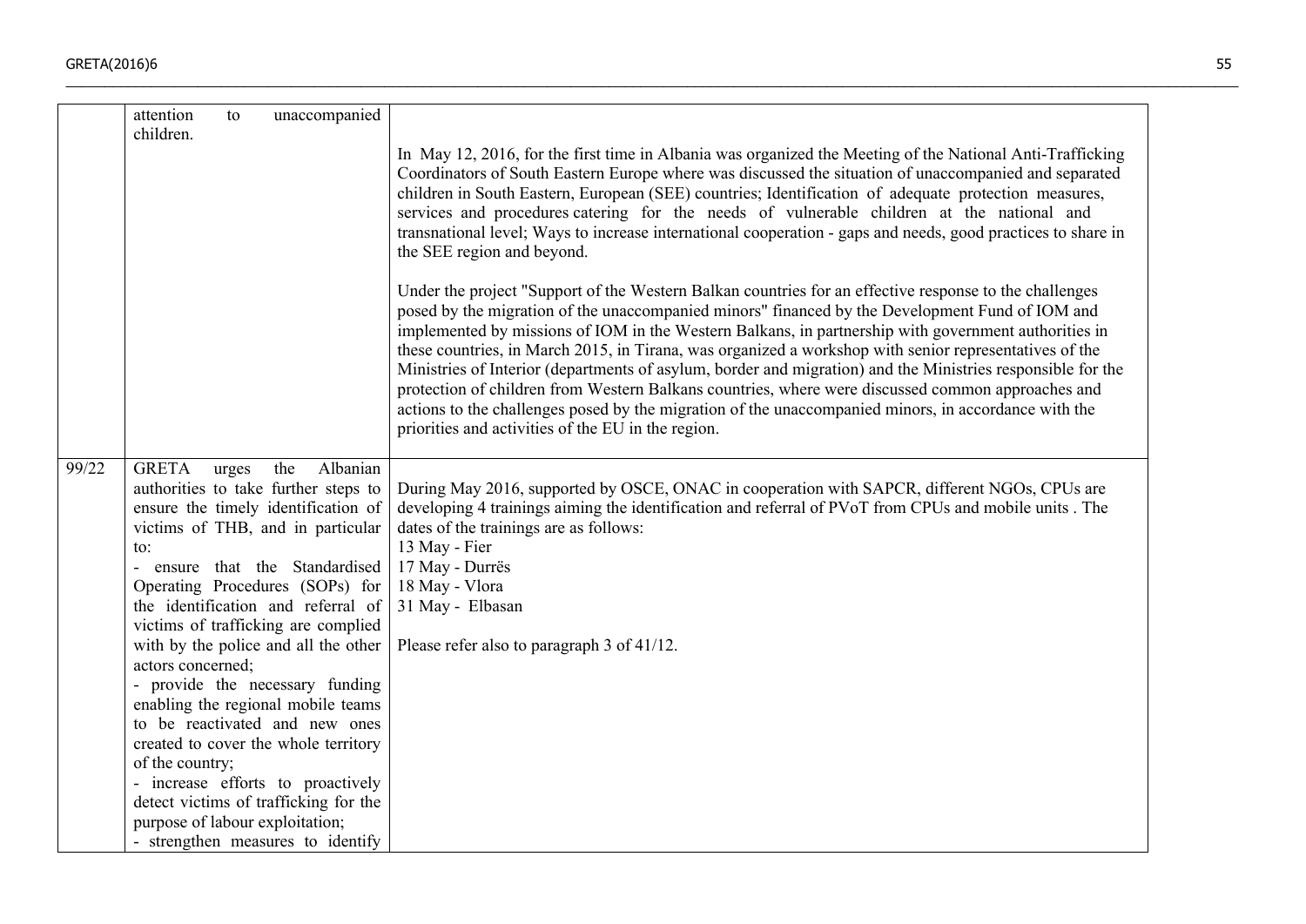| | | |
|---|---|---|
| | attention to unaccompanied children. | In May 12, 2016, for the first time in Albania was organized the Meeting of the National Anti-Trafficking Coordinators of South Eastern Europe where was discussed the situation of unaccompanied and separated children in South Eastern, European (SEE) countries; Identification of adequate protection measures, services and procedures catering for the needs of vulnerable children at the national and transnational level; Ways to increase international cooperation - gaps and needs, good practices to share in the SEE region and beyond.<br><br>Under the project "Support of the Western Balkan countries for an effective response to the challenges posed by the migration of the unaccompanied minors" financed by the Development Fund of IOM and implemented by missions of IOM in the Western Balkans, in partnership with government authorities in these countries, in March 2015, in Tirana, was organized a workshop with senior representatives of the Ministries of Interior (departments of asylum, border and migration) and the Ministries responsible for the protection of children from Western Balkans countries, where were discussed common approaches and actions to the challenges posed by the migration of the unaccompanied minors, in accordance with the priorities and activities of the EU in the region. |
| 99/22 | GRETA urges the Albanian authorities to take further steps to ensure the timely identification of victims of THB, and in particular to:<br>- ensure that the Standardised Operating Procedures (SOPs) for the identification and referral of victims of trafficking are complied with by the police and all the other actors concerned;<br>- provide the necessary funding enabling the regional mobile teams to be reactivated and new ones created to cover the whole territory of the country;<br>- increase efforts to proactively detect victims of trafficking for the purpose of labour exploitation;<br>- strengthen measures to identify | During May 2016, supported by OSCE, ONAC in cooperation with SAPCR, different NGOs, CPUs are developing 4 trainings aiming the identification and referral of PVoT from CPUs and mobile units . The dates of the trainings are as follows:<br>13 May - Fier<br>17 May - Durrës<br>18 May - Vlora<br>31 May - Elbasan<br><br>Please refer also to paragraph 3 of 41/12. |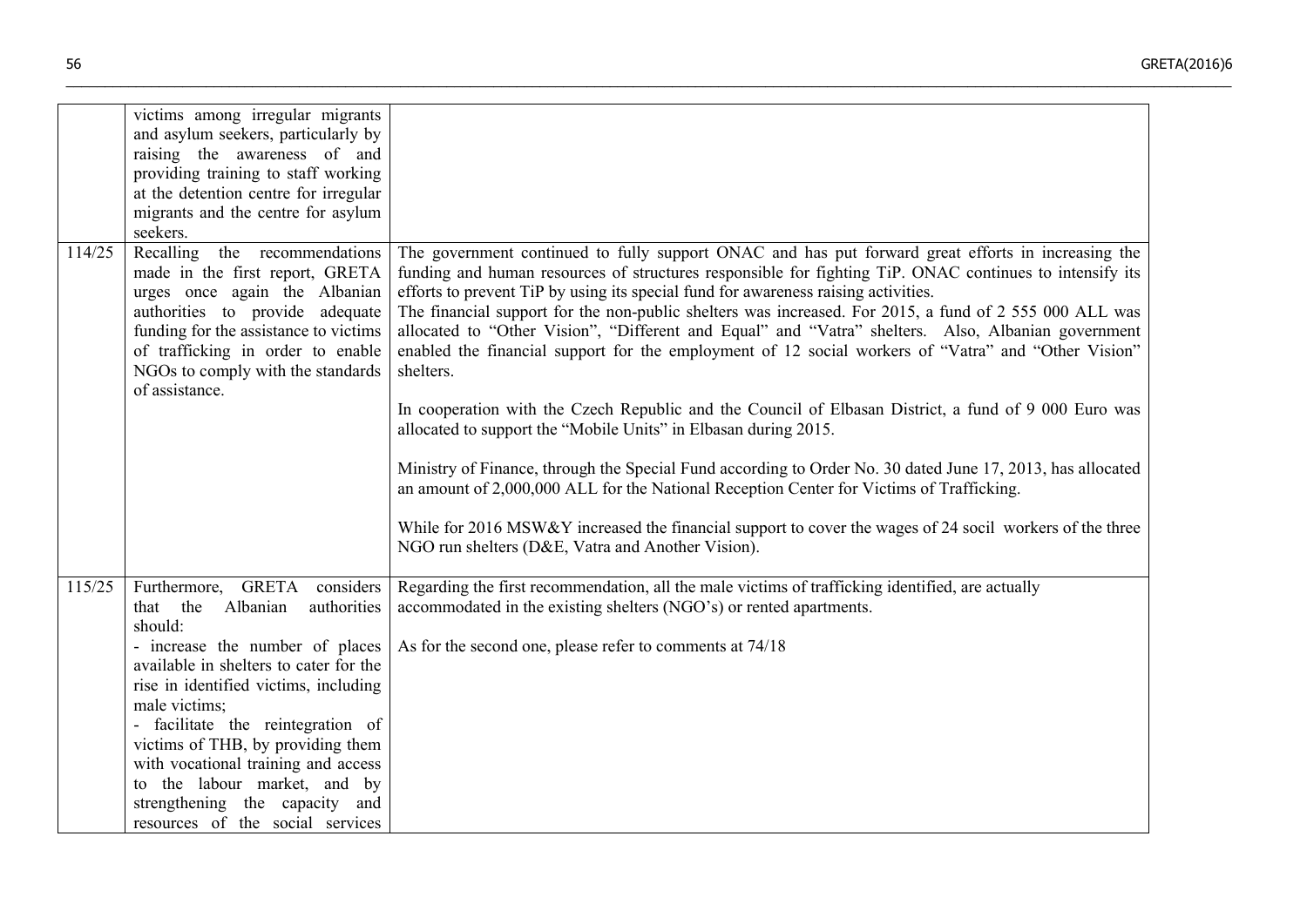| | | |
|---|---|---|
| | victims among irregular migrants and asylum seekers, particularly by raising the awareness of and providing training to staff working at the detention centre for irregular migrants and the centre for asylum seekers. | |
| 114/25 | Recalling the recommendations made in the first report, GRETA urges once again the Albanian authorities to provide adequate funding for the assistance to victims of trafficking in order to enable NGOs to comply with the standards of assistance. | The government continued to fully support ONAC and has put forward great efforts in increasing the funding and human resources of structures responsible for fighting TiP. ONAC continues to intensify its efforts to prevent TiP by using its special fund for awareness raising activities.<br>The financial support for the non-public shelters was increased. For 2015, a fund of 2 555 000 ALL was allocated to "Other Vision", "Different and Equal" and "Vatra" shelters. Also, Albanian government enabled the financial support for the employment of 12 social workers of "Vatra" and "Other Vision" shelters.<br><br>In cooperation with the Czech Republic and the Council of Elbasan District, a fund of 9 000 Euro was allocated to support the "Mobile Units" in Elbasan during 2015.<br><br>Ministry of Finance, through the Special Fund according to Order No. 30 dated June 17, 2013, has allocated an amount of 2,000,000 ALL for the National Reception Center for Victims of Trafficking.<br><br>While for 2016 MSW&Y increased the financial support to cover the wages of 24 socil workers of the three NGO run shelters (D&E, Vatra and Another Vision). |
| 115/25 | Furthermore, GRETA considers that the Albanian authorities should:<br>- increase the number of places available in shelters to cater for the rise in identified victims, including male victims;<br>- facilitate the reintegration of victims of THB, by providing them with vocational training and access to the labour market, and by strengthening the capacity and resources of the social services | Regarding the first recommendation, all the male victims of trafficking identified, are actually accommodated in the existing shelters (NGO's) or rented apartments.<br><br>As for the second one, please refer to comments at 74/18 |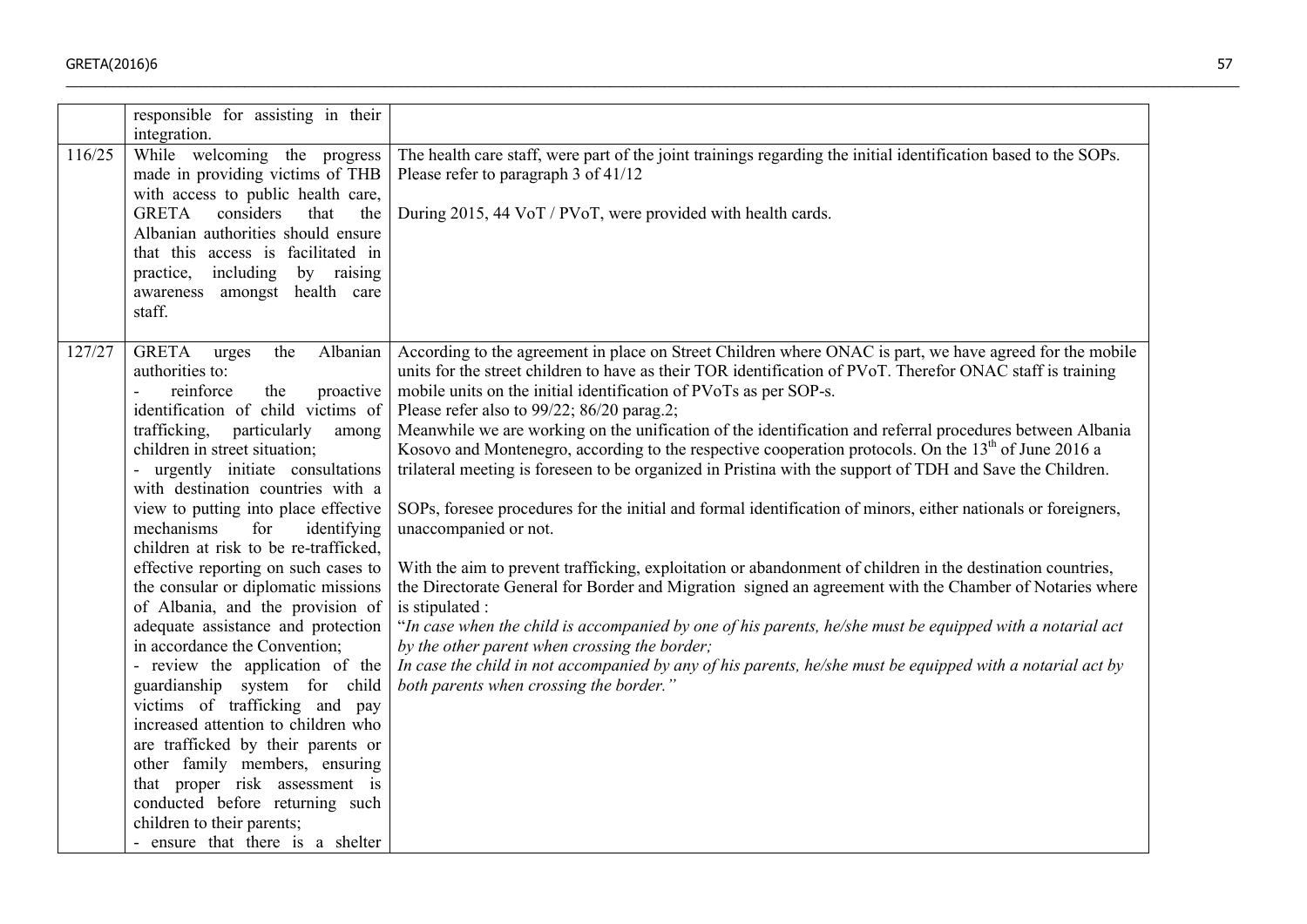| | | |
|---|---|---|
| | responsible for assisting in their integration. | |
| 116/25 | While welcoming the progress made in providing victims of THB with access to public health care, GRETA considers that the Albanian authorities should ensure that this access is facilitated in practice, including by raising awareness amongst health care staff. | The health care staff, were part of the joint trainings regarding the initial identification based to the SOPs. Please refer to paragraph 3 of 41/12<br><br>During 2015, 44 VoT / PVoT, were provided with health cards. |
| 127/27 | GRETA urges the Albanian authorities to:<br>- reinforce the proactive identification of child victims of trafficking, particularly among children in street situation;<br>- urgently initiate consultations with destination countries with a view to putting into place effective mechanisms for identifying children at risk to be re-trafficked, effective reporting on such cases to the consular or diplomatic missions of Albania, and the provision of adequate assistance and protection in accordance the Convention;<br>- review the application of the guardianship system for child victims of trafficking and pay increased attention to children who are trafficked by their parents or other family members, ensuring that proper risk assessment is conducted before returning such children to their parents;<br>- ensure that there is a shelter | According to the agreement in place on Street Children where ONAC is part, we have agreed for the mobile units for the street children to have as their TOR identification of PVoT. Therefor ONAC staff is training mobile units on the initial identification of PVoTs as per SOP-s.<br>Please refer also to 99/22; 86/20 parag.2;<br>Meanwhile we are working on the unification of the identification and referral procedures between Albania Kosovo and Montenegro, according to the respective cooperation protocols. On the 13th of June 2016 a trilateral meeting is foreseen to be organized in Pristina with the support of TDH and Save the Children.<br><br>SOPs, foresee procedures for the initial and formal identification of minors, either nationals or foreigners, unaccompanied or not.<br><br>With the aim to prevent trafficking, exploitation or abandonment of children in the destination countries, the Directorate General for Border and Migration signed an agreement with the Chamber of Notaries where is stipulated :<br>"*In case when the child is accompanied by one of his parents, he/she must be equipped with a notarial act by the other parent when crossing the border;*<br>*In case the child in not accompanied by any of his parents, he/she must be equipped with a notarial act by both parents when crossing the border.*" |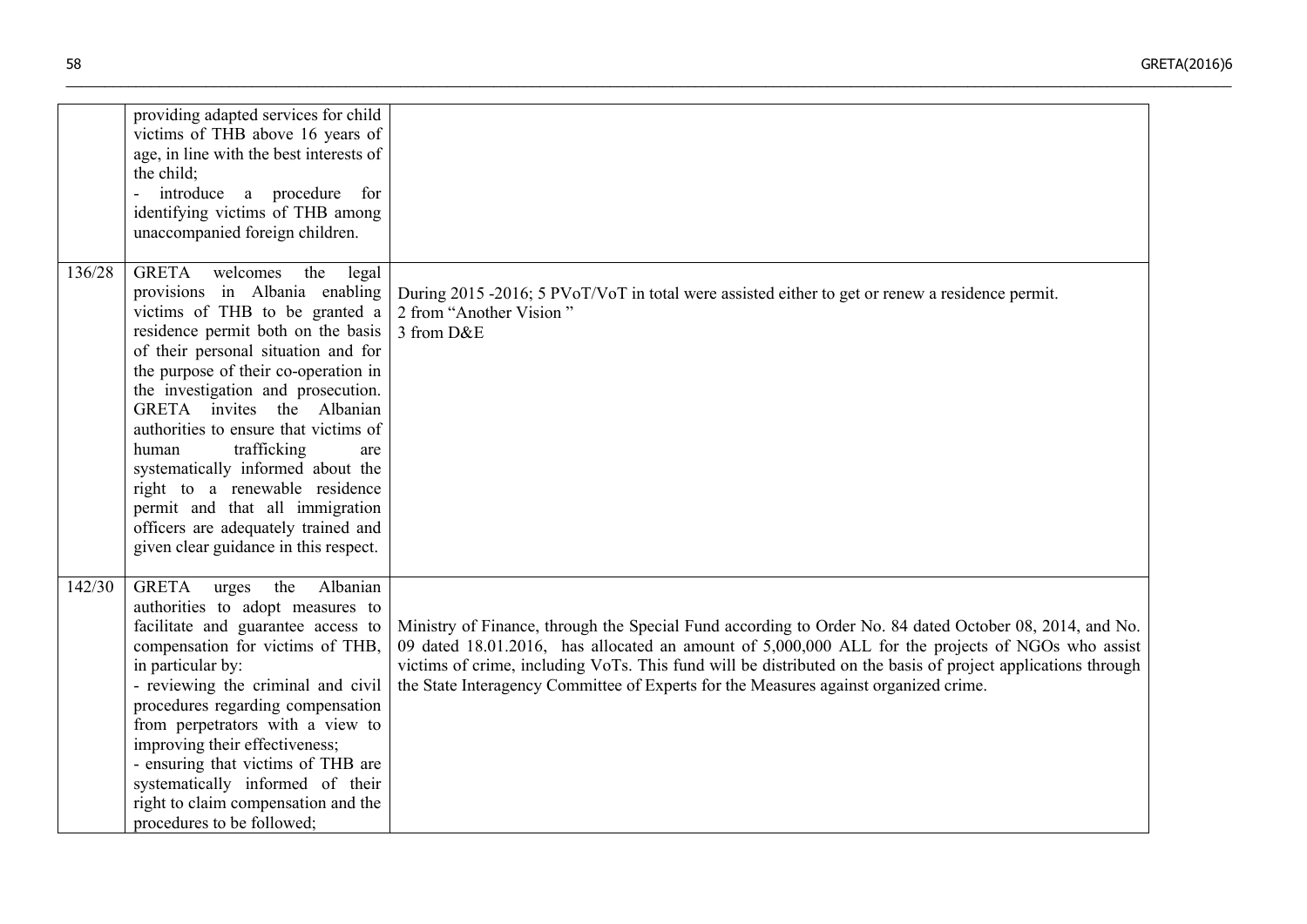| | | |
|---|---|---|
| | providing adapted services for child victims of THB above 16 years of age, in line with the best interests of the child;<br>- introduce a procedure for identifying victims of THB among unaccompanied foreign children. | |
| 136/28 | GRETA welcomes the legal provisions in Albania enabling victims of THB to be granted a residence permit both on the basis of their personal situation and for the purpose of their co-operation in the investigation and prosecution. GRETA invites the Albanian authorities to ensure that victims of human trafficking are systematically informed about the right to a renewable residence permit and that all immigration officers are adequately trained and given clear guidance in this respect. | During 2015 -2016; 5 PVoT/VoT in total were assisted either to get or renew a residence permit.<br>2 from "Another Vision "<br>3 from D&E |
| 142/30 | GRETA urges the Albanian authorities to adopt measures to facilitate and guarantee access to compensation for victims of THB, in particular by:<br>- reviewing the criminal and civil procedures regarding compensation from perpetrators with a view to improving their effectiveness;<br>- ensuring that victims of THB are systematically informed of their right to claim compensation and the procedures to be followed; | Ministry of Finance, through the Special Fund according to Order No. 84 dated October 08, 2014, and No. 09 dated 18.01.2016, has allocated an amount of 5,000,000 ALL for the projects of NGOs who assist victims of crime, including VoTs. This fund will be distributed on the basis of project applications through the State Interagency Committee of Experts for the Measures against organized crime. |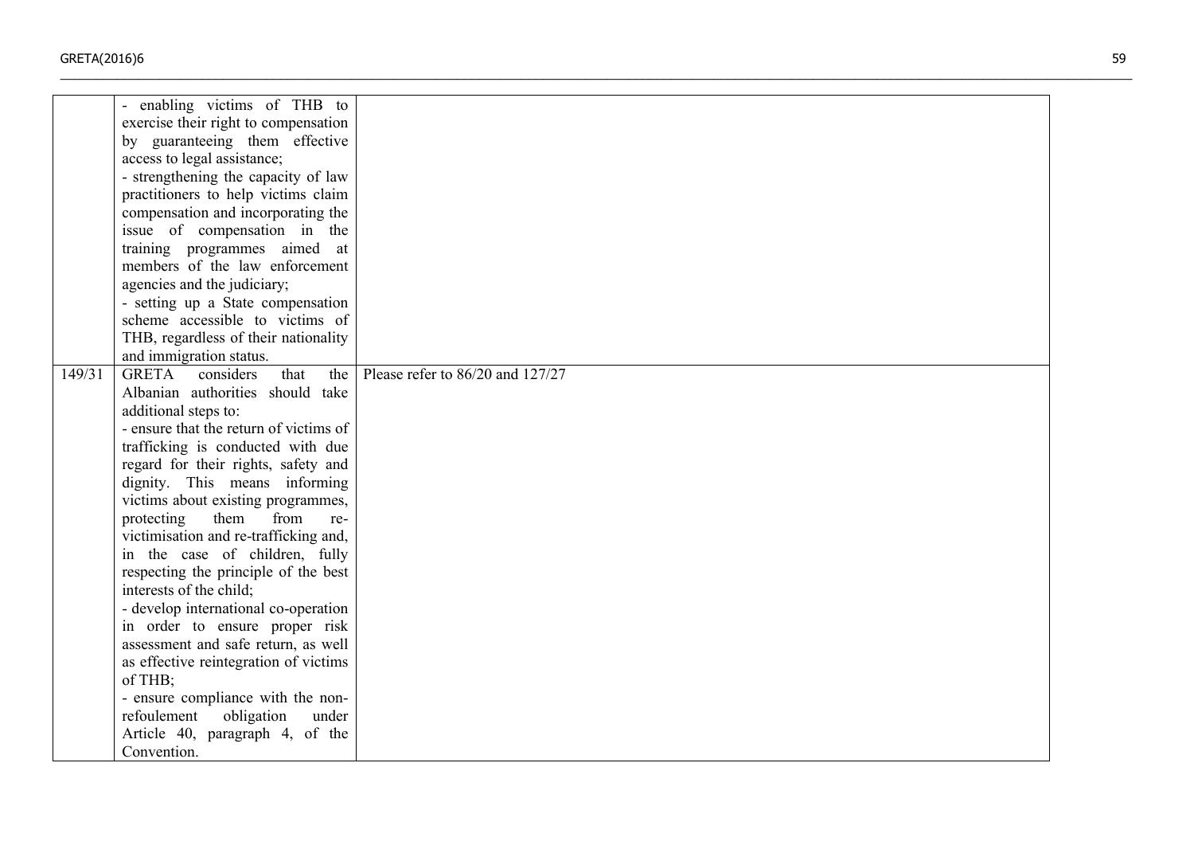| | | |
|---|---|---|
| | - enabling victims of THB to exercise their right to compensation by guaranteeing them effective access to legal assistance;<br>- strengthening the capacity of law practitioners to help victims claim compensation and incorporating the issue of compensation in the training programmes aimed at members of the law enforcement agencies and the judiciary;<br>- setting up a State compensation scheme accessible to victims of THB, regardless of their nationality and immigration status. | |
| 149/31 | GRETA considers that the Albanian authorities should take additional steps to:<br>- ensure that the return of victims of trafficking is conducted with due regard for their rights, safety and dignity. This means informing victims about existing programmes, protecting them from re-victimisation and re-trafficking and, in the case of children, fully respecting the principle of the best interests of the child;<br>- develop international co-operation in order to ensure proper risk assessment and safe return, as well as effective reintegration of victims of THB;<br>- ensure compliance with the non-refoulement obligation under Article 40, paragraph 4, of the Convention. | Please refer to 86/20 and 127/27 |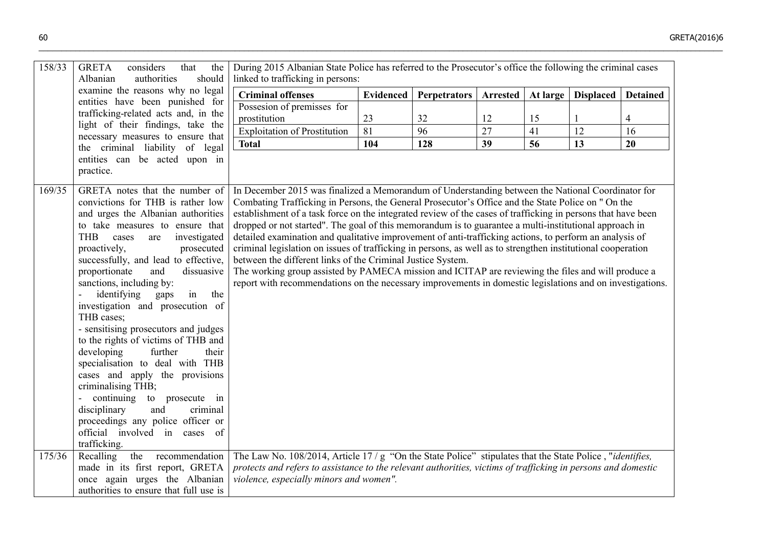| | | |
|---|---|---|
| 158/33 | GRETA considers that the Albanian authorities should examine the reasons why no legal entities have been punished for trafficking-related acts and, in the light of their findings, take the necessary measures to ensure that the criminal liability of legal entities can be acted upon in practice. | During 2015 Albanian State Police has referred to the Prosecutor's office the following the criminal cases linked to trafficking in persons:<br><br>**Criminal offenses** \| **Evidenced** \| **Perpetrators** \| **Arrested** \| **At large** \| **Displaced** \| **Detained**<br>Possesion of premisses for prostitution \| 23 \| 32 \| 12 \| 15 \| 1 \| 4<br>Exploitation of Prostitution \| 81 \| 96 \| 27 \| 41 \| 12 \| 16<br>**Total** \| **104** \| **128** \| **39** \| **56** \| **13** \| **20** |
| 169/35 | GRETA notes that the number of convictions for THB is rather low and urges the Albanian authorities to take measures to ensure that THB cases are investigated proactively, prosecuted successfully, and lead to effective, proportionate and dissuasive sanctions, including by:<br>- identifying gaps in the investigation and prosecution of THB cases;<br>- sensitising prosecutors and judges to the rights of victims of THB and developing further their specialisation to deal with THB cases and apply the provisions criminalising THB;<br>- continuing to prosecute in disciplinary and criminal proceedings any police officer or official involved in cases of trafficking. | In December 2015 was finalized a Memorandum of Understanding between the National Coordinator for Combating Trafficking in Persons, the General Prosecutor's Office and the State Police on " On the establishment of a task force on the integrated review of the cases of trafficking in persons that have been dropped or not started". The goal of this memorandum is to guarantee a multi-institutional approach in detailed examination and qualitative improvement of anti-trafficking actions, to perform an analysis of criminal legislation on issues of trafficking in persons, as well as to strengthen institutional cooperation between the different links of the Criminal Justice System.<br>The working group assisted by PAMECA mission and ICITAP are reviewing the files and will produce a report with recommendations on the necessary improvements in domestic legislations and on investigations. |
| 175/36 | Recalling the recommendation made in its first report, GRETA once again urges the Albanian authorities to ensure that full use is | The Law No. 108/2014, Article 17 / g "On the State Police" stipulates that the State Police , "*identifies, protects and refers to assistance to the relevant authorities, victims of trafficking in persons and domestic violence, especially minors and women".* |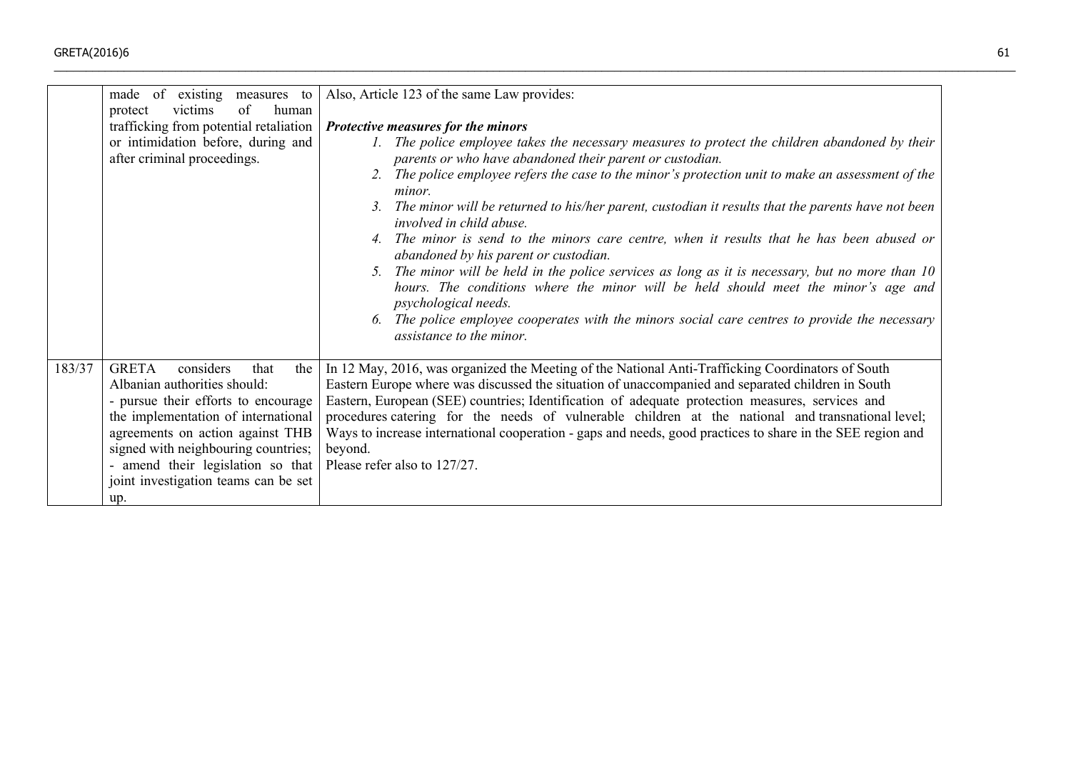| | | |
|---|---|---|
| | made of existing measures to protect victims of human trafficking from potential retaliation or intimidation before, during and after criminal proceedings. | Also, Article 123 of the same Law provides:<br><br>***Protective measures for the minors***<br>*1. The police employee takes the necessary measures to protect the children abandoned by their parents or who have abandoned their parent or custodian.*<br>*2. The police employee refers the case to the minor's protection unit to make an assessment of the minor.*<br>*3. The minor will be returned to his/her parent, custodian it results that the parents have not been involved in child abuse.*<br>*4. The minor is send to the minors care centre, when it results that he has been abused or abandoned by his parent or custodian.*<br>*5. The minor will be held in the police services as long as it is necessary, but no more than 10 hours. The conditions where the minor will be held should meet the minor's age and psychological needs.*<br>*6. The police employee cooperates with the minors social care centres to provide the necessary assistance to the minor.* |
| 183/37 | GRETA considers that the Albanian authorities should:<br>- pursue their efforts to encourage the implementation of international agreements on action against THB signed with neighbouring countries;<br>- amend their legislation so that joint investigation teams can be set up. | In 12 May, 2016, was organized the Meeting of the National Anti-Trafficking Coordinators of South Eastern Europe where was discussed the situation of unaccompanied and separated children in South Eastern, European (SEE) countries; Identification of adequate protection measures, services and procedures catering for the needs of vulnerable children at the national and transnational level; Ways to increase international cooperation - gaps and needs, good practices to share in the SEE region and beyond.<br>Please refer also to 127/27. |